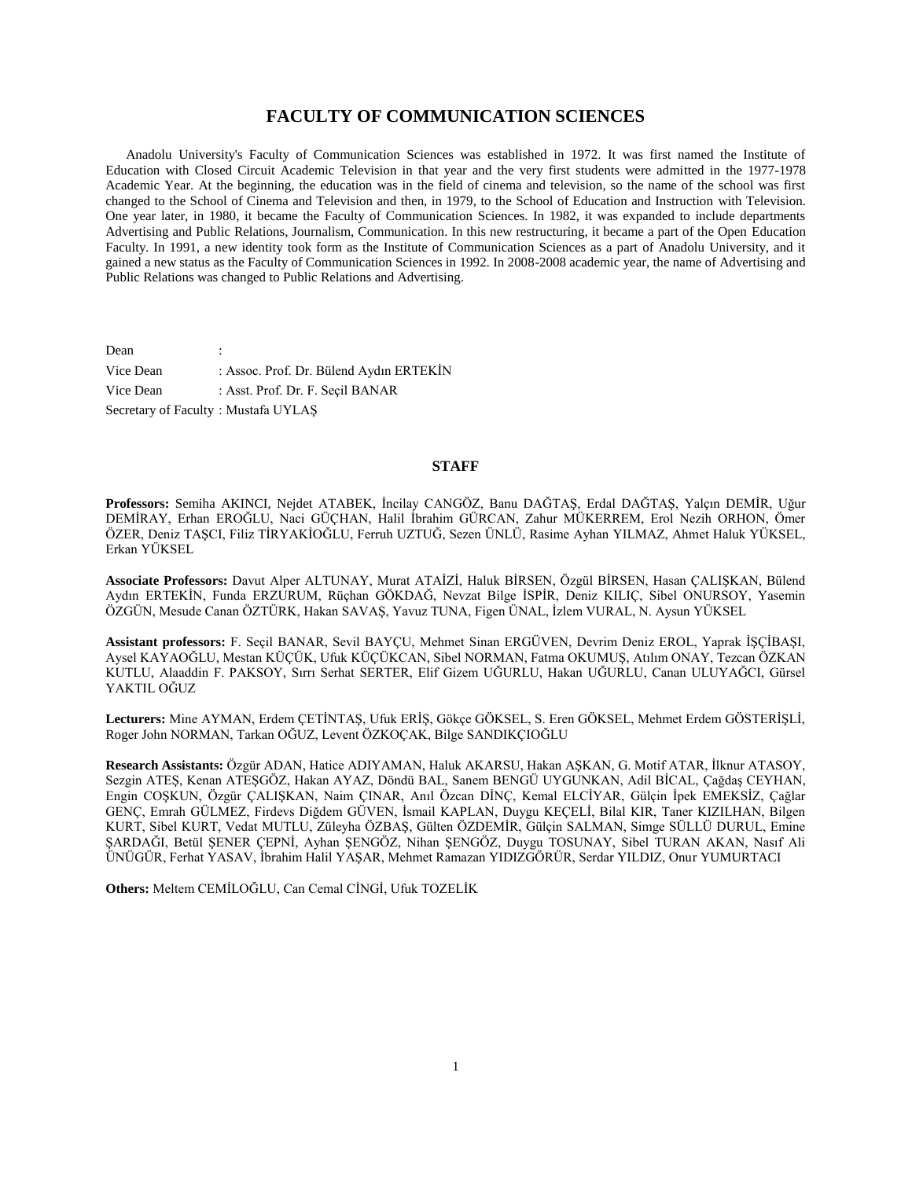# FACULTY OF COMMUNICATION SCIENCES

Anadolu University's Faculty of Communication Sciences was established in 1972. It was first named the Institute of Education with Closed Circuit Academic Television in that year and the very first students were admitted in the 1977-1978 Academic Year. At the beginning, the education was in the field of cinema and television, so the name of the school was first changed to the School of Cinema and Television and then, in 1979, to the School of Education and Instruction with Television. One year later, in 1980, it became the Faculty of Communication Sciences. In 1982, it was expanded to include departments Advertising and Public Relations, Journalism, Communication. In this new restructuring, it became a part of the Open Education Faculty. In 1991, a new identity took form as the Institute of Communication Sciences as a part of Anadolu University, and it gained a new status as the Faculty of Communication Sciences in 1992. In 2008-2008 academic year, the name of Advertising and Public Relations was changed to Public Relations and Advertising.

Dean :
Vice Dean : Assoc. Prof. Dr. Bülend Aydın ERTEKİN
Vice Dean : Asst. Prof. Dr. F. Seçil BANAR
Secretary of Faculty : Mustafa UYLAŞ

## STAFF

**Professors:** Semiha AKINCI, Nejdet ATABEK, İncilay CANGÖZ, Banu DAĞTAŞ, Erdal DAĞTAŞ, Yalçın DEMİR, Uğur DEMİRAY, Erhan EROĞLU, Naci GÜÇHAN, Halil İbrahim GÜRCAN, Zahur MÜKERREM, Erol Nezih ORHON, Ömer ÖZER, Deniz TAŞCI, Filiz TİRYAKİOĞLU, Ferruh UZTUĞ, Sezen ÜNLÜ, Rasime Ayhan YILMAZ, Ahmet Haluk YÜKSEL, Erkan YÜKSEL

**Associate Professors:** Davut Alper ALTUNAY, Murat ATAİZİ, Haluk BİRSEN, Özgül BİRSEN, Hasan ÇALIŞKAN, Bülend Aydın ERTEKİN, Funda ERZURUM, Rüçhan GÖKDAĞ, Nevzat Bilge İSPİR, Deniz KILIÇ, Sibel ONURSOY, Yasemin ÖZGÜN, Mesude Canan ÖZTÜRK, Hakan SAVAŞ, Yavuz TUNA, Figen ÜNAL, İzlem VURAL, N. Aysun YÜKSEL

**Assistant professors:** F. Seçil BANAR, Sevil BAYÇU, Mehmet Sinan ERGÜVEN, Devrim Deniz EROL, Yaprak İŞÇİBAŞI, Aysel KAYAOĞLU, Mestan KÜÇÜK, Ufuk KÜÇÜKCAN, Sibel NORMAN, Fatma OKUMUŞ, Atılım ONAY, Tezcan ÖZKAN KUTLU, Alaaddin F. PAKSOY, Sırrı Serhat SERTER, Elif Gizem UĞURLU, Hakan UĞURLU, Canan ULUYAĞCI, Gürsel YAKTIL OĞUZ

**Lecturers:** Mine AYMAN, Erdem ÇETİNTAŞ, Ufuk ERİŞ, Gökçe GÖKSEL, S. Eren GÖKSEL, Mehmet Erdem GÖSTERİŞLİ, Roger John NORMAN, Tarkan OĞUZ, Levent ÖZKOÇAK, Bilge SANDIKÇIOĞLU

**Research Assistants:** Özgür ADAN, Hatice ADIYAMAN, Haluk AKARSU, Hakan AŞKAN, G. Motif ATAR, İlknur ATASOY, Sezgin ATEŞ, Kenan ATEŞGÖZ, Hakan AYAZ, Döndü BAL, Sanem BENGÜ UYGUNKAN, Adil BİCAL, Çağdaş CEYHAN, Engin COŞKUN, Özgür ÇALIŞKAN, Naim ÇINAR, Anıl Özcan DİNÇ, Kemal ELCİYAR, Gülçin İpek EMEKSİZ, Çağlar GENÇ, Emrah GÜLMEZ, Firdevs Diğdem GÜVEN, İsmail KAPLAN, Duygu KEÇELİ, Bilal KIR, Taner KIZILHAN, Bilgen KURT, Sibel KURT, Vedat MUTLU, Züleyha ÖZBAŞ, Gülten ÖZDEMİR, Gülçin SALMAN, Simge SÜLLÜ DURUL, Emine ŞARDAĞI, Betül ŞENER ÇEPNİ, Ayhan ŞENGÖZ, Nihan ŞENGÖZ, Duygu TOSUNAY, Sibel TURAN AKAN, Nasıf Ali ÜNÜGÜR, Ferhat YASAV, İbrahim Halil YAŞAR, Mehmet Ramazan YIDIZGÖRÜR, Serdar YILDIZ, Onur YUMURTACI

**Others:** Meltem CEMİLOĞLU, Can Cemal CİNGİ, Ufuk TOZELİK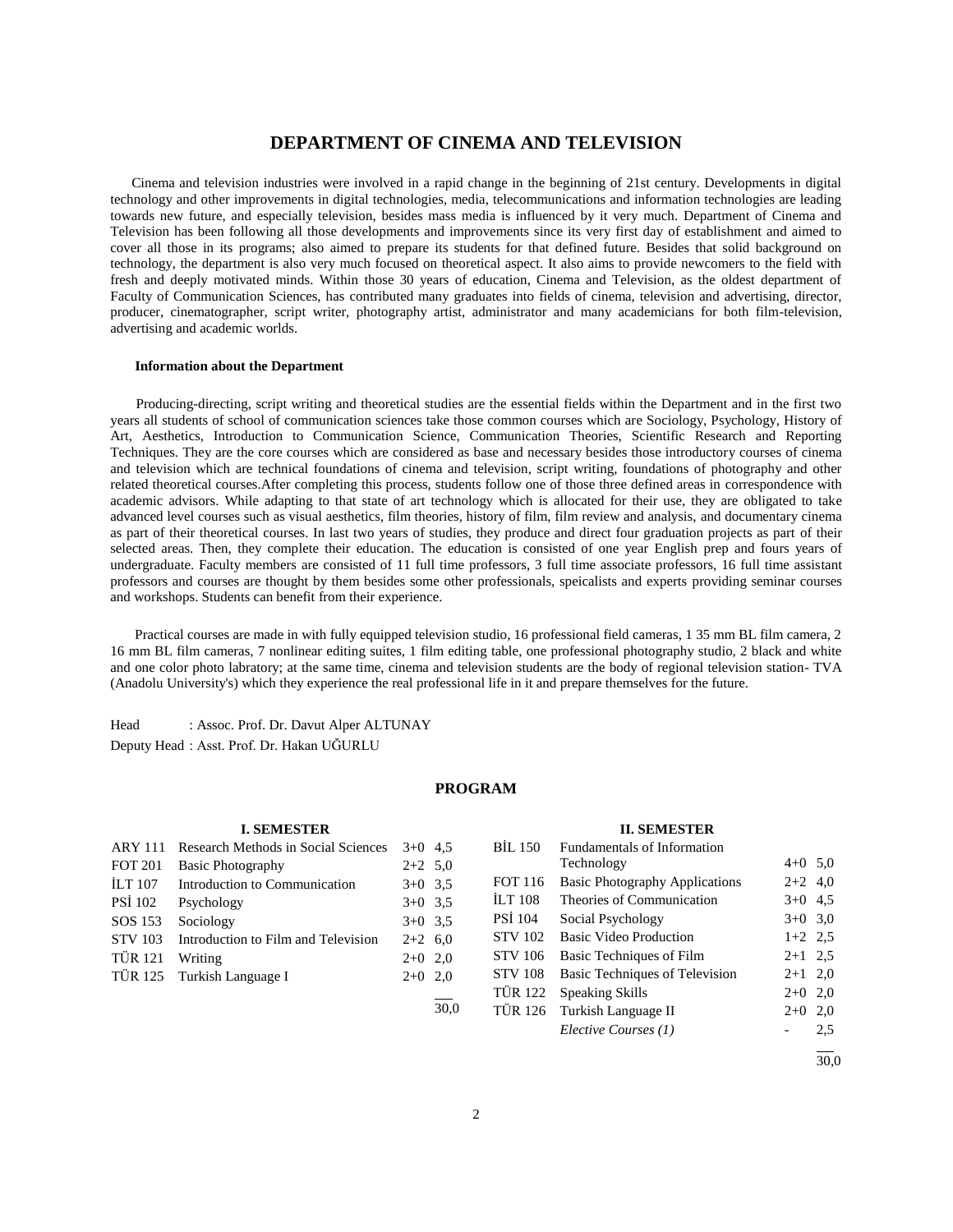# DEPARTMENT OF CINEMA AND TELEVISION

Cinema and television industries were involved in a rapid change in the beginning of 21st century. Developments in digital technology and other improvements in digital technologies, media, telecommunications and information technologies are leading towards new future, and especially television, besides mass media is influenced by it very much. Department of Cinema and Television has been following all those developments and improvements since its very first day of establishment and aimed to cover all those in its programs; also aimed to prepare its students for that defined future. Besides that solid background on technology, the department is also very much focused on theoretical aspect. It also aims to provide newcomers to the field with fresh and deeply motivated minds. Within those 30 years of education, Cinema and Television, as the oldest department of Faculty of Communication Sciences, has contributed many graduates into fields of cinema, television and advertising, director, producer, cinematographer, script writer, photography artist, administrator and many academicians for both film-television, advertising and academic worlds.

### Information about the Department

Producing-directing, script writing and theoretical studies are the essential fields within the Department and in the first two years all students of school of communication sciences take those common courses which are Sociology, Psychology, History of Art, Aesthetics, Introduction to Communication Science, Communication Theories, Scientific Research and Reporting Techniques. They are the core courses which are considered as base and necessary besides those introductory courses of cinema and television which are technical foundations of cinema and television, script writing, foundations of photography and other related theoretical courses.After completing this process, students follow one of those three defined areas in correspondence with academic advisors. While adapting to that state of art technology which is allocated for their use, they are obligated to take advanced level courses such as visual aesthetics, film theories, history of film, film review and analysis, and documentary cinema as part of their theoretical courses. In last two years of studies, they produce and direct four graduation projects as part of their selected areas. Then, they complete their education. The education is consisted of one year English prep and fours years of undergraduate. Faculty members are consisted of 11 full time professors, 3 full time associate professors, 16 full time assistant professors and courses are thought by them besides some other professionals, speicalists and experts providing seminar courses and workshops. Students can benefit from their experience.

Practical courses are made in with fully equipped television studio, 16 professional field cameras, 1 35 mm BL film camera, 2 16 mm BL film cameras, 7 nonlinear editing suites, 1 film editing table, one professional photography studio, 2 black and white and one color photo labratory; at the same time, cinema and television students are the body of regional television station- TVA (Anadolu University's) which they experience the real professional life in it and prepare themselves for the future.

Head : Assoc. Prof. Dr. Davut Alper ALTUNAY

Deputy Head : Asst. Prof. Dr. Hakan UĞURLU

## PROGRAM

### I. SEMESTER

| Code | Course | Hours | Credits |
|---|---|---|---|
| ARY 111 | Research Methods in Social Sciences | 3+0 | 4,5 |
| FOT 201 | Basic Photography | 2+2 | 5,0 |
| İLT 107 | Introduction to Communication | 3+0 | 3,5 |
| PSİ 102 | Psychology | 3+0 | 3,5 |
| SOS 153 | Sociology | 3+0 | 3,5 |
| STV 103 | Introduction to Film and Television | 2+2 | 6,0 |
| TÜR 121 | Writing | 2+0 | 2,0 |
| TÜR 125 | Turkish Language I | 2+0 | 2,0 |
| | | | 30,0 |

### II. SEMESTER

| Code | Course | Hours | Credits |
|---|---|---|---|
| BİL 150 | Fundamentals of Information Technology | 4+0 | 5,0 |
| FOT 116 | Basic Photography Applications | 2+2 | 4,0 |
| İLT 108 | Theories of Communication | 3+0 | 4,5 |
| PSİ 104 | Social Psychology | 3+0 | 3,0 |
| STV 102 | Basic Video Production | 1+2 | 2,5 |
| STV 106 | Basic Techniques of Film | 2+1 | 2,5 |
| STV 108 | Basic Techniques of Television | 2+1 | 2,0 |
| TÜR 122 | Speaking Skills | 2+0 | 2,0 |
| TÜR 126 | Turkish Language II | 2+0 | 2,0 |
| | *Elective Courses (1)* | - | 2,5 |
| | | | 30,0 |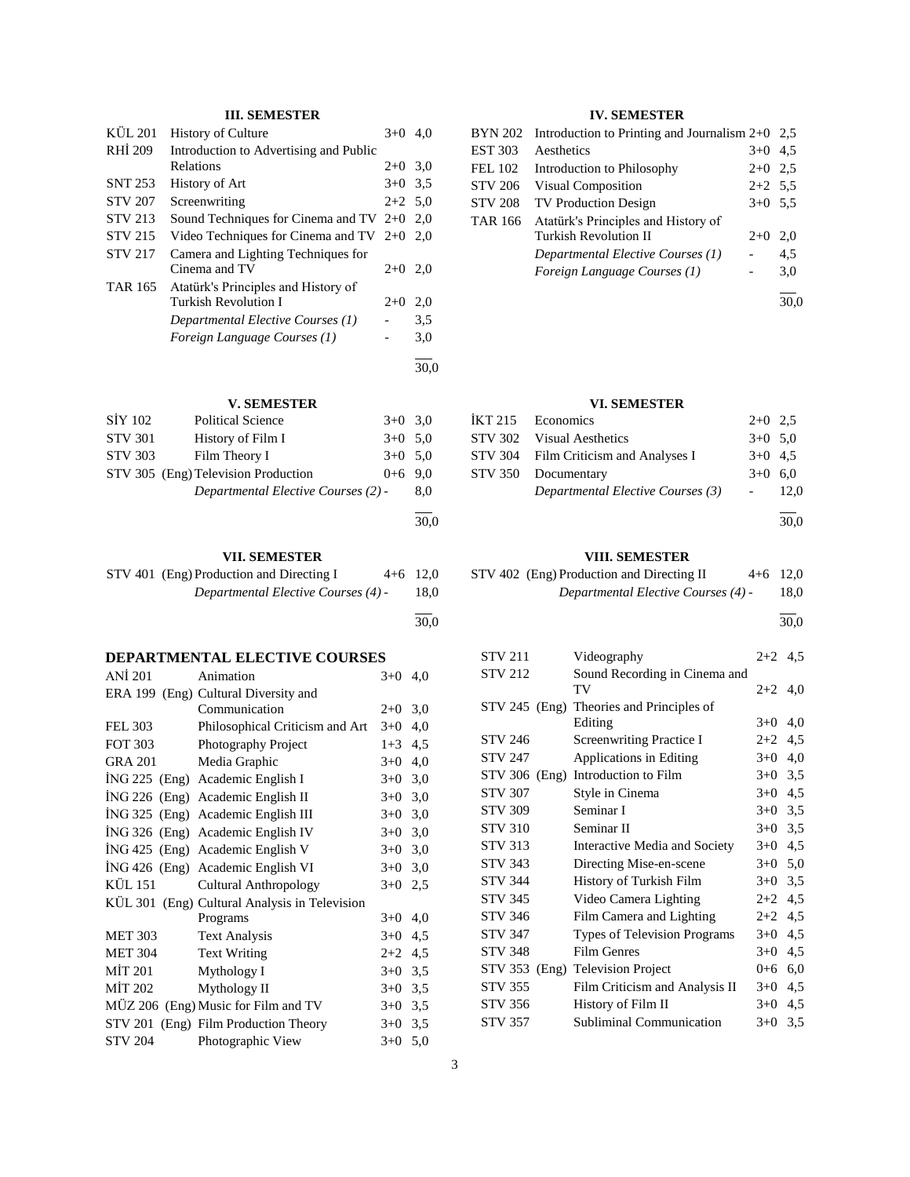### III. SEMESTER

| Code | Course | Hours | ECTS |
|---|---|---|---|
| KÜL 201 | History of Culture | 3+0 | 4,0 |
| RHİ 209 | Introduction to Advertising and Public Relations | 2+0 | 3,0 |
| SNT 253 | History of Art | 3+0 | 3,5 |
| STV 207 | Screenwriting | 2+2 | 5,0 |
| STV 213 | Sound Techniques for Cinema and TV | 2+0 | 2,0 |
| STV 215 | Video Techniques for Cinema and TV | 2+0 | 2,0 |
| STV 217 | Camera and Lighting Techniques for Cinema and TV | 2+0 | 2,0 |
| TAR 165 | Atatürk's Principles and History of Turkish Revolution I | 2+0 | 2,0 |
| | *Departmental Elective Courses (1)* | - | 3,5 |
| | *Foreign Language Courses (1)* | - | 3,0 |
| | | | 30,0 |

### IV. SEMESTER

| Code | Course | Hours | ECTS |
|---|---|---|---|
| BYN 202 | Introduction to Printing and Journalism | 2+0 | 2,5 |
| EST 303 | Aesthetics | 3+0 | 4,5 |
| FEL 102 | Introduction to Philosophy | 2+0 | 2,5 |
| STV 206 | Visual Composition | 2+2 | 5,5 |
| STV 208 | TV Production Design | 3+0 | 5,5 |
| TAR 166 | Atatürk's Principles and History of Turkish Revolution II | 2+0 | 2,0 |
| | *Departmental Elective Courses (1)* | - | 4,5 |
| | *Foreign Language Courses (1)* | - | 3,0 |
| | | | 30,0 |

### V. SEMESTER

| Code | Course | Hours | ECTS |
|---|---|---|---|
| SİY 102 | Political Science | 3+0 | 3,0 |
| STV 301 | History of Film I | 3+0 | 5,0 |
| STV 303 | Film Theory I | 3+0 | 5,0 |
| STV 305 (Eng) | Television Production | 0+6 | 9,0 |
| | *Departmental Elective Courses (2)* | - | 8,0 |
| | | | 30,0 |

### VI. SEMESTER

| Code | Course | Hours | ECTS |
|---|---|---|---|
| İKT 215 | Economics | 2+0 | 2,5 |
| STV 302 | Visual Aesthetics | 3+0 | 5,0 |
| STV 304 | Film Criticism and Analyses I | 3+0 | 4,5 |
| STV 350 | Documentary | 3+0 | 6,0 |
| | *Departmental Elective Courses (3)* | - | 12,0 |
| | | | 30,0 |

### VII. SEMESTER

| Code | Course | Hours | ECTS |
|---|---|---|---|
| STV 401 (Eng) | Production and Directing I | 4+6 | 12,0 |
| | *Departmental Elective Courses (4)* | - | 18,0 |
| | | | 30,0 |

### VIII. SEMESTER

| Code | Course | Hours | ECTS |
|---|---|---|---|
| STV 402 (Eng) | Production and Directing II | 4+6 | 12,0 |
| | *Departmental Elective Courses (4)* | - | 18,0 |
| | | | 30,0 |

## DEPARTMENTAL ELECTIVE COURSES

| Code | Course | Hours | ECTS |
|---|---|---|---|
| ANİ 201 | Animation | 3+0 | 4,0 |
| ERA 199 (Eng) | Cultural Diversity and Communication | 2+0 | 3,0 |
| FEL 303 | Philosophical Criticism and Art | 3+0 | 4,0 |
| FOT 303 | Photography Project | 1+3 | 4,5 |
| GRA 201 | Media Graphic | 3+0 | 4,0 |
| İNG 225 (Eng) | Academic English I | 3+0 | 3,0 |
| İNG 226 (Eng) | Academic English II | 3+0 | 3,0 |
| İNG 325 (Eng) | Academic English III | 3+0 | 3,0 |
| İNG 326 (Eng) | Academic English IV | 3+0 | 3,0 |
| İNG 425 (Eng) | Academic English V | 3+0 | 3,0 |
| İNG 426 (Eng) | Academic English VI | 3+0 | 3,0 |
| KÜL 151 | Cultural Anthropology | 3+0 | 2,5 |
| KÜL 301 (Eng) | Cultural Analysis in Television Programs | 3+0 | 4,0 |
| MET 303 | Text Analysis | 3+0 | 4,5 |
| MET 304 | Text Writing | 2+2 | 4,5 |
| MİT 201 | Mythology I | 3+0 | 3,5 |
| MİT 202 | Mythology II | 3+0 | 3,5 |
| MÜZ 206 (Eng) | Music for Film and TV | 3+0 | 3,5 |
| STV 201 (Eng) | Film Production Theory | 3+0 | 3,5 |
| STV 204 | Photographic View | 3+0 | 5,0 |
| STV 211 | Videography | 2+2 | 4,5 |
| STV 212 | Sound Recording in Cinema and TV | 2+2 | 4,0 |
| STV 245 (Eng) | Theories and Principles of Editing | 3+0 | 4,0 |
| STV 246 | Screenwriting Practice I | 2+2 | 4,5 |
| STV 247 | Applications in Editing | 3+0 | 4,0 |
| STV 306 (Eng) | Introduction to Film | 3+0 | 3,5 |
| STV 307 | Style in Cinema | 3+0 | 4,5 |
| STV 309 | Seminar I | 3+0 | 3,5 |
| STV 310 | Seminar II | 3+0 | 3,5 |
| STV 313 | Interactive Media and Society | 3+0 | 4,5 |
| STV 343 | Directing Mise-en-scene | 3+0 | 5,0 |
| STV 344 | History of Turkish Film | 3+0 | 3,5 |
| STV 345 | Video Camera Lighting | 2+2 | 4,5 |
| STV 346 | Film Camera and Lighting | 2+2 | 4,5 |
| STV 347 | Types of Television Programs | 3+0 | 4,5 |
| STV 348 | Film Genres | 3+0 | 4,5 |
| STV 353 (Eng) | Television Project | 0+6 | 6,0 |
| STV 355 | Film Criticism and Analysis II | 3+0 | 4,5 |
| STV 356 | History of Film II | 3+0 | 4,5 |
| STV 357 | Subliminal Communication | 3+0 | 3,5 |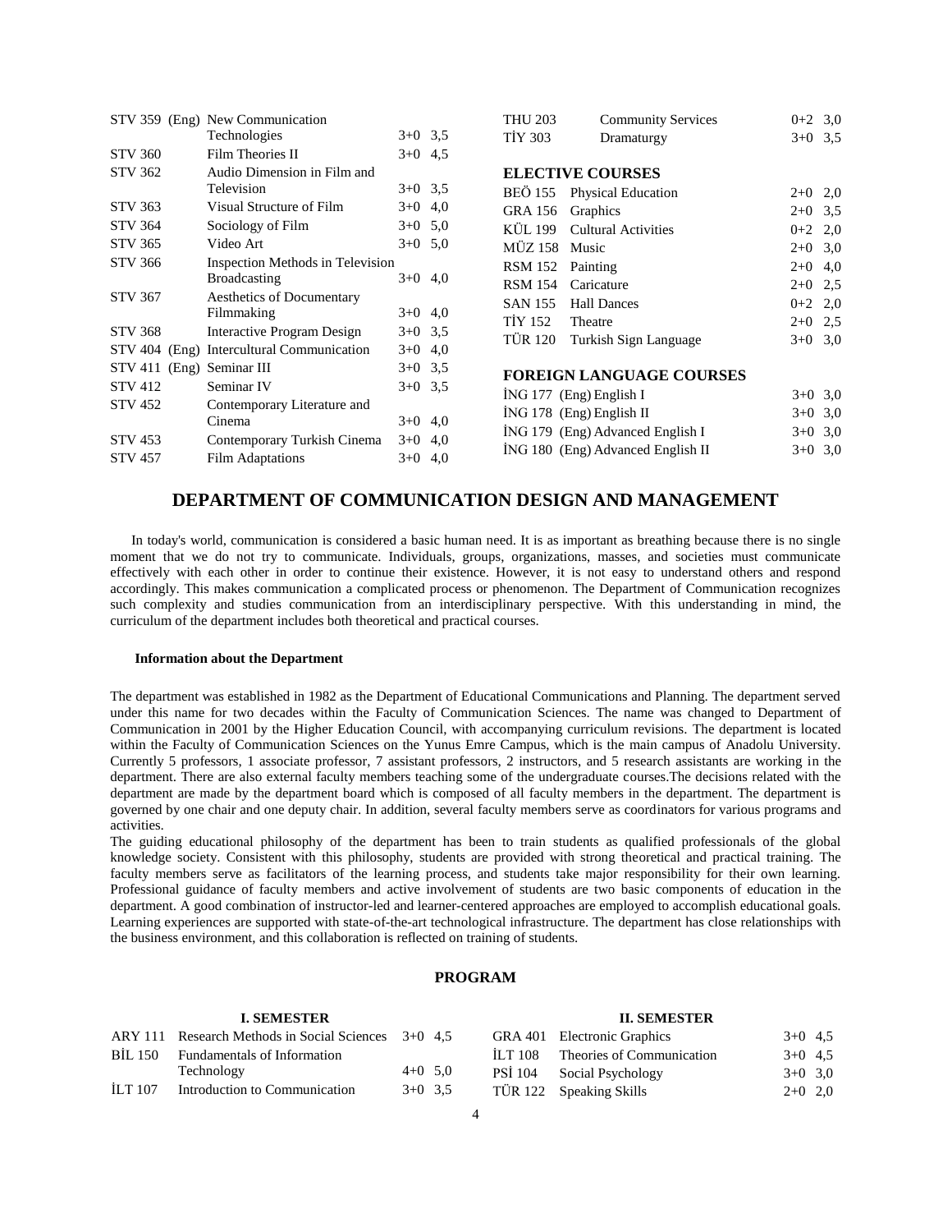| | | |
|---|---|---|
| STV 359 (Eng) | New Communication Technologies | 3+0 3,5 |
| STV 360 | Film Theories II | 3+0 4,5 |
| STV 362 | Audio Dimension in Film and Television | 3+0 3,5 |
| STV 363 | Visual Structure of Film | 3+0 4,0 |
| STV 364 | Sociology of Film | 3+0 5,0 |
| STV 365 | Video Art | 3+0 5,0 |
| STV 366 | Inspection Methods in Television Broadcasting | 3+0 4,0 |
| STV 367 | Aesthetics of Documentary Filmmaking | 3+0 4,0 |
| STV 368 | Interactive Program Design | 3+0 3,5 |
| STV 404 (Eng) | Intercultural Communication | 3+0 4,0 |
| STV 411 (Eng) | Seminar III | 3+0 3,5 |
| STV 412 | Seminar IV | 3+0 3,5 |
| STV 452 | Contemporary Literature and Cinema | 3+0 4,0 |
| STV 453 | Contemporary Turkish Cinema | 3+0 4,0 |
| STV 457 | Film Adaptations | 3+0 4,0 |
| THU 203 | Community Services | 0+2 3,0 |
| TİY 303 | Dramaturgy | 3+0 3,5 |

**ELECTIVE COURSES**

| | | |
|---|---|---|
| BEÖ 155 | Physical Education | 2+0 2,0 |
| GRA 156 | Graphics | 2+0 3,5 |
| KÜL 199 | Cultural Activities | 0+2 2,0 |
| MÜZ 158 | Music | 2+0 3,0 |
| RSM 152 | Painting | 2+0 4,0 |
| RSM 154 | Caricature | 2+0 2,5 |
| SAN 155 | Hall Dances | 0+2 2,0 |
| TİY 152 | Theatre | 2+0 2,5 |
| TÜR 120 | Turkish Sign Language | 3+0 3,0 |

**FOREIGN LANGUAGE COURSES**

| | | |
|---|---|---|
| İNG 177 (Eng) | English I | 3+0 3,0 |
| İNG 178 (Eng) | English II | 3+0 3,0 |
| İNG 179 (Eng) | Advanced English I | 3+0 3,0 |
| İNG 180 (Eng) | Advanced English II | 3+0 3,0 |

## DEPARTMENT OF COMMUNICATION DESIGN AND MANAGEMENT

In today's world, communication is considered a basic human need. It is as important as breathing because there is no single moment that we do not try to communicate. Individuals, groups, organizations, masses, and societies must communicate effectively with each other in order to continue their existence. However, it is not easy to understand others and respond accordingly. This makes communication a complicated process or phenomenon. The Department of Communication recognizes such complexity and studies communication from an interdisciplinary perspective. With this understanding in mind, the curriculum of the department includes both theoretical and practical courses.

**Information about the Department**

The department was established in 1982 as the Department of Educational Communications and Planning. The department served under this name for two decades within the Faculty of Communication Sciences. The name was changed to Department of Communication in 2001 by the Higher Education Council, with accompanying curriculum revisions. The department is located within the Faculty of Communication Sciences on the Yunus Emre Campus, which is the main campus of Anadolu University. Currently 5 professors, 1 associate professor, 7 assistant professors, 2 instructors, and 5 research assistants are working in the department. There are also external faculty members teaching some of the undergraduate courses.The decisions related with the department are made by the department board which is composed of all faculty members in the department. The department is governed by one chair and one deputy chair. In addition, several faculty members serve as coordinators for various programs and activities.

The guiding educational philosophy of the department has been to train students as qualified professionals of the global knowledge society. Consistent with this philosophy, students are provided with strong theoretical and practical training. The faculty members serve as facilitators of the learning process, and students take major responsibility for their own learning. Professional guidance of faculty members and active involvement of students are two basic components of education in the department. A good combination of instructor-led and learner-centered approaches are employed to accomplish educational goals. Learning experiences are supported with state-of-the-art technological infrastructure. The department has close relationships with the business environment, and this collaboration is reflected on training of students.

### PROGRAM

**I. SEMESTER**

| | | |
|---|---|---|
| ARY 111 | Research Methods in Social Sciences | 3+0 4,5 |
| BİL 150 | Fundamentals of Information Technology | 4+0 5,0 |
| İLT 107 | Introduction to Communication | 3+0 3,5 |

**II. SEMESTER**

| | | |
|---|---|---|
| GRA 401 | Electronic Graphics | 3+0 4,5 |
| İLT 108 | Theories of Communication | 3+0 4,5 |
| PSİ 104 | Social Psychology | 3+0 3,0 |
| TÜR 122 | Speaking Skills | 2+0 2,0 |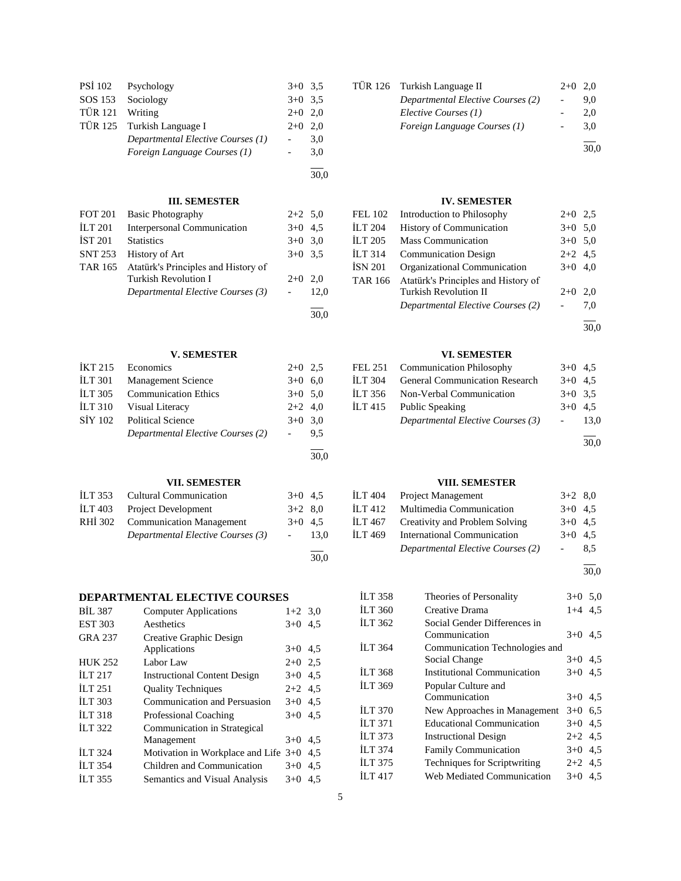| | | | |
|---|---|---|---|
| PSİ 102 | Psychology | 3+0 | 3,5 |
| SOS 153 | Sociology | 3+0 | 3,5 |
| TÜR 121 | Writing | 2+0 | 2,0 |
| TÜR 125 | Turkish Language I | 2+0 | 2,0 |
| | *Departmental Elective Courses (1)* | - | 3,0 |
| | *Foreign Language Courses (1)* | - | 3,0 |
| | | | 30,0 |

| | | | |
|---|---|---|---|
| TÜR 126 | Turkish Language II | 2+0 | 2,0 |
| | *Departmental Elective Courses (2)* | - | 9,0 |
| | *Elective Courses (1)* | - | 2,0 |
| | *Foreign Language Courses (1)* | - | 3,0 |
| | | | 30,0 |

### III. SEMESTER

| | | | |
|---|---|---|---|
| FOT 201 | Basic Photography | 2+2 | 5,0 |
| İLT 201 | Interpersonal Communication | 3+0 | 4,5 |
| İST 201 | Statistics | 3+0 | 3,0 |
| SNT 253 | History of Art | 3+0 | 3,5 |
| TAR 165 | Atatürk's Principles and History of Turkish Revolution I | 2+0 | 2,0 |
| | *Departmental Elective Courses (3)* | - | 12,0 |
| | | | 30,0 |

### IV. SEMESTER

| | | | |
|---|---|---|---|
| FEL 102 | Introduction to Philosophy | 2+0 | 2,5 |
| İLT 204 | History of Communication | 3+0 | 5,0 |
| İLT 205 | Mass Communication | 3+0 | 5,0 |
| İLT 314 | Communication Design | 2+2 | 4,5 |
| İSN 201 | Organizational Communication | 3+0 | 4,0 |
| TAR 166 | Atatürk's Principles and History of Turkish Revolution II | 2+0 | 2,0 |
| | *Departmental Elective Courses (2)* | - | 7,0 |
| | | | 30,0 |

### V. SEMESTER

| | | | |
|---|---|---|---|
| İKT 215 | Economics | 2+0 | 2,5 |
| İLT 301 | Management Science | 3+0 | 6,0 |
| İLT 305 | Communication Ethics | 3+0 | 5,0 |
| İLT 310 | Visual Literacy | 2+2 | 4,0 |
| SİY 102 | Political Science | 3+0 | 3,0 |
| | *Departmental Elective Courses (2)* | - | 9,5 |
| | | | 30,0 |

### VI. SEMESTER

| | | | |
|---|---|---|---|
| FEL 251 | Communication Philosophy | 3+0 | 4,5 |
| İLT 304 | General Communication Research | 3+0 | 4,5 |
| İLT 356 | Non-Verbal Communication | 3+0 | 3,5 |
| İLT 415 | Public Speaking | 3+0 | 4,5 |
| | *Departmental Elective Courses (3)* | - | 13,0 |
| | | | 30,0 |

### VII. SEMESTER

| | | | |
|---|---|---|---|
| İLT 353 | Cultural Communication | 3+0 | 4,5 |
| İLT 403 | Project Development | 3+2 | 8,0 |
| RHİ 302 | Communication Management | 3+0 | 4,5 |
| | *Departmental Elective Courses (3)* | - | 13,0 |
| | | | 30,0 |

### VIII. SEMESTER

| | | | |
|---|---|---|---|
| İLT 404 | Project Management | 3+2 | 8,0 |
| İLT 412 | Multimedia Communication | 3+0 | 4,5 |
| İLT 467 | Creativity and Problem Solving | 3+0 | 4,5 |
| İLT 469 | International Communication | 3+0 | 4,5 |
| | *Departmental Elective Courses (2)* | - | 8,5 |
| | | | 30,0 |

## DEPARTMENTAL ELECTIVE COURSES

| | | | |
|---|---|---|---|
| BİL 387 | Computer Applications | 1+2 | 3,0 |
| EST 303 | Aesthetics | 3+0 | 4,5 |
| GRA 237 | Creative Graphic Design Applications | 3+0 | 4,5 |
| HUK 252 | Labor Law | 2+0 | 2,5 |
| İLT 217 | Instructional Content Design | 3+0 | 4,5 |
| İLT 251 | Quality Techniques | 2+2 | 4,5 |
| İLT 303 | Communication and Persuasion | 3+0 | 4,5 |
| İLT 318 | Professional Coaching | 3+0 | 4,5 |
| İLT 322 | Communication in Strategical Management | 3+0 | 4,5 |
| İLT 324 | Motivation in Workplace and Life | 3+0 | 4,5 |
| İLT 354 | Children and Communication | 3+0 | 4,5 |
| İLT 355 | Semantics and Visual Analysis | 3+0 | 4,5 |
| İLT 358 | Theories of Personality | 3+0 | 5,0 |
| İLT 360 | Creative Drama | 1+4 | 4,5 |
| İLT 362 | Social Gender Differences in Communication | 3+0 | 4,5 |
| İLT 364 | Communication Technologies and Social Change | 3+0 | 4,5 |
| İLT 368 | Institutional Communication | 3+0 | 4,5 |
| İLT 369 | Popular Culture and Communication | 3+0 | 4,5 |
| İLT 370 | New Approaches in Management | 3+0 | 6,5 |
| İLT 371 | Educational Communication | 3+0 | 4,5 |
| İLT 373 | Instructional Design | 2+2 | 4,5 |
| İLT 374 | Family Communication | 3+0 | 4,5 |
| İLT 375 | Techniques for Scriptwriting | 2+2 | 4,5 |
| İLT 417 | Web Mediated Communication | 3+0 | 4,5 |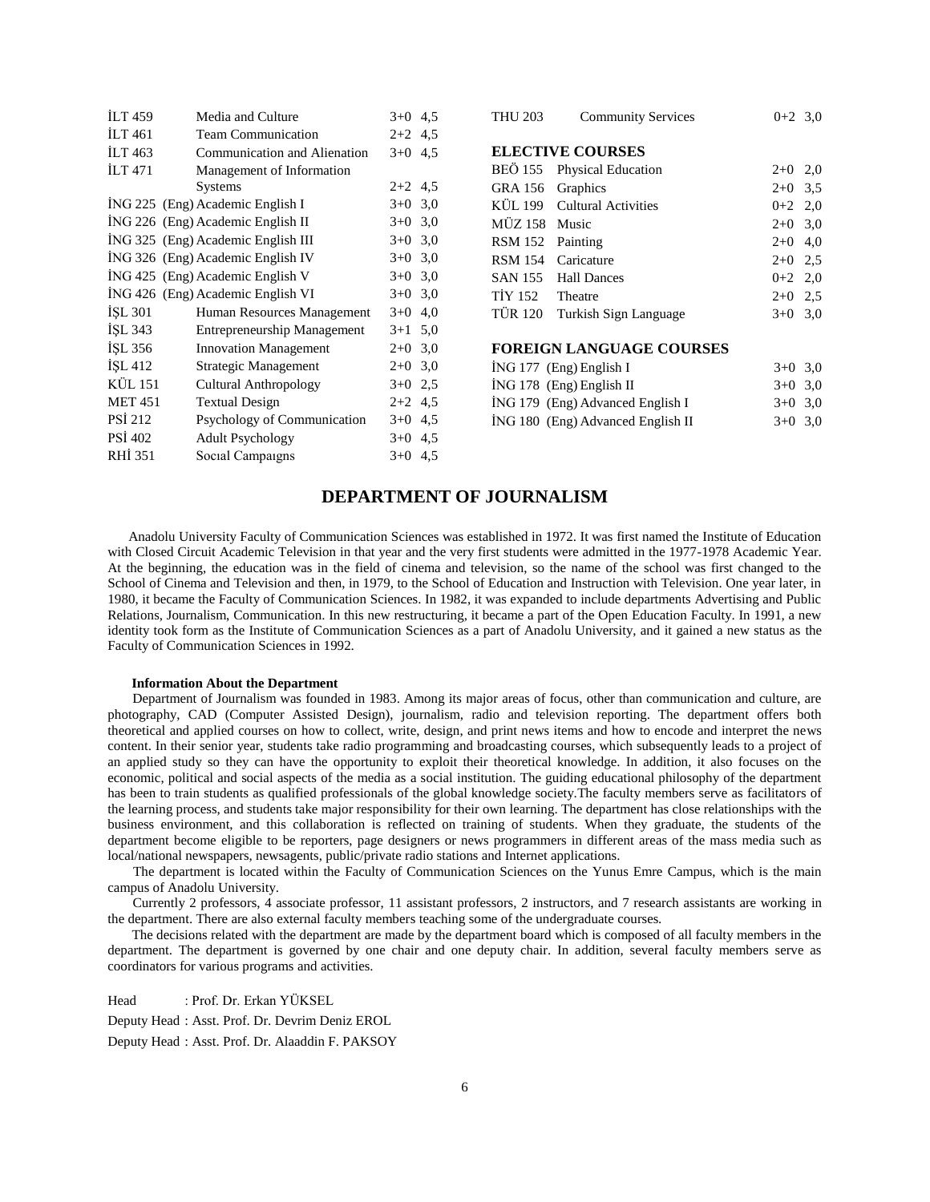| | | | |
|---|---|---|---|
| İLT 459 | Media and Culture | 3+0 | 4,5 |
| İLT 461 | Team Communication | 2+2 | 4,5 |
| İLT 463 | Communication and Alienation | 3+0 | 4,5 |
| İLT 471 | Management of Information Systems | 2+2 | 4,5 |
| İNG 225 | (Eng) Academic English I | 3+0 | 3,0 |
| İNG 226 | (Eng) Academic English II | 3+0 | 3,0 |
| İNG 325 | (Eng) Academic English III | 3+0 | 3,0 |
| İNG 326 | (Eng) Academic English IV | 3+0 | 3,0 |
| İNG 425 | (Eng) Academic English V | 3+0 | 3,0 |
| İNG 426 | (Eng) Academic English VI | 3+0 | 3,0 |
| İŞL 301 | Human Resources Management | 3+0 | 4,0 |
| İŞL 343 | Entrepreneurship Management | 3+1 | 5,0 |
| İŞL 356 | Innovation Management | 2+0 | 3,0 |
| İŞL 412 | Strategic Management | 2+0 | 3,0 |
| KÜL 151 | Cultural Anthropology | 3+0 | 2,5 |
| MET 451 | Textual Design | 2+2 | 4,5 |
| PSİ 212 | Psychology of Communication | 3+0 | 4,5 |
| PSİ 402 | Adult Psychology | 3+0 | 4,5 |
| RHİ 351 | Socıal Campaıgns | 3+0 | 4,5 |
| THU 203 | Community Services | 0+2 | 3,0 |

**ELECTIVE COURSES**

| | | | |
|---|---|---|---|
| BEÖ 155 | Physical Education | 2+0 | 2,0 |
| GRA 156 | Graphics | 2+0 | 3,5 |
| KÜL 199 | Cultural Activities | 0+2 | 2,0 |
| MÜZ 158 | Music | 2+0 | 3,0 |
| RSM 152 | Painting | 2+0 | 4,0 |
| RSM 154 | Caricature | 2+0 | 2,5 |
| SAN 155 | Hall Dances | 0+2 | 2,0 |
| TİY 152 | Theatre | 2+0 | 2,5 |
| TÜR 120 | Turkish Sign Language | 3+0 | 3,0 |

**FOREIGN LANGUAGE COURSES**

| | | | |
|---|---|---|---|
| İNG 177 | (Eng) English I | 3+0 | 3,0 |
| İNG 178 | (Eng) English II | 3+0 | 3,0 |
| İNG 179 | (Eng) Advanced English I | 3+0 | 3,0 |
| İNG 180 | (Eng) Advanced English II | 3+0 | 3,0 |

## DEPARTMENT OF JOURNALISM

Anadolu University Faculty of Communication Sciences was established in 1972. It was first named the Institute of Education with Closed Circuit Academic Television in that year and the very first students were admitted in the 1977-1978 Academic Year. At the beginning, the education was in the field of cinema and television, so the name of the school was first changed to the School of Cinema and Television and then, in 1979, to the School of Education and Instruction with Television. One year later, in 1980, it became the Faculty of Communication Sciences. In 1982, it was expanded to include departments Advertising and Public Relations, Journalism, Communication. In this new restructuring, it became a part of the Open Education Faculty. In 1991, a new identity took form as the Institute of Communication Sciences as a part of Anadolu University, and it gained a new status as the Faculty of Communication Sciences in 1992.

**Information About the Department**

Department of Journalism was founded in 1983. Among its major areas of focus, other than communication and culture, are photography, CAD (Computer Assisted Design), journalism, radio and television reporting. The department offers both theoretical and applied courses on how to collect, write, design, and print news items and how to encode and interpret the news content. In their senior year, students take radio programming and broadcasting courses, which subsequently leads to a project of an applied study so they can have the opportunity to exploit their theoretical knowledge. In addition, it also focuses on the economic, political and social aspects of the media as a social institution. The guiding educational philosophy of the department has been to train students as qualified professionals of the global knowledge society.The faculty members serve as facilitators of the learning process, and students take major responsibility for their own learning. The department has close relationships with the business environment, and this collaboration is reflected on training of students. When they graduate, the students of the department become eligible to be reporters, page designers or news programmers in different areas of the mass media such as local/national newspapers, newsagents, public/private radio stations and Internet applications.

The department is located within the Faculty of Communication Sciences on the Yunus Emre Campus, which is the main campus of Anadolu University.

Currently 2 professors, 4 associate professor, 11 assistant professors, 2 instructors, and 7 research assistants are working in the department. There are also external faculty members teaching some of the undergraduate courses.

The decisions related with the department are made by the department board which is composed of all faculty members in the department. The department is governed by one chair and one deputy chair. In addition, several faculty members serve as coordinators for various programs and activities.

Head : Prof. Dr. Erkan YÜKSEL

Deputy Head : Asst. Prof. Dr. Devrim Deniz EROL

Deputy Head : Asst. Prof. Dr. Alaaddin F. PAKSOY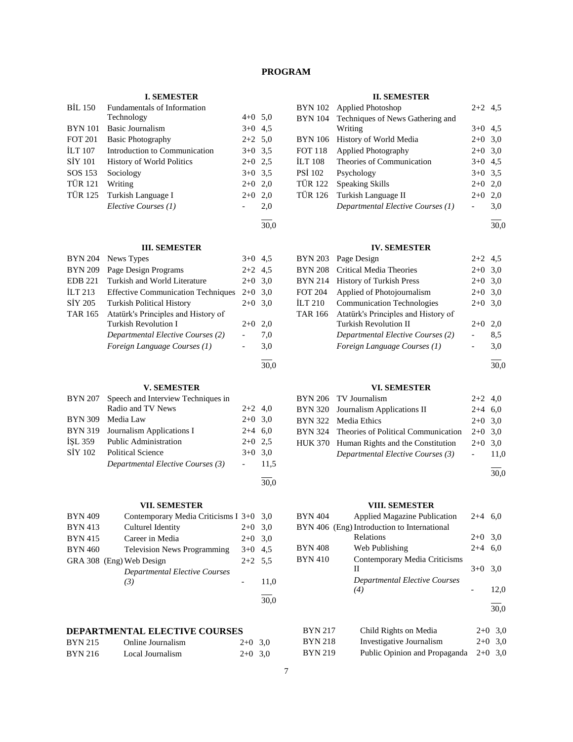# PROGRAM

### I. SEMESTER

| | | | |
|---|---|---|---|
| BİL 150 | Fundamentals of Information Technology | 4+0 | 5,0 |
| BYN 101 | Basic Journalism | 3+0 | 4,5 |
| FOT 201 | Basic Photography | 2+2 | 5,0 |
| İLT 107 | Introduction to Communication | 3+0 | 3,5 |
| SİY 101 | History of World Politics | 2+0 | 2,5 |
| SOS 153 | Sociology | 3+0 | 3,5 |
| TÜR 121 | Writing | 2+0 | 2,0 |
| TÜR 125 | Turkish Language I | 2+0 | 2,0 |
| | *Elective Courses (1)* | - | 2,0 |
| | | | 30,0 |

### II. SEMESTER

| | | | |
|---|---|---|---|
| BYN 102 | Applied Photoshop | 2+2 | 4,5 |
| BYN 104 | Techniques of News Gathering and Writing | 3+0 | 4,5 |
| BYN 106 | History of World Media | 2+0 | 3,0 |
| FOT 118 | Applied Photography | 2+0 | 3,0 |
| İLT 108 | Theories of Communication | 3+0 | 4,5 |
| PSİ 102 | Psychology | 3+0 | 3,5 |
| TÜR 122 | Speaking Skills | 2+0 | 2,0 |
| TÜR 126 | Turkish Language II | 2+0 | 2,0 |
| | *Departmental Elective Courses (1)* | - | 3,0 |
| | | | 30,0 |

### III. SEMESTER

| | | | |
|---|---|---|---|
| BYN 204 | News Types | 3+0 | 4,5 |
| BYN 209 | Page Design Programs | 2+2 | 4,5 |
| EDB 221 | Turkish and World Literature | 2+0 | 3,0 |
| İLT 213 | Effective Communication Techniques | 2+0 | 3,0 |
| SİY 205 | Turkish Political History | 2+0 | 3,0 |
| TAR 165 | Atatürk's Principles and History of Turkish Revolution I | 2+0 | 2,0 |
| | *Departmental Elective Courses (2)* | - | 7,0 |
| | *Foreign Language Courses (1)* | - | 3,0 |
| | | | 30,0 |

### IV. SEMESTER

| | | | |
|---|---|---|---|
| BYN 203 | Page Design | 2+2 | 4,5 |
| BYN 208 | Critical Media Theories | 2+0 | 3,0 |
| BYN 214 | History of Turkish Press | 2+0 | 3,0 |
| FOT 204 | Applied of Photojournalism | 2+0 | 3,0 |
| İLT 210 | Communication Technologies | 2+0 | 3,0 |
| TAR 166 | Atatürk's Principles and History of Turkish Revolution II | 2+0 | 2,0 |
| | *Departmental Elective Courses (2)* | - | 8,5 |
| | *Foreign Language Courses (1)* | - | 3,0 |
| | | | 30,0 |

### V. SEMESTER

| | | | |
|---|---|---|---|
| BYN 207 | Speech and Interview Techniques in Radio and TV News | 2+2 | 4,0 |
| BYN 309 | Media Law | 2+0 | 3,0 |
| BYN 319 | Journalism Applications I | 2+4 | 6,0 |
| İŞL 359 | Public Administration | 2+0 | 2,5 |
| SİY 102 | Political Science | 3+0 | 3,0 |
| | *Departmental Elective Courses (3)* | - | 11,5 |
| | | | 30,0 |

### VI. SEMESTER

| | | | |
|---|---|---|---|
| BYN 206 | TV Journalism | 2+2 | 4,0 |
| BYN 320 | Journalism Applications II | 2+4 | 6,0 |
| BYN 322 | Media Ethics | 2+0 | 3,0 |
| BYN 324 | Theories of Political Communication | 2+0 | 3,0 |
| HUK 370 | Human Rights and the Constitution | 2+0 | 3,0 |
| | *Departmental Elective Courses (3)* | - | 11,0 |
| | | | 30,0 |

### VII. SEMESTER

| | | | |
|---|---|---|---|
| BYN 409 | Contemporary Media Criticisms I | 3+0 | 3,0 |
| BYN 413 | Culturel Identity | 2+0 | 3,0 |
| BYN 415 | Career in Media | 2+0 | 3,0 |
| BYN 460 | Television News Programming | 3+0 | 4,5 |
| GRA 308 (Eng) | Web Design | 2+2 | 5,5 |
| | *Departmental Elective Courses (3)* | - | 11,0 |
| | | | 30,0 |

### VIII. SEMESTER

| | | | |
|---|---|---|---|
| BYN 404 | Applied Magazine Publication | 2+4 | 6,0 |
| BYN 406 (Eng) | Introduction to International Relations | 2+0 | 3,0 |
| BYN 408 | Web Publishing | 2+4 | 6,0 |
| BYN 410 | Contemporary Media Criticisms II | 3+0 | 3,0 |
| | *Departmental Elective Courses (4)* | - | 12,0 |
| | | | 30,0 |

## DEPARTMENTAL ELECTIVE COURSES

| | | | |
|---|---|---|---|
| BYN 215 | Online Journalism | 2+0 | 3,0 |
| BYN 216 | Local Journalism | 2+0 | 3,0 |
| BYN 217 | Child Rights on Media | 2+0 | 3,0 |
| BYN 218 | Investigative Journalism | 2+0 | 3,0 |
| BYN 219 | Public Opinion and Propaganda | 2+0 | 3,0 |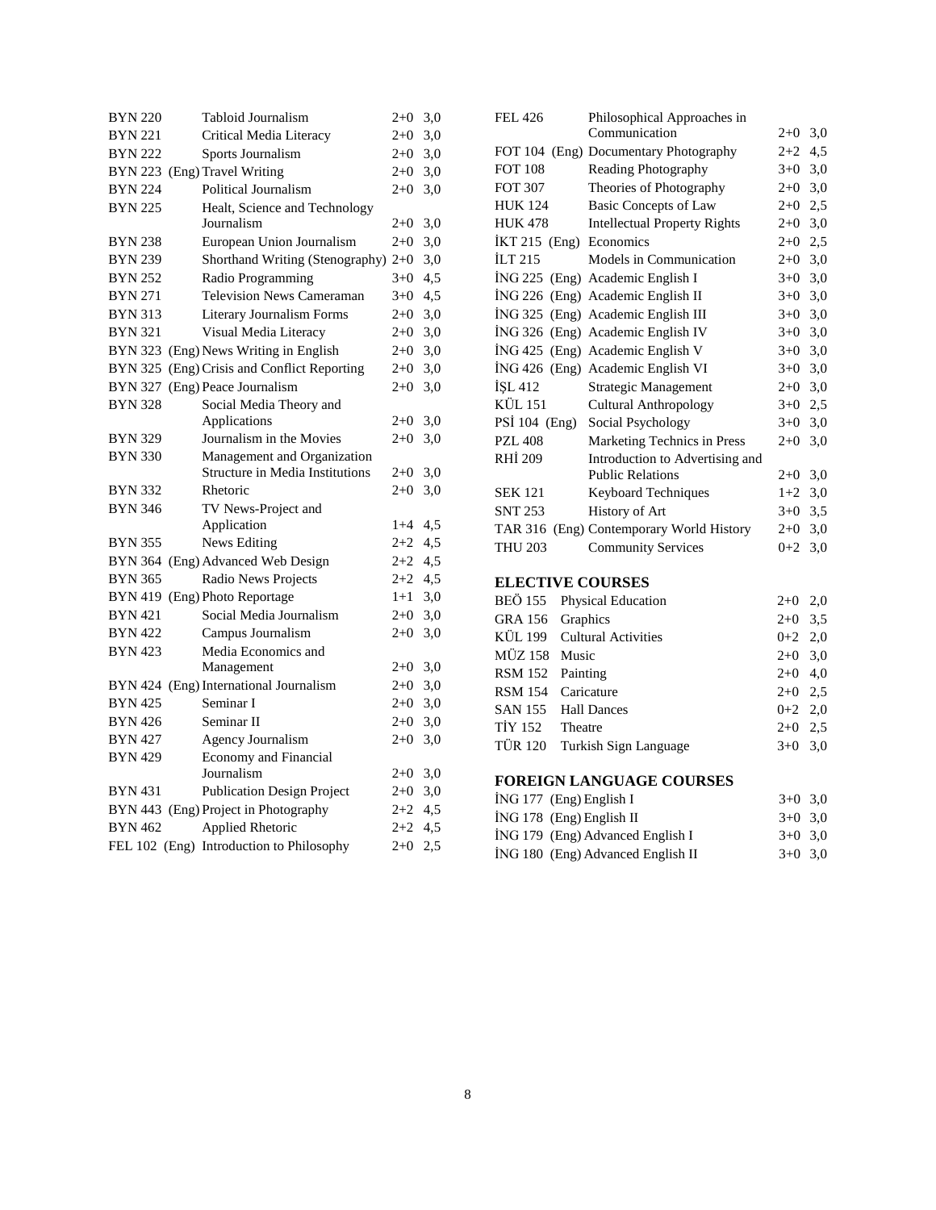| | | | |
|---|---|---|---|
| BYN 220 | Tabloid Journalism | 2+0 | 3,0 |
| BYN 221 | Critical Media Literacy | 2+0 | 3,0 |
| BYN 222 | Sports Journalism | 2+0 | 3,0 |
| BYN 223 (Eng) | Travel Writing | 2+0 | 3,0 |
| BYN 224 | Political Journalism | 2+0 | 3,0 |
| BYN 225 | Healt, Science and Technology Journalism | 2+0 | 3,0 |
| BYN 238 | European Union Journalism | 2+0 | 3,0 |
| BYN 239 | Shorthand Writing (Stenography) | 2+0 | 3,0 |
| BYN 252 | Radio Programming | 3+0 | 4,5 |
| BYN 271 | Television News Cameraman | 3+0 | 4,5 |
| BYN 313 | Literary Journalism Forms | 2+0 | 3,0 |
| BYN 321 | Visual Media Literacy | 2+0 | 3,0 |
| BYN 323 (Eng) | News Writing in English | 2+0 | 3,0 |
| BYN 325 (Eng) | Crisis and Conflict Reporting | 2+0 | 3,0 |
| BYN 327 (Eng) | Peace Journalism | 2+0 | 3,0 |
| BYN 328 | Social Media Theory and Applications | 2+0 | 3,0 |
| BYN 329 | Journalism in the Movies | 2+0 | 3,0 |
| BYN 330 | Management and Organization Structure in Media Institutions | 2+0 | 3,0 |
| BYN 332 | Rhetoric | 2+0 | 3,0 |
| BYN 346 | TV News-Project and Application | 1+4 | 4,5 |
| BYN 355 | News Editing | 2+2 | 4,5 |
| BYN 364 (Eng) | Advanced Web Design | 2+2 | 4,5 |
| BYN 365 | Radio News Projects | 2+2 | 4,5 |
| BYN 419 (Eng) | Photo Reportage | 1+1 | 3,0 |
| BYN 421 | Social Media Journalism | 2+0 | 3,0 |
| BYN 422 | Campus Journalism | 2+0 | 3,0 |
| BYN 423 | Media Economics and Management | 2+0 | 3,0 |
| BYN 424 (Eng) | International Journalism | 2+0 | 3,0 |
| BYN 425 | Seminar I | 2+0 | 3,0 |
| BYN 426 | Seminar II | 2+0 | 3,0 |
| BYN 427 | Agency Journalism | 2+0 | 3,0 |
| BYN 429 | Economy and Financial Journalism | 2+0 | 3,0 |
| BYN 431 | Publication Design Project | 2+0 | 3,0 |
| BYN 443 (Eng) | Project in Photography | 2+2 | 4,5 |
| BYN 462 | Applied Rhetoric | 2+2 | 4,5 |
| FEL 102 (Eng) | Introduction to Philosophy | 2+0 | 2,5 |
| FEL 426 | Philosophical Approaches in Communication | 2+0 | 3,0 |
| FOT 104 (Eng) | Documentary Photography | 2+2 | 4,5 |
| FOT 108 | Reading Photography | 3+0 | 3,0 |
| FOT 307 | Theories of Photography | 2+0 | 3,0 |
| HUK 124 | Basic Concepts of Law | 2+0 | 2,5 |
| HUK 478 | Intellectual Property Rights | 2+0 | 3,0 |
| İKT 215 (Eng) | Economics | 2+0 | 2,5 |
| İLT 215 | Models in Communication | 2+0 | 3,0 |
| İNG 225 (Eng) | Academic English I | 3+0 | 3,0 |
| İNG 226 (Eng) | Academic English II | 3+0 | 3,0 |
| İNG 325 (Eng) | Academic English III | 3+0 | 3,0 |
| İNG 326 (Eng) | Academic English IV | 3+0 | 3,0 |
| İNG 425 (Eng) | Academic English V | 3+0 | 3,0 |
| İNG 426 (Eng) | Academic English VI | 3+0 | 3,0 |
| İŞL 412 | Strategic Management | 2+0 | 3,0 |
| KÜL 151 | Cultural Anthropology | 3+0 | 2,5 |
| PSİ 104 (Eng) | Social Psychology | 3+0 | 3,0 |
| PZL 408 | Marketing Technics in Press | 2+0 | 3,0 |
| RHİ 209 | Introduction to Advertising and Public Relations | 2+0 | 3,0 |
| SEK 121 | Keyboard Techniques | 1+2 | 3,0 |
| SNT 253 | History of Art | 3+0 | 3,5 |
| TAR 316 (Eng) | Contemporary World History | 2+0 | 3,0 |
| THU 203 | Community Services | 0+2 | 3,0 |

## ELECTIVE COURSES

| | | | |
|---|---|---|---|
| BEÖ 155 | Physical Education | 2+0 | 2,0 |
| GRA 156 | Graphics | 2+0 | 3,5 |
| KÜL 199 | Cultural Activities | 0+2 | 2,0 |
| MÜZ 158 | Music | 2+0 | 3,0 |
| RSM 152 | Painting | 2+0 | 4,0 |
| RSM 154 | Caricature | 2+0 | 2,5 |
| SAN 155 | Hall Dances | 0+2 | 2,0 |
| TİY 152 | Theatre | 2+0 | 2,5 |
| TÜR 120 | Turkish Sign Language | 3+0 | 3,0 |

## FOREIGN LANGUAGE COURSES

| | | | |
|---|---|---|---|
| İNG 177 (Eng) | English I | 3+0 | 3,0 |
| İNG 178 (Eng) | English II | 3+0 | 3,0 |
| İNG 179 (Eng) | Advanced English I | 3+0 | 3,0 |
| İNG 180 (Eng) | Advanced English II | 3+0 | 3,0 |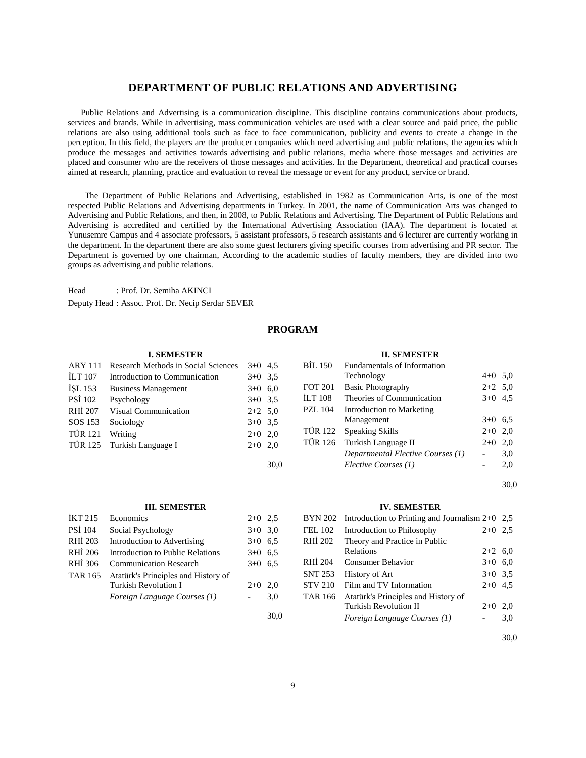# DEPARTMENT OF PUBLIC RELATIONS AND ADVERTISING

Public Relations and Advertising is a communication discipline. This discipline contains communications about products, services and brands. While in advertising, mass communication vehicles are used with a clear source and paid price, the public relations are also using additional tools such as face to face communication, publicity and events to create a change in the perception. In this field, the players are the producer companies which need advertising and public relations, the agencies which produce the messages and activities towards advertising and public relations, media where those messages and activities are placed and consumer who are the receivers of those messages and activities. In the Department, theoretical and practical courses aimed at research, planning, practice and evaluation to reveal the message or event for any product, service or brand.

The Department of Public Relations and Advertising, established in 1982 as Communication Arts, is one of the most respected Public Relations and Advertising departments in Turkey. In 2001, the name of Communication Arts was changed to Advertising and Public Relations, and then, in 2008, to Public Relations and Advertising. The Department of Public Relations and Advertising is accredited and certified by the International Advertising Association (IAA). The department is located at Yunusemre Campus and 4 associate professors, 5 assistant professors, 5 research assistants and 6 lecturer are currently working in the department. In the department there are also some guest lecturers giving specific courses from advertising and PR sector. The Department is governed by one chairman, According to the academic studies of faculty members, they are divided into two groups as advertising and public relations.

Head : Prof. Dr. Semiha AKINCI

Deputy Head : Assoc. Prof. Dr. Necip Serdar SEVER

## PROGRAM

### I. SEMESTER

| Code | Course | Hours | Credits |
|---|---|---|---|
| ARY 111 | Research Methods in Social Sciences | 3+0 | 4,5 |
| İLT 107 | Introduction to Communication | 3+0 | 3,5 |
| İŞL 153 | Business Management | 3+0 | 6,0 |
| PSİ 102 | Psychology | 3+0 | 3,5 |
| RHİ 207 | Visual Communication | 2+2 | 5,0 |
| SOS 153 | Sociology | 3+0 | 3,5 |
| TÜR 121 | Writing | 2+0 | 2,0 |
| TÜR 125 | Turkish Language I | 2+0 | 2,0 |
| | | | 30,0 |

### II. SEMESTER

| Code | Course | Hours | Credits |
|---|---|---|---|
| BİL 150 | Fundamentals of Information Technology | 4+0 | 5,0 |
| FOT 201 | Basic Photography | 2+2 | 5,0 |
| İLT 108 | Theories of Communication | 3+0 | 4,5 |
| PZL 104 | Introduction to Marketing Management | 3+0 | 6,5 |
| TÜR 122 | Speaking Skills | 2+0 | 2,0 |
| TÜR 126 | Turkish Language II | 2+0 | 2,0 |
| | *Departmental Elective Courses (1)* | - | 3,0 |
| | *Elective Courses (1)* | - | 2,0 |
| | | | 30,0 |

### III. SEMESTER

| Code | Course | Hours | Credits |
|---|---|---|---|
| İKT 215 | Economics | 2+0 | 2,5 |
| PSİ 104 | Social Psychology | 3+0 | 3,0 |
| RHİ 203 | Introduction to Advertising | 3+0 | 6,5 |
| RHİ 206 | Introduction to Public Relations | 3+0 | 6,5 |
| RHİ 306 | Communication Research | 3+0 | 6,5 |
| TAR 165 | Atatürk's Principles and History of Turkish Revolution I | 2+0 | 2,0 |
| | *Foreign Language Courses (1)* | - | 3,0 |
| | | | 30,0 |

### IV. SEMESTER

| Code | Course | Hours | Credits |
|---|---|---|---|
| BYN 202 | Introduction to Printing and Journalism | 2+0 | 2,5 |
| FEL 102 | Introduction to Philosophy | 2+0 | 2,5 |
| RHİ 202 | Theory and Practice in Public Relations | 2+2 | 6,0 |
| RHİ 204 | Consumer Behavior | 3+0 | 6,0 |
| SNT 253 | History of Art | 3+0 | 3,5 |
| STV 210 | Film and TV Information | 2+0 | 4,5 |
| TAR 166 | Atatürk's Principles and History of Turkish Revolution II | 2+0 | 2,0 |
| | *Foreign Language Courses (1)* | - | 3,0 |
| | | | 30,0 |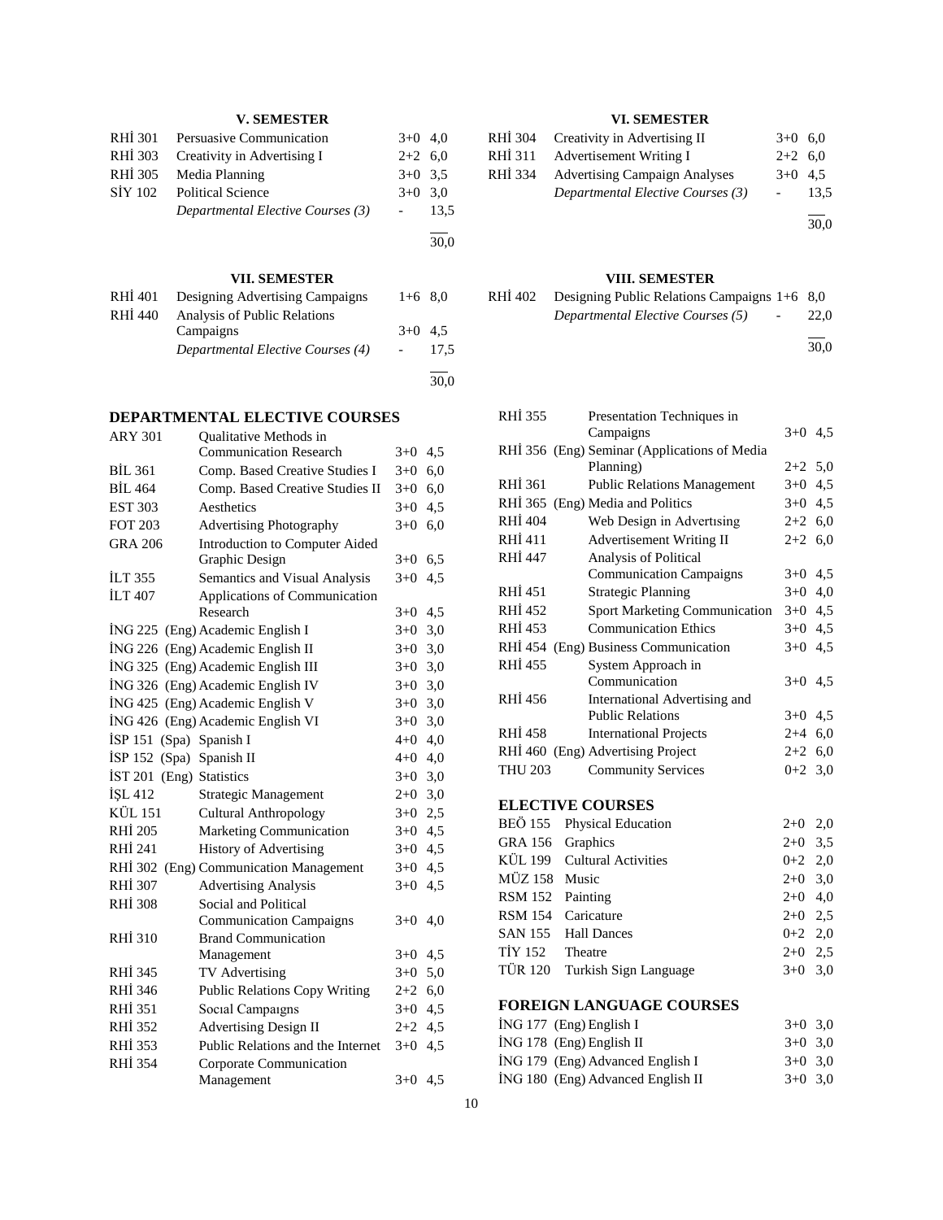### V. SEMESTER

| | | | |
|---|---|---|---|
| RHİ 301 | Persuasive Communication | 3+0 | 4,0 |
| RHİ 303 | Creativity in Advertising I | 2+2 | 6,0 |
| RHİ 305 | Media Planning | 3+0 | 3,5 |
| SİY 102 | Political Science | 3+0 | 3,0 |
| | *Departmental Elective Courses (3)* | - | 13,5 |
| | | | 30,0 |

### VI. SEMESTER

| | | | |
|---|---|---|---|
| RHİ 304 | Creativity in Advertising II | 3+0 | 6,0 |
| RHİ 311 | Advertisement Writing I | 2+2 | 6,0 |
| RHİ 334 | Advertising Campaign Analyses | 3+0 | 4,5 |
| | *Departmental Elective Courses (3)* | - | 13,5 |
| | | | 30,0 |

### VII. SEMESTER

| | | | |
|---|---|---|---|
| RHİ 401 | Designing Advertising Campaigns | 1+6 | 8,0 |
| RHİ 440 | Analysis of Public Relations Campaigns | 3+0 | 4,5 |
| | *Departmental Elective Courses (4)* | - | 17,5 |
| | | | 30,0 |

### VIII. SEMESTER

| | | | |
|---|---|---|---|
| RHİ 402 | Designing Public Relations Campaigns | 1+6 | 8,0 |
| | *Departmental Elective Courses (5)* | - | 22,0 |
| | | | 30,0 |

## DEPARTMENTAL ELECTIVE COURSES

| | | | |
|---|---|---|---|
| ARY 301 | Qualitative Methods in Communication Research | 3+0 | 4,5 |
| BİL 361 | Comp. Based Creative Studies I | 3+0 | 6,0 |
| BİL 464 | Comp. Based Creative Studies II | 3+0 | 6,0 |
| EST 303 | Aesthetics | 3+0 | 4,5 |
| FOT 203 | Advertising Photography | 3+0 | 6,0 |
| GRA 206 | Introduction to Computer Aided Graphic Design | 3+0 | 6,5 |
| İLT 355 | Semantics and Visual Analysis | 3+0 | 4,5 |
| İLT 407 | Applications of Communication Research | 3+0 | 4,5 |
| İNG 225 | (Eng) Academic English I | 3+0 | 3,0 |
| İNG 226 | (Eng) Academic English II | 3+0 | 3,0 |
| İNG 325 | (Eng) Academic English III | 3+0 | 3,0 |
| İNG 326 | (Eng) Academic English IV | 3+0 | 3,0 |
| İNG 425 | (Eng) Academic English V | 3+0 | 3,0 |
| İNG 426 | (Eng) Academic English VI | 3+0 | 3,0 |
| İSP 151 | (Spa) Spanish I | 4+0 | 4,0 |
| İSP 152 | (Spa) Spanish II | 4+0 | 4,0 |
| İST 201 | (Eng) Statistics | 3+0 | 3,0 |
| İŞL 412 | Strategic Management | 2+0 | 3,0 |
| KÜL 151 | Cultural Anthropology | 3+0 | 2,5 |
| RHİ 205 | Marketing Communication | 3+0 | 4,5 |
| RHİ 241 | History of Advertising | 3+0 | 4,5 |
| RHİ 302 | (Eng) Communication Management | 3+0 | 4,5 |
| RHİ 307 | Advertising Analysis | 3+0 | 4,5 |
| RHİ 308 | Social and Political Communication Campaigns | 3+0 | 4,0 |
| RHİ 310 | Brand Communication Management | 3+0 | 4,5 |
| RHİ 345 | TV Advertising | 3+0 | 5,0 |
| RHİ 346 | Public Relations Copy Writing | 2+2 | 6,0 |
| RHİ 351 | Socıal Campaıgns | 3+0 | 4,5 |
| RHİ 352 | Advertising Design II | 2+2 | 4,5 |
| RHİ 353 | Public Relations and the Internet | 3+0 | 4,5 |
| RHİ 354 | Corporate Communication Management | 3+0 | 4,5 |
| RHİ 355 | Presentation Techniques in Campaigns | 3+0 | 4,5 |
| RHİ 356 | (Eng) Seminar (Applications of Media Planning) | 2+2 | 5,0 |
| RHİ 361 | Public Relations Management | 3+0 | 4,5 |
| RHİ 365 | (Eng) Media and Politics | 3+0 | 4,5 |
| RHİ 404 | Web Design in Advertısing | 2+2 | 6,0 |
| RHİ 411 | Advertisement Writing II | 2+2 | 6,0 |
| RHİ 447 | Analysis of Political Communication Campaigns | 3+0 | 4,5 |
| RHİ 451 | Strategic Planning | 3+0 | 4,0 |
| RHİ 452 | Sport Marketing Communication | 3+0 | 4,5 |
| RHİ 453 | Communication Ethics | 3+0 | 4,5 |
| RHİ 454 | (Eng) Business Communication | 3+0 | 4,5 |
| RHİ 455 | System Approach in Communication | 3+0 | 4,5 |
| RHİ 456 | International Advertising and Public Relations | 3+0 | 4,5 |
| RHİ 458 | International Projects | 2+4 | 6,0 |
| RHİ 460 | (Eng) Advertising Project | 2+2 | 6,0 |
| THU 203 | Community Services | 0+2 | 3,0 |

## ELECTIVE COURSES

| | | | |
|---|---|---|---|
| BEÖ 155 | Physical Education | 2+0 | 2,0 |
| GRA 156 | Graphics | 2+0 | 3,5 |
| KÜL 199 | Cultural Activities | 0+2 | 2,0 |
| MÜZ 158 | Music | 2+0 | 3,0 |
| RSM 152 | Painting | 2+0 | 4,0 |
| RSM 154 | Caricature | 2+0 | 2,5 |
| SAN 155 | Hall Dances | 0+2 | 2,0 |
| TİY 152 | Theatre | 2+0 | 2,5 |
| TÜR 120 | Turkish Sign Language | 3+0 | 3,0 |

## FOREIGN LANGUAGE COURSES

| | | | |
|---|---|---|---|
| İNG 177 | (Eng) English I | 3+0 | 3,0 |
| İNG 178 | (Eng) English II | 3+0 | 3,0 |
| İNG 179 | (Eng) Advanced English I | 3+0 | 3,0 |
| İNG 180 | (Eng) Advanced English II | 3+0 | 3,0 |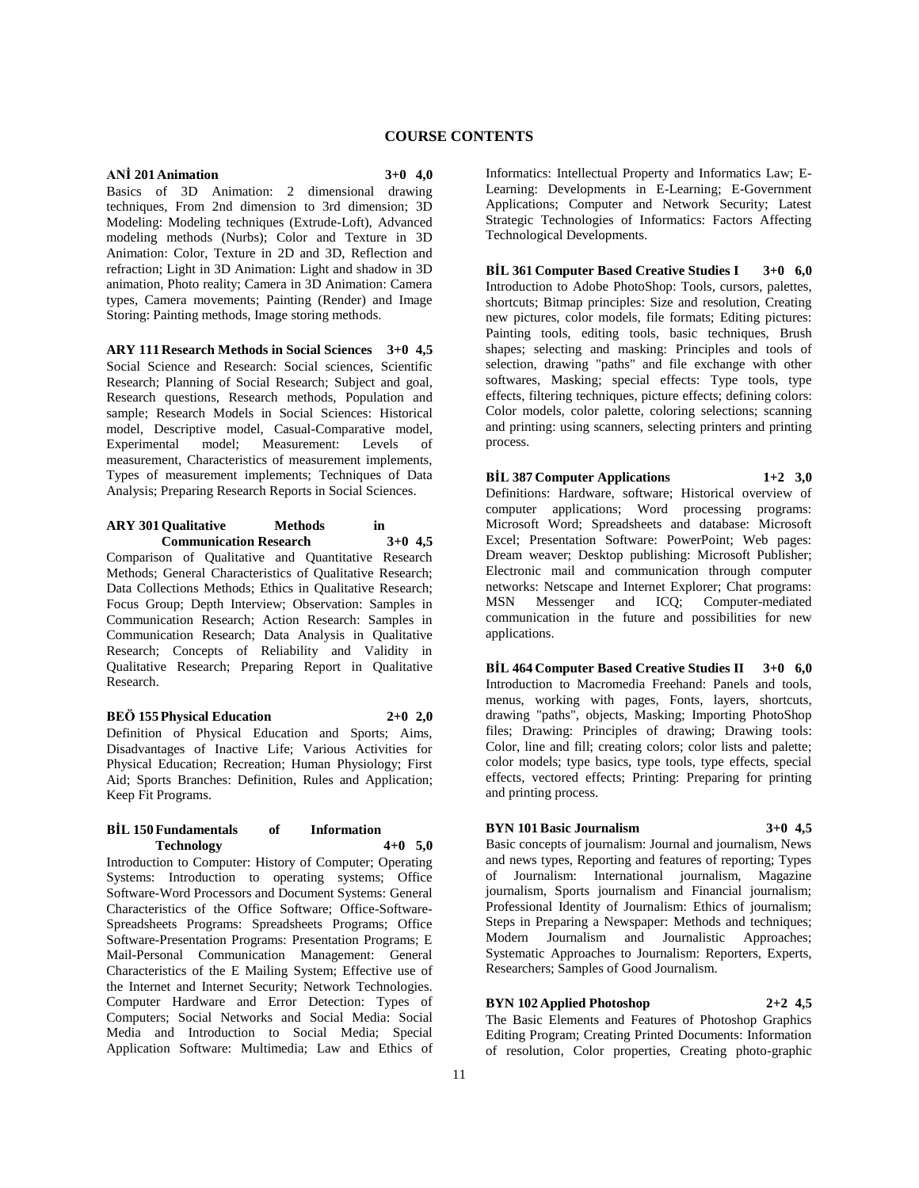# COURSE CONTENTS

**ANİ 201 Animation 3+0 4,0**

Basics of 3D Animation: 2 dimensional drawing techniques, From 2nd dimension to 3rd dimension; 3D Modeling: Modeling techniques (Extrude-Loft), Advanced modeling methods (Nurbs); Color and Texture in 3D Animation: Color, Texture in 2D and 3D, Reflection and refraction; Light in 3D Animation: Light and shadow in 3D animation, Photo reality; Camera in 3D Animation: Camera types, Camera movements; Painting (Render) and Image Storing: Painting methods, Image storing methods.

**ARY 111 Research Methods in Social Sciences 3+0 4,5**

Social Science and Research: Social sciences, Scientific Research; Planning of Social Research; Subject and goal, Research questions, Research methods, Population and sample; Research Models in Social Sciences: Historical model, Descriptive model, Casual-Comparative model, Experimental model; Measurement: Levels of measurement, Characteristics of measurement implements, Types of measurement implements; Techniques of Data Analysis; Preparing Research Reports in Social Sciences.

**ARY 301 Qualitative Methods in Communication Research 3+0 4,5**

Comparison of Qualitative and Quantitative Research Methods; General Characteristics of Qualitative Research; Data Collections Methods; Ethics in Qualitative Research; Focus Group; Depth Interview; Observation: Samples in Communication Research; Action Research: Samples in Communication Research; Data Analysis in Qualitative Research; Concepts of Reliability and Validity in Qualitative Research; Preparing Report in Qualitative Research.

**BEÖ 155 Physical Education 2+0 2,0**

Definition of Physical Education and Sports; Aims, Disadvantages of Inactive Life; Various Activities for Physical Education; Recreation; Human Physiology; First Aid; Sports Branches: Definition, Rules and Application; Keep Fit Programs.

**BİL 150 Fundamentals of Information Technology 4+0 5,0**

Introduction to Computer: History of Computer; Operating Systems: Introduction to operating systems; Office Software-Word Processors and Document Systems: General Characteristics of the Office Software; Office-Software-Spreadsheets Programs: Spreadsheets Programs; Office Software-Presentation Programs: Presentation Programs; E Mail-Personal Communication Management: General Characteristics of the E Mailing System; Effective use of the Internet and Internet Security; Network Technologies. Computer Hardware and Error Detection: Types of Computers; Social Networks and Social Media: Social Media and Introduction to Social Media; Special Application Software: Multimedia; Law and Ethics of Informatics: Intellectual Property and Informatics Law; E-Learning: Developments in E-Learning; E-Government Applications; Computer and Network Security; Latest Strategic Technologies of Informatics: Factors Affecting Technological Developments.

**BİL 361 Computer Based Creative Studies I 3+0 6,0**

Introduction to Adobe PhotoShop: Tools, cursors, palettes, shortcuts; Bitmap principles: Size and resolution, Creating new pictures, color models, file formats; Editing pictures: Painting tools, editing tools, basic techniques, Brush shapes; selecting and masking: Principles and tools of selection, drawing "paths" and file exchange with other softwares, Masking; special effects: Type tools, type effects, filtering techniques, picture effects; defining colors: Color models, color palette, coloring selections; scanning and printing: using scanners, selecting printers and printing process.

**BİL 387 Computer Applications 1+2 3,0**

Definitions: Hardware, software; Historical overview of computer applications; Word processing programs: Microsoft Word; Spreadsheets and database: Microsoft Excel; Presentation Software: PowerPoint; Web pages: Dream weaver; Desktop publishing: Microsoft Publisher; Electronic mail and communication through computer networks: Netscape and Internet Explorer; Chat programs: MSN Messenger and ICQ; Computer-mediated communication in the future and possibilities for new applications.

**BİL 464 Computer Based Creative Studies II 3+0 6,0**

Introduction to Macromedia Freehand: Panels and tools, menus, working with pages, Fonts, layers, shortcuts, drawing "paths", objects, Masking; Importing PhotoShop files; Drawing: Principles of drawing; Drawing tools: Color, line and fill; creating colors; color lists and palette; color models; type basics, type tools, type effects, special effects, vectored effects; Printing: Preparing for printing and printing process.

**BYN 101 Basic Journalism 3+0 4,5**

Basic concepts of journalism: Journal and journalism, News and news types, Reporting and features of reporting; Types of Journalism: International journalism, Magazine journalism, Sports journalism and Financial journalism; Professional Identity of Journalism: Ethics of journalism; Steps in Preparing a Newspaper: Methods and techniques; Modern Journalism and Journalistic Approaches; Systematic Approaches to Journalism: Reporters, Experts, Researchers; Samples of Good Journalism.

**BYN 102 Applied Photoshop 2+2 4,5**

The Basic Elements and Features of Photoshop Graphics Editing Program; Creating Printed Documents: Information of resolution, Color properties, Creating photo-graphic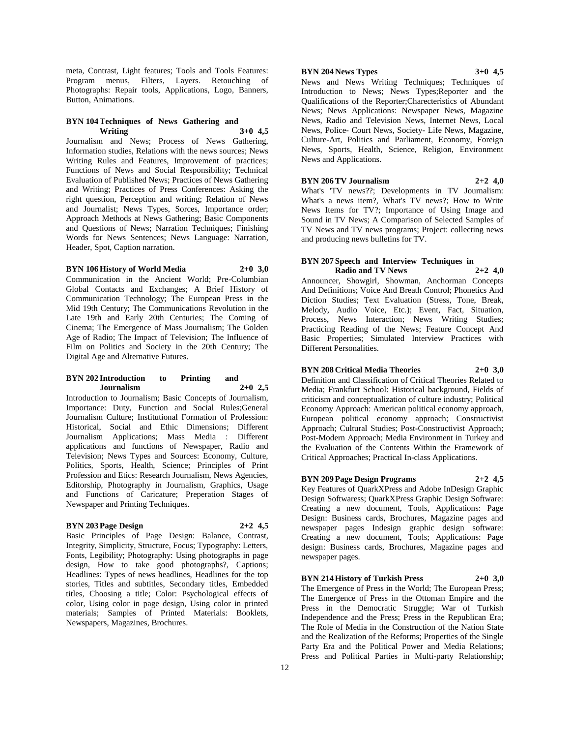meta, Contrast, Light features; Tools and Tools Features: Program menus, Filters, Layers. Retouching of Photographs: Repair tools, Applications, Logo, Banners, Button, Animations.

**BYN 104 Techniques of News Gathering and Writing 3+0 4,5**

Journalism and News; Process of News Gathering, Information studies, Relations with the news sources; News Writing Rules and Features, Improvement of practices; Functions of News and Social Responsibility; Technical Evaluation of Published News; Practices of News Gathering and Writing; Practices of Press Conferences: Asking the right question, Perception and writing; Relation of News and Journalist; News Types, Sorces, Importance order; Approach Methods at News Gathering; Basic Components and Questions of News; Narration Techniques; Finishing Words for News Sentences; News Language: Narration, Header, Spot, Caption narration.

**BYN 106 History of World Media 2+0 3,0**

Communication in the Ancient World; Pre-Columbian Global Contacts and Exchanges; A Brief History of Communication Technology; The European Press in the Mid 19th Century; The Communications Revolution in the Late 19th and Early 20th Centuries; The Coming of Cinema; The Emergence of Mass Journalism; The Golden Age of Radio; The Impact of Television; The Influence of Film on Politics and Society in the 20th Century; The Digital Age and Alternative Futures.

**BYN 202 Introduction to Printing and Journalism 2+0 2,5**

Introduction to Journalism; Basic Concepts of Journalism, Importance: Duty, Function and Social Rules;General Journalism Culture; Institutional Formation of Profession: Historical, Social and Ethic Dimensions; Different Journalism Applications; Mass Media : Different applications and functions of Newspaper, Radio and Television; News Types and Sources: Economy, Culture, Politics, Sports, Health, Science; Principles of Print Profession and Etics: Research Journalism, News Agencies, Editorship, Photography in Journalism, Graphics, Usage and Functions of Caricature; Preperation Stages of Newspaper and Printing Techniques.

**BYN 203 Page Design 2+2 4,5**

Basic Principles of Page Design: Balance, Contrast, Integrity, Simplicity, Structure, Focus; Typography: Letters, Fonts, Legibility; Photography: Using photographs in page design, How to take good photographs?, Captions; Headlines: Types of news headlines, Headlines for the top stories, Titles and subtitles, Secondary titles, Embedded titles, Choosing a title; Color: Psychological effects of color, Using color in page design, Using color in printed materials; Samples of Printed Materials: Booklets, Newspapers, Magazines, Brochures.

**BYN 204 News Types 3+0 4,5**

News and News Writing Techniques; Techniques of Introduction to News; News Types;Reporter and the Qualifications of the Reporter;Charecteristics of Abundant News; News Applications: Newspaper News, Magazine News, Radio and Television News, Internet News, Local News, Police- Court News, Society- Life News, Magazine, Culture-Art, Politics and Parliament, Economy, Foreign News, Sports, Health, Science, Religion, Environment News and Applications.

**BYN 206 TV Journalism 2+2 4,0**

What's 'TV news??; Developments in TV Journalism: What's a news item?, What's TV news?; How to Write News Items for TV?; Importance of Using Image and Sound in TV News; A Comparison of Selected Samples of TV News and TV news programs; Project: collecting news and producing news bulletins for TV.

**BYN 207 Speech and Interview Techniques in Radio and TV News 2+2 4,0**

Announcer, Showgirl, Showman, Anchorman Concepts And Definitions; Voice And Breath Control; Phonetics And Diction Studies; Text Evaluation (Stress, Tone, Break, Melody, Audio Voice, Etc.); Event, Fact, Situation, Process, News Interaction; News Writing Studies; Practicing Reading of the News; Feature Concept And Basic Properties; Simulated Interview Practices with Different Personalities.

**BYN 208 Critical Media Theories 2+0 3,0**

Definition and Classification of Critical Theories Related to Media; Frankfurt School: Historical background, Fields of criticism and conceptualization of culture industry; Political Economy Approach: American political economy approach, European political economy approach; Constructivist Approach; Cultural Studies; Post-Constructivist Approach; Post-Modern Approach; Media Environment in Turkey and the Evaluation of the Contents Within the Framework of Critical Approaches; Practical In-class Applications.

**BYN 209 Page Design Programs 2+2 4,5**

Key Features of QuarkXPress and Adobe InDesign Graphic Design Softwaress; QuarkXPress Graphic Design Software: Creating a new document, Tools, Applications: Page Design: Business cards, Brochures, Magazine pages and newspaper pages Indesign graphic design software: Creating a new document, Tools; Applications: Page design: Business cards, Brochures, Magazine pages and newspaper pages.

**BYN 214 History of Turkish Press 2+0 3,0**

The Emergence of Press in the World; The European Press; The Emergence of Press in the Ottoman Empire and the Press in the Democratic Struggle; War of Turkish Independence and the Press; Press in the Republican Era; The Role of Media in the Construction of the Nation State and the Realization of the Reforms; Properties of the Single Party Era and the Political Power and Media Relations; Press and Political Parties in Multi-party Relationship;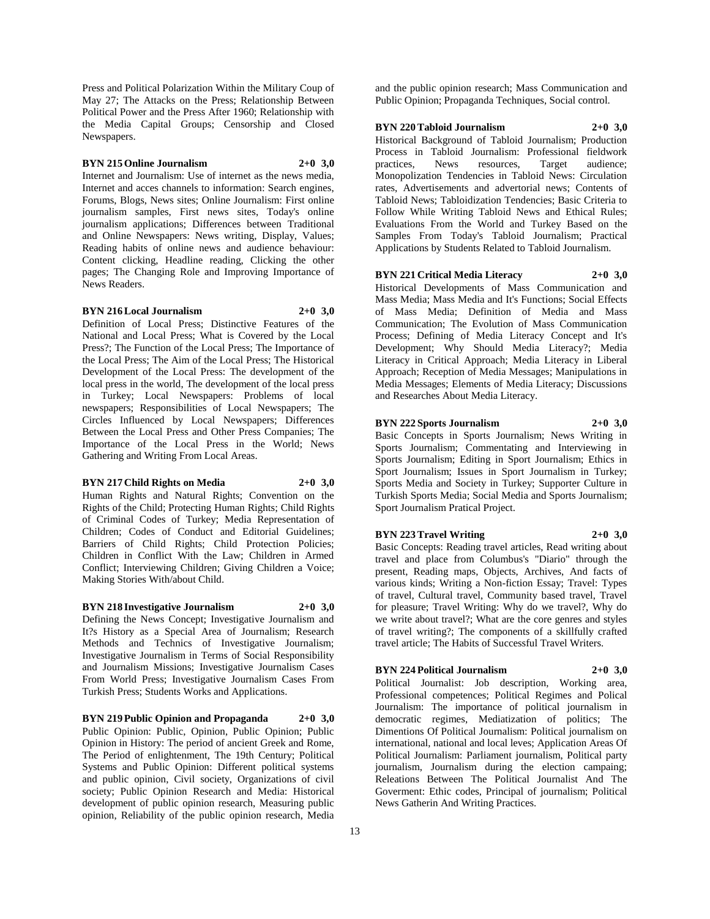Press and Political Polarization Within the Military Coup of May 27; The Attacks on the Press; Relationship Between Political Power and the Press After 1960; Relationship with the Media Capital Groups; Censorship and Closed Newspapers.

**BYN 215 Online Journalism 2+0 3,0**

Internet and Journalism: Use of internet as the news media, Internet and acces channels to information: Search engines, Forums, Blogs, News sites; Online Journalism: First online journalism samples, First news sites, Today's online journalism applications; Differences between Traditional and Online Newspapers: News writing, Display, Values; Reading habits of online news and audience behaviour: Content clicking, Headline reading, Clicking the other pages; The Changing Role and Improving Importance of News Readers.

**BYN 216 Local Journalism 2+0 3,0**

Definition of Local Press; Distinctive Features of the National and Local Press; What is Covered by the Local Press?; The Function of the Local Press; The Importance of the Local Press; The Aim of the Local Press; The Historical Development of the Local Press: The development of the local press in the world, The development of the local press in Turkey; Local Newspapers: Problems of local newspapers; Responsibilities of Local Newspapers; The Circles Influenced by Local Newspapers; Differences Between the Local Press and Other Press Companies; The Importance of the Local Press in the World; News Gathering and Writing From Local Areas.

**BYN 217 Child Rights on Media 2+0 3,0**

Human Rights and Natural Rights; Convention on the Rights of the Child; Protecting Human Rights; Child Rights of Criminal Codes of Turkey; Media Representation of Children; Codes of Conduct and Editorial Guidelines; Barriers of Child Rights; Child Protection Policies; Children in Conflict With the Law; Children in Armed Conflict; Interviewing Children; Giving Children a Voice; Making Stories With/about Child.

**BYN 218 Investigative Journalism 2+0 3,0**

Defining the News Concept; Investigative Journalism and It?s History as a Special Area of Journalism; Research Methods and Technics of Investigative Journalism; Investigative Journalism in Terms of Social Responsibility and Journalism Missions; Investigative Journalism Cases From World Press; Investigative Journalism Cases From Turkish Press; Students Works and Applications.

**BYN 219 Public Opinion and Propaganda 2+0 3,0**

Public Opinion: Public, Opinion, Public Opinion; Public Opinion in History: The period of ancient Greek and Rome, The Period of enlightenment, The 19th Century; Political Systems and Public Opinion: Different political systems and public opinion, Civil society, Organizations of civil society; Public Opinion Research and Media: Historical development of public opinion research, Measuring public opinion, Reliability of the public opinion research, Media and the public opinion research; Mass Communication and Public Opinion; Propaganda Techniques, Social control.

**BYN 220 Tabloid Journalism 2+0 3,0**

Historical Background of Tabloid Journalism; Production Process in Tabloid Journalism: Professional fieldwork practices, News resources, Target audience; Monopolization Tendencies in Tabloid News: Circulation rates, Advertisements and advertorial news; Contents of Tabloid News; Tabloidization Tendencies; Basic Criteria to Follow While Writing Tabloid News and Ethical Rules; Evaluations From the World and Turkey Based on the Samples From Today's Tabloid Journalism; Practical Applications by Students Related to Tabloid Journalism.

**BYN 221 Critical Media Literacy 2+0 3,0**

Historical Developments of Mass Communication and Mass Media; Mass Media and It's Functions; Social Effects of Mass Media; Definition of Media and Mass Communication; The Evolution of Mass Communication Process; Defining of Media Literacy Concept and It's Development; Why Should Media Literacy?; Media Literacy in Critical Approach; Media Literacy in Liberal Approach; Reception of Media Messages; Manipulations in Media Messages; Elements of Media Literacy; Discussions and Researches About Media Literacy.

**BYN 222 Sports Journalism 2+0 3,0**

Basic Concepts in Sports Journalism; News Writing in Sports Journalism; Commentating and Interviewing in Sports Journalism; Editing in Sport Journalism; Ethics in Sport Journalism; Issues in Sport Journalism in Turkey; Sports Media and Society in Turkey; Supporter Culture in Turkish Sports Media; Social Media and Sports Journalism; Sport Journalism Pratical Project.

**BYN 223 Travel Writing 2+0 3,0**

Basic Concepts: Reading travel articles, Read writing about travel and place from Columbus's "Diario" through the present, Reading maps, Objects, Archives, And facts of various kinds; Writing a Non-fiction Essay; Travel: Types of travel, Cultural travel, Community based travel, Travel for pleasure; Travel Writing: Why do we travel?, Why do we write about travel?; What are the core genres and styles of travel writing?; The components of a skillfully crafted travel article; The Habits of Successful Travel Writers.

**BYN 224 Political Journalism 2+0 3,0**

Political Journalist: Job description, Working area, Professional competences; Political Regimes and Polical Journalism: The importance of political journalism in democratic regimes, Mediatization of politics; The Dimentions Of Political Journalism: Political journalism on international, national and local leves; Application Areas Of Political Journalism: Parliament journalism, Political party journalism, Journalism during the election campaing; Releations Between The Political Journalist And The Goverment: Ethic codes, Principal of journalism; Political News Gatherin And Writing Practices.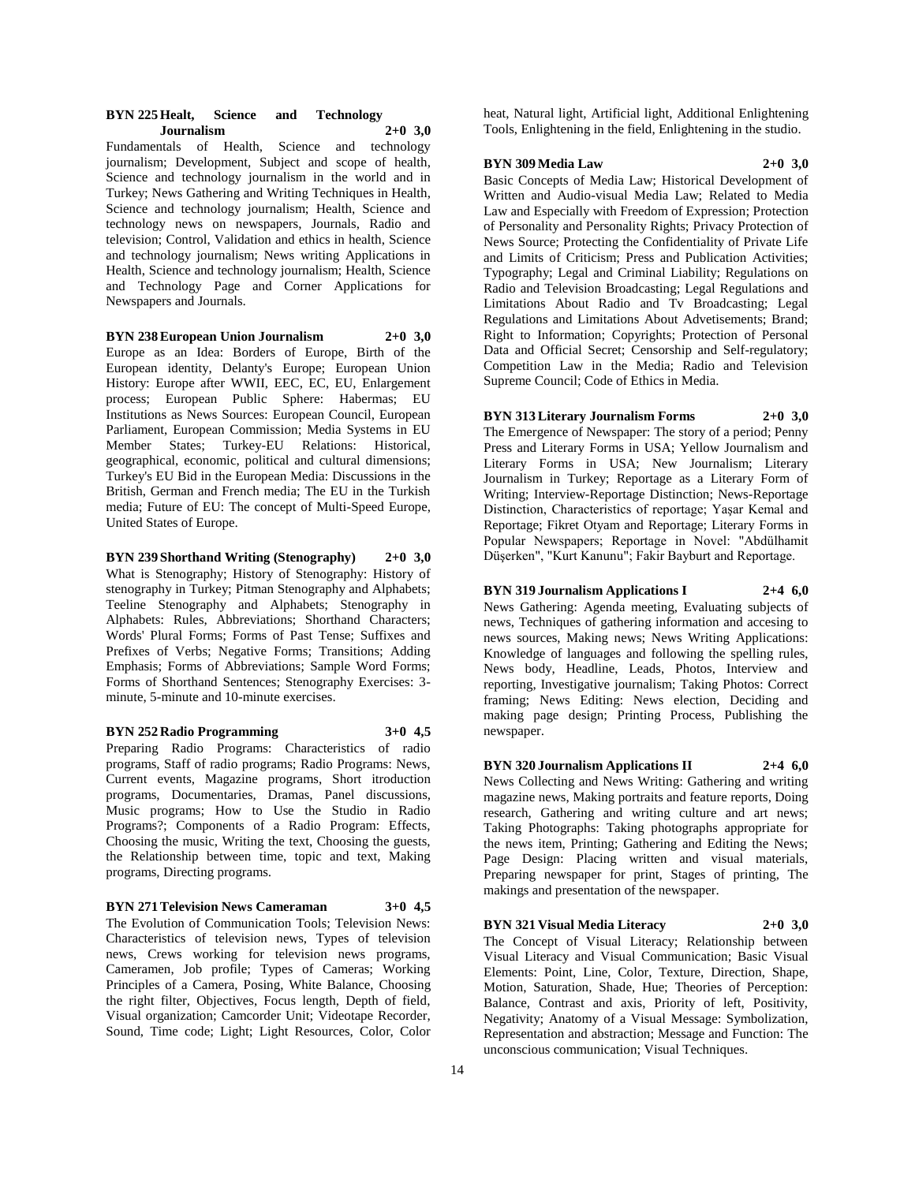**BYN 225 Healt, Science and Technology Journalism 2+0 3,0**

Fundamentals of Health, Science and technology journalism; Development, Subject and scope of health, Science and technology journalism in the world and in Turkey; News Gathering and Writing Techniques in Health, Science and technology journalism; Health, Science and technology news on newspapers, Journals, Radio and television; Control, Validation and ethics in health, Science and technology journalism; News writing Applications in Health, Science and technology journalism; Health, Science and Technology Page and Corner Applications for Newspapers and Journals.

**BYN 238 European Union Journalism 2+0 3,0**

Europe as an Idea: Borders of Europe, Birth of the European identity, Delanty's Europe; European Union History: Europe after WWII, EEC, EC, EU, Enlargement process; European Public Sphere: Habermas; EU Institutions as News Sources: European Council, European Parliament, European Commission; Media Systems in EU Member States; Turkey-EU Relations: Historical, geographical, economic, political and cultural dimensions; Turkey's EU Bid in the European Media: Discussions in the British, German and French media; The EU in the Turkish media; Future of EU: The concept of Multi-Speed Europe, United States of Europe.

**BYN 239 Shorthand Writing (Stenography) 2+0 3,0**

What is Stenography; History of Stenography: History of stenography in Turkey; Pitman Stenography and Alphabets; Teeline Stenography and Alphabets; Stenography in Alphabets: Rules, Abbreviations; Shorthand Characters; Words' Plural Forms; Forms of Past Tense; Suffixes and Prefixes of Verbs; Negative Forms; Transitions; Adding Emphasis; Forms of Abbreviations; Sample Word Forms; Forms of Shorthand Sentences; Stenography Exercises: 3-minute, 5-minute and 10-minute exercises.

**BYN 252 Radio Programming 3+0 4,5**

Preparing Radio Programs: Characteristics of radio programs, Staff of radio programs; Radio Programs: News, Current events, Magazine programs, Short itroduction programs, Documentaries, Dramas, Panel discussions, Music programs; How to Use the Studio in Radio Programs?; Components of a Radio Program: Effects, Choosing the music, Writing the text, Choosing the guests, the Relationship between time, topic and text, Making programs, Directing programs.

**BYN 271 Television News Cameraman 3+0 4,5**

The Evolution of Communication Tools; Television News: Characteristics of television news, Types of television news, Crews working for television news programs, Cameramen, Job profile; Types of Cameras; Working Principles of a Camera, Posing, White Balance, Choosing the right filter, Objectives, Focus length, Depth of field, Visual organization; Camcorder Unit; Videotape Recorder, Sound, Time code; Light; Light Resources, Color, Color heat, Natural light, Artificial light, Additional Enlightening Tools, Enlightening in the field, Enlightening in the studio.

**BYN 309 Media Law 2+0 3,0**

Basic Concepts of Media Law; Historical Development of Written and Audio-visual Media Law; Related to Media Law and Especially with Freedom of Expression; Protection of Personality and Personality Rights; Privacy Protection of News Source; Protecting the Confidentiality of Private Life and Limits of Criticism; Press and Publication Activities; Typography; Legal and Criminal Liability; Regulations on Radio and Television Broadcasting; Legal Regulations and Limitations About Radio and Tv Broadcasting; Legal Regulations and Limitations About Advetisements; Brand; Right to Information; Copyrights; Protection of Personal Data and Official Secret; Censorship and Self-regulatory; Competition Law in the Media; Radio and Television Supreme Council; Code of Ethics in Media.

**BYN 313 Literary Journalism Forms 2+0 3,0**

The Emergence of Newspaper: The story of a period; Penny Press and Literary Forms in USA; Yellow Journalism and Literary Forms in USA; New Journalism; Literary Journalism in Turkey; Reportage as a Literary Form of Writing; Interview-Reportage Distinction; News-Reportage Distinction, Characteristics of reportage; Yaşar Kemal and Reportage; Fikret Otyam and Reportage; Literary Forms in Popular Newspapers; Reportage in Novel: "Abdülhamit Düşerken", "Kurt Kanunu"; Fakir Bayburt and Reportage.

**BYN 319 Journalism Applications I 2+4 6,0**

News Gathering: Agenda meeting, Evaluating subjects of news, Techniques of gathering information and accesing to news sources, Making news; News Writing Applications: Knowledge of languages and following the spelling rules, News body, Headline, Leads, Photos, Interview and reporting, Investigative journalism; Taking Photos: Correct framing; News Editing: News election, Deciding and making page design; Printing Process, Publishing the newspaper.

**BYN 320 Journalism Applications II 2+4 6,0**

News Collecting and News Writing: Gathering and writing magazine news, Making portraits and feature reports, Doing research, Gathering and writing culture and art news; Taking Photographs: Taking photographs appropriate for the news item, Printing; Gathering and Editing the News; Page Design: Placing written and visual materials, Preparing newspaper for print, Stages of printing, The makings and presentation of the newspaper.

**BYN 321 Visual Media Literacy 2+0 3,0**

The Concept of Visual Literacy; Relationship between Visual Literacy and Visual Communication; Basic Visual Elements: Point, Line, Color, Texture, Direction, Shape, Motion, Saturation, Shade, Hue; Theories of Perception: Balance, Contrast and axis, Priority of left, Positivity, Negativity; Anatomy of a Visual Message: Symbolization, Representation and abstraction; Message and Function: The unconscious communication; Visual Techniques.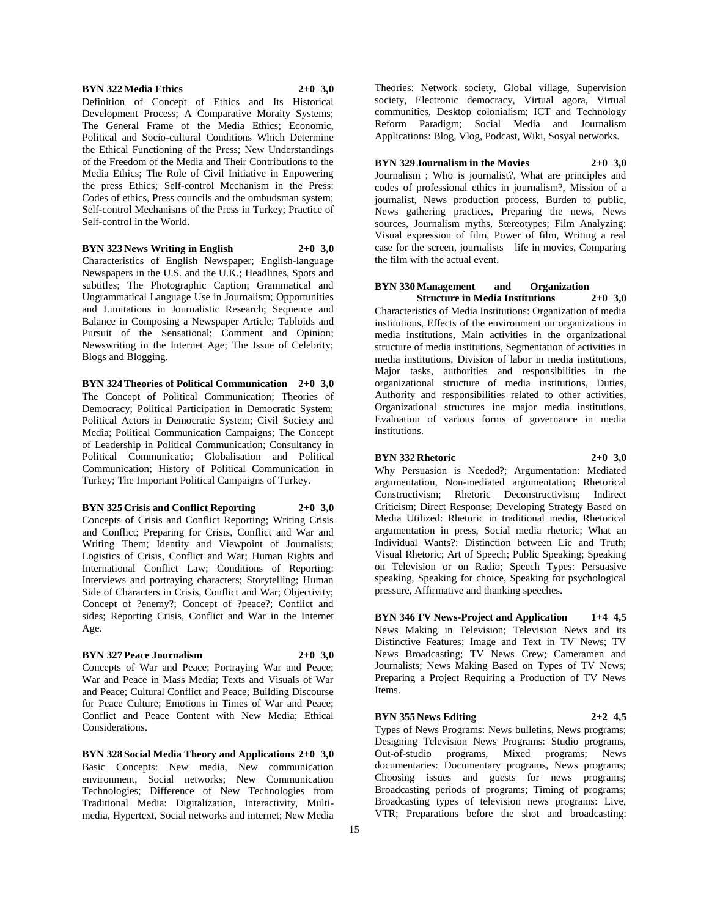**BYN 322 Media Ethics 2+0 3,0**

Definition of Concept of Ethics and Its Historical Development Process; A Comparative Moraity Systems; The General Frame of the Media Ethics; Economic, Political and Socio-cultural Conditions Which Determine the Ethical Functioning of the Press; New Understandings of the Freedom of the Media and Their Contributions to the Media Ethics; The Role of Civil Initiative in Enpowering the press Ethics; Self-control Mechanism in the Press: Codes of ethics, Press councils and the ombudsman system; Self-control Mechanisms of the Press in Turkey; Practice of Self-control in the World.

**BYN 323 News Writing in English 2+0 3,0**

Characteristics of English Newspaper; English-language Newspapers in the U.S. and the U.K.; Headlines, Spots and subtitles; The Photographic Caption; Grammatical and Ungrammatical Language Use in Journalism; Opportunities and Limitations in Journalistic Research; Sequence and Balance in Composing a Newspaper Article; Tabloids and Pursuit of the Sensational; Comment and Opinion; Newswriting in the Internet Age; The Issue of Celebrity; Blogs and Blogging.

**BYN 324 Theories of Political Communication 2+0 3,0**

The Concept of Political Communication; Theories of Democracy; Political Participation in Democratic System; Political Actors in Democratic System; Civil Society and Media; Political Communication Campaigns; The Concept of Leadership in Political Communication; Consultancy in Political Communicatio; Globalisation and Political Communication; History of Political Communication in Turkey; The Important Political Campaigns of Turkey.

**BYN 325 Crisis and Conflict Reporting 2+0 3,0**

Concepts of Crisis and Conflict Reporting; Writing Crisis and Conflict; Preparing for Crisis, Conflict and War and Writing Them; Identity and Viewpoint of Journalists; Logistics of Crisis, Conflict and War; Human Rights and International Conflict Law; Conditions of Reporting: Interviews and portraying characters; Storytelling; Human Side of Characters in Crisis, Conflict and War; Objectivity; Concept of ?enemy?; Concept of ?peace?; Conflict and sides; Reporting Crisis, Conflict and War in the Internet Age.

**BYN 327 Peace Journalism 2+0 3,0**

Concepts of War and Peace; Portraying War and Peace; War and Peace in Mass Media; Texts and Visuals of War and Peace; Cultural Conflict and Peace; Building Discourse for Peace Culture; Emotions in Times of War and Peace; Conflict and Peace Content with New Media; Ethical Considerations.

**BYN 328 Social Media Theory and Applications 2+0 3,0**

Basic Concepts: New media, New communication environment, Social networks; New Communication Technologies; Difference of New Technologies from Traditional Media: Digitalization, Interactivity, Multi-media, Hypertext, Social networks and internet; New Media Theories: Network society, Global village, Supervision society, Electronic democracy, Virtual agora, Virtual communities, Desktop colonialism; ICT and Technology Reform Paradigm; Social Media and Journalism Applications: Blog, Vlog, Podcast, Wiki, Sosyal networks.

**BYN 329 Journalism in the Movies 2+0 3,0**

Journalism ; Who is journalist?, What are principles and codes of professional ethics in journalism?, Mission of a journalist, News production process, Burden to public, News gathering practices, Preparing the news, News sources, Journalism myths, Stereotypes; Film Analyzing: Visual expression of film, Power of film, Writing a real case for the screen, journalists life in movies, Comparing the film with the actual event.

**BYN 330 Management and Organization Structure in Media Institutions 2+0 3,0**

Characteristics of Media Institutions: Organization of media institutions, Effects of the environment on organizations in media institutions, Main activities in the organizational structure of media institutions, Segmentation of activities in media institutions, Division of labor in media institutions, Major tasks, authorities and responsibilities in the organizational structure of media institutions, Duties, Authority and responsibilities related to other activities, Organizational structures ine major media institutions, Evaluation of various forms of governance in media institutions.

**BYN 332 Rhetoric 2+0 3,0**

Why Persuasion is Needed?; Argumentation: Mediated argumentation, Non-mediated argumentation; Rhetorical Constructivism; Rhetoric Deconstructivism; Indirect Criticism; Direct Response; Developing Strategy Based on Media Utilized: Rhetoric in traditional media, Rhetorical argumentation in press, Social media rhetoric; What an Individual Wants?: Distinction between Lie and Truth; Visual Rhetoric; Art of Speech; Public Speaking; Speaking on Television or on Radio; Speech Types: Persuasive speaking, Speaking for choice, Speaking for psychological pressure, Affirmative and thanking speeches.

**BYN 346 TV News-Project and Application 1+4 4,5**

News Making in Television; Television News and its Distinctive Features; Image and Text in TV News; TV News Broadcasting; TV News Crew; Cameramen and Journalists; News Making Based on Types of TV News; Preparing a Project Requiring a Production of TV News Items.

**BYN 355 News Editing 2+2 4,5**

Types of News Programs: News bulletins, News programs; Designing Television News Programs: Studio programs, Out-of-studio programs, Mixed programs; News documentaries: Documentary programs, News programs; Choosing issues and guests for news programs; Broadcasting periods of programs; Timing of programs; Broadcasting types of television news programs: Live, VTR; Preparations before the shot and broadcasting: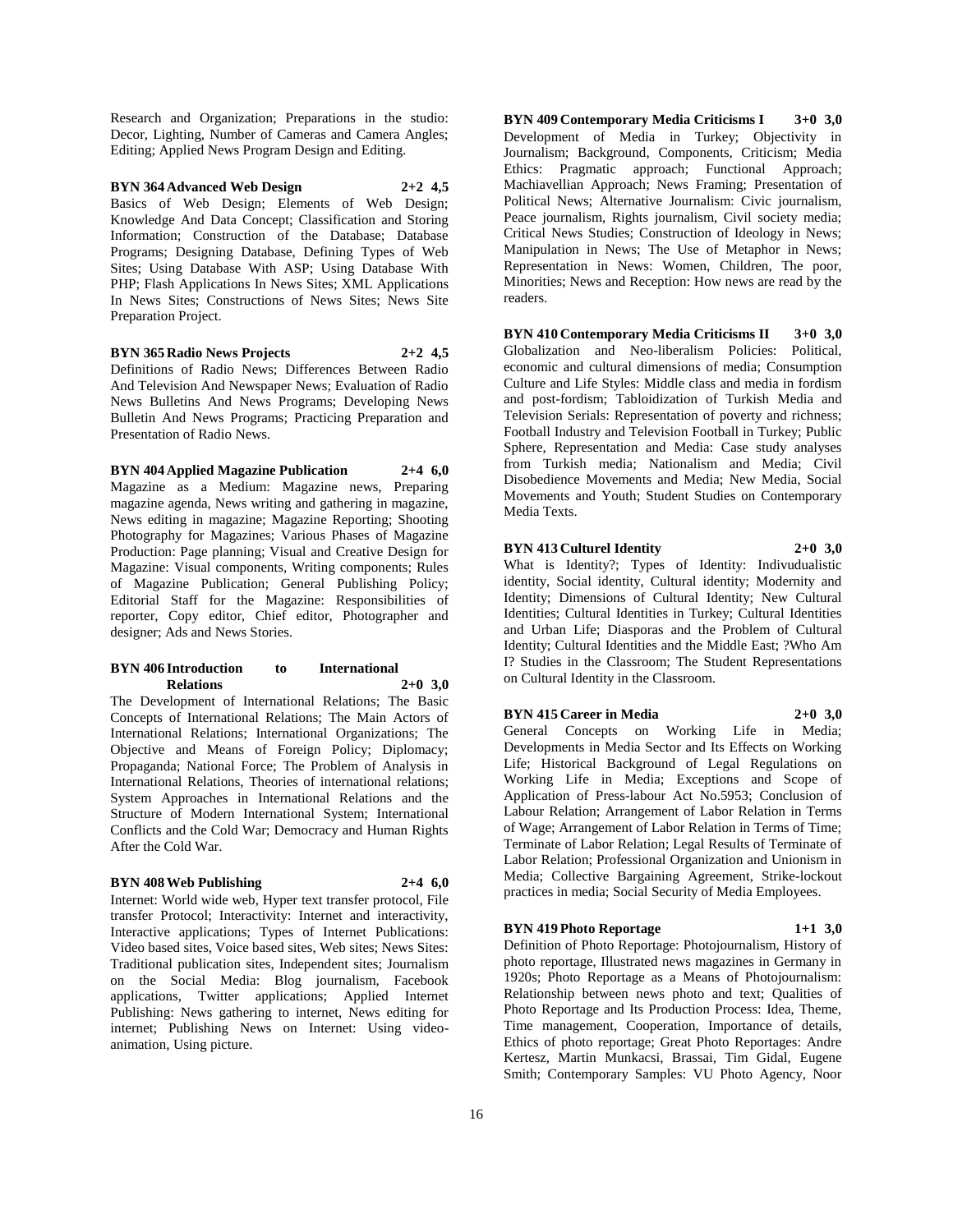Research and Organization; Preparations in the studio: Decor, Lighting, Number of Cameras and Camera Angles; Editing; Applied News Program Design and Editing.

**BYN 364 Advanced Web Design 2+2 4,5**

Basics of Web Design; Elements of Web Design; Knowledge And Data Concept; Classification and Storing Information; Construction of the Database; Database Programs; Designing Database, Defining Types of Web Sites; Using Database With ASP; Using Database With PHP; Flash Applications In News Sites; XML Applications In News Sites; Constructions of News Sites; News Site Preparation Project.

**BYN 365 Radio News Projects 2+2 4,5**

Definitions of Radio News; Differences Between Radio And Television And Newspaper News; Evaluation of Radio News Bulletins And News Programs; Developing News Bulletin And News Programs; Practicing Preparation and Presentation of Radio News.

**BYN 404 Applied Magazine Publication 2+4 6,0**

Magazine as a Medium: Magazine news, Preparing magazine agenda, News writing and gathering in magazine, News editing in magazine; Magazine Reporting; Shooting Photography for Magazines; Various Phases of Magazine Production: Page planning; Visual and Creative Design for Magazine: Visual components, Writing components; Rules of Magazine Publication; General Publishing Policy; Editorial Staff for the Magazine: Responsibilities of reporter, Copy editor, Chief editor, Photographer and designer; Ads and News Stories.

**BYN 406 Introduction to International Relations 2+0 3,0**

The Development of International Relations; The Basic Concepts of International Relations; The Main Actors of International Relations; International Organizations; The Objective and Means of Foreign Policy; Diplomacy; Propaganda; National Force; The Problem of Analysis in International Relations, Theories of international relations; System Approaches in International Relations and the Structure of Modern International System; International Conflicts and the Cold War; Democracy and Human Rights After the Cold War.

**BYN 408 Web Publishing 2+4 6,0**

Internet: World wide web, Hyper text transfer protocol, File transfer Protocol; Interactivity: Internet and interactivity, Interactive applications; Types of Internet Publications: Video based sites, Voice based sites, Web sites; News Sites: Traditional publication sites, Independent sites; Journalism on the Social Media: Blog journalism, Facebook applications, Twitter applications; Applied Internet Publishing: News gathering to internet, News editing for internet; Publishing News on Internet: Using video-animation, Using picture.

**BYN 409 Contemporary Media Criticisms I 3+0 3,0**

Development of Media in Turkey; Objectivity in Journalism; Background, Components, Criticism; Media Ethics: Pragmatic approach; Functional Approach; Machiavellian Approach; News Framing; Presentation of Political News; Alternative Journalism: Civic journalism, Peace journalism, Rights journalism, Civil society media; Critical News Studies; Construction of Ideology in News; Manipulation in News; The Use of Metaphor in News; Representation in News: Women, Children, The poor, Minorities; News and Reception: How news are read by the readers.

**BYN 410 Contemporary Media Criticisms II 3+0 3,0**

Globalization and Neo-liberalism Policies: Political, economic and cultural dimensions of media; Consumption Culture and Life Styles: Middle class and media in fordism and post-fordism; Tabloidization of Turkish Media and Television Serials: Representation of poverty and richness; Football Industry and Television Football in Turkey; Public Sphere, Representation and Media: Case study analyses from Turkish media; Nationalism and Media; Civil Disobedience Movements and Media; New Media, Social Movements and Youth; Student Studies on Contemporary Media Texts.

**BYN 413 Culturel Identity 2+0 3,0**

What is Identity?; Types of Identity: Indivudualistic identity, Social identity, Cultural identity; Modernity and Identity; Dimensions of Cultural Identity; New Cultural Identities; Cultural Identities in Turkey; Cultural Identities and Urban Life; Diasporas and the Problem of Cultural Identity; Cultural Identities and the Middle East; ?Who Am I? Studies in the Classroom; The Student Representations on Cultural Identity in the Classroom.

**BYN 415 Career in Media 2+0 3,0**

General Concepts on Working Life in Media; Developments in Media Sector and Its Effects on Working Life; Historical Background of Legal Regulations on Working Life in Media; Exceptions and Scope of Application of Press-labour Act No.5953; Conclusion of Labour Relation; Arrangement of Labor Relation in Terms of Wage; Arrangement of Labor Relation in Terms of Time; Terminate of Labor Relation; Legal Results of Terminate of Labor Relation; Professional Organization and Unionism in Media; Collective Bargaining Agreement, Strike-lockout practices in media; Social Security of Media Employees.

**BYN 419 Photo Reportage 1+1 3,0**

Definition of Photo Reportage: Photojournalism, History of photo reportage, Illustrated news magazines in Germany in 1920s; Photo Reportage as a Means of Photojournalism: Relationship between news photo and text; Qualities of Photo Reportage and Its Production Process: Idea, Theme, Time management, Cooperation, Importance of details, Ethics of photo reportage; Great Photo Reportages: Andre Kertesz, Martin Munkacsi, Brassai, Tim Gidal, Eugene Smith; Contemporary Samples: VU Photo Agency, Noor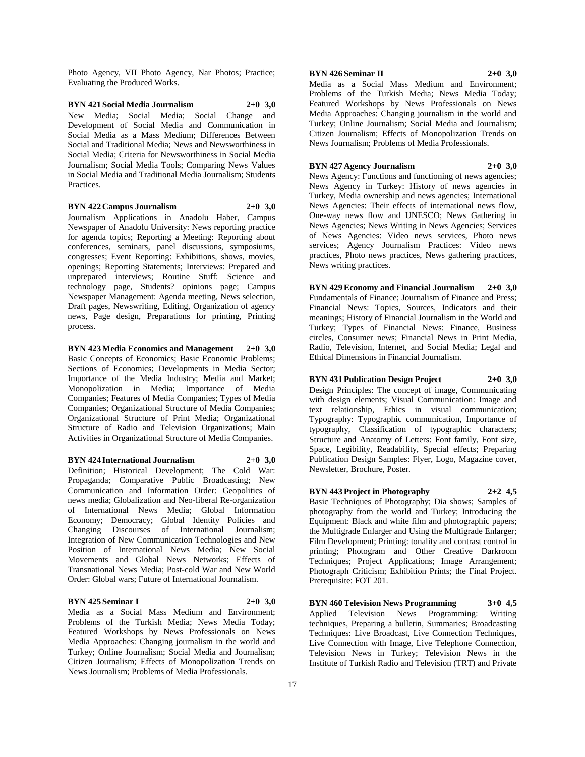Photo Agency, VII Photo Agency, Nar Photos; Practice; Evaluating the Produced Works.

**BYN 421 Social Media Journalism 2+0 3,0**

New Media; Social Media; Social Change and Development of Social Media and Communication in Social Media as a Mass Medium; Differences Between Social and Traditional Media; News and Newsworthiness in Social Media; Criteria for Newsworthiness in Social Media Journalism; Social Media Tools; Comparing News Values in Social Media and Traditional Media Journalism; Students Practices.

**BYN 422 Campus Journalism 2+0 3,0**

Journalism Applications in Anadolu Haber, Campus Newspaper of Anadolu University: News reporting practice for agenda topics; Reporting a Meeting: Reporting about conferences, seminars, panel discussions, symposiums, congresses; Event Reporting: Exhibitions, shows, movies, openings; Reporting Statements; Interviews: Prepared and unprepared interviews; Routine Stuff: Science and technology page, Students? opinions page; Campus Newspaper Management: Agenda meeting, News selection, Draft pages, Newswriting, Editing, Organization of agency news, Page design, Preparations for printing, Printing process.

**BYN 423 Media Economics and Management 2+0 3,0**

Basic Concepts of Economics; Basic Economic Problems; Sections of Economics; Developments in Media Sector; Importance of the Media Industry; Media and Market; Monopolization in Media; Importance of Media Companies; Features of Media Companies; Types of Media Companies; Organizational Structure of Media Companies; Organizational Structure of Print Media; Organizational Structure of Radio and Television Organizations; Main Activities in Organizational Structure of Media Companies.

**BYN 424 International Journalism 2+0 3,0**

Definition; Historical Development; The Cold War: Propaganda; Comparative Public Broadcasting; New Communication and Information Order: Geopolitics of news media; Globalization and Neo-liberal Re-organization of International News Media; Global Information Economy; Democracy; Global Identity Policies and Changing Discourses of International Journalism; Integration of New Communication Technologies and New Position of International News Media; New Social Movements and Global News Networks; Effects of Transnational News Media; Post-cold War and New World Order: Global wars; Future of International Journalism.

**BYN 425 Seminar I 2+0 3,0**

Media as a Social Mass Medium and Environment; Problems of the Turkish Media; News Media Today; Featured Workshops by News Professionals on News Media Approaches: Changing journalism in the world and Turkey; Online Journalism; Social Media and Journalism; Citizen Journalism; Effects of Monopolization Trends on News Journalism; Problems of Media Professionals.

**BYN 426 Seminar II 2+0 3,0**

Media as a Social Mass Medium and Environment; Problems of the Turkish Media; News Media Today; Featured Workshops by News Professionals on News Media Approaches: Changing journalism in the world and Turkey; Online Journalism; Social Media and Journalism; Citizen Journalism; Effects of Monopolization Trends on News Journalism; Problems of Media Professionals.

**BYN 427 Agency Journalism 2+0 3,0**

News Agency: Functions and functioning of news agencies; News Agency in Turkey: History of news agencies in Turkey, Media ownership and news agencies; International News Agencies: Their effects of international news flow, One-way news flow and UNESCO; News Gathering in News Agencies; News Writing in News Agencies; Services of News Agencies: Video news services, Photo news services; Agency Journalism Practices: Video news practices, Photo news practices, News gathering practices, News writing practices.

**BYN 429 Economy and Financial Journalism 2+0 3,0**

Fundamentals of Finance; Journalism of Finance and Press; Financial News: Topics, Sources, Indicators and their meanings; History of Financial Journalism in the World and Turkey; Types of Financial News: Finance, Business circles, Consumer news; Financial News in Print Media, Radio, Television, Internet, and Social Media; Legal and Ethical Dimensions in Financial Journalism.

**BYN 431 Publication Design Project 2+0 3,0**

Design Principles: The concept of image, Communicating with design elements; Visual Communication: Image and text relationship, Ethics in visual communication; Typography: Typographic communication, Importance of typography, Classification of typographic characters; Structure and Anatomy of Letters: Font family, Font size, Space, Legibility, Readability, Special effects; Preparing Publication Design Samples: Flyer, Logo, Magazine cover, Newsletter, Brochure, Poster.

**BYN 443 Project in Photography 2+2 4,5**

Basic Techniques of Photography; Dia shows; Samples of photography from the world and Turkey; Introducing the Equipment: Black and white film and photographic papers; the Multigrade Enlarger and Using the Multigrade Enlarger; Film Development; Printing: tonality and contrast control in printing; Photogram and Other Creative Darkroom Techniques; Project Applications; Image Arrangement; Photograph Criticism; Exhibition Prints; the Final Project. Prerequisite: FOT 201.

**BYN 460 Television News Programming 3+0 4,5**

Applied Television News Programming: Writing techniques, Preparing a bulletin, Summaries; Broadcasting Techniques: Live Broadcast, Live Connection Techniques, Live Connection with Image, Live Telephone Connection, Television News in Turkey; Television News in the Institute of Turkish Radio and Television (TRT) and Private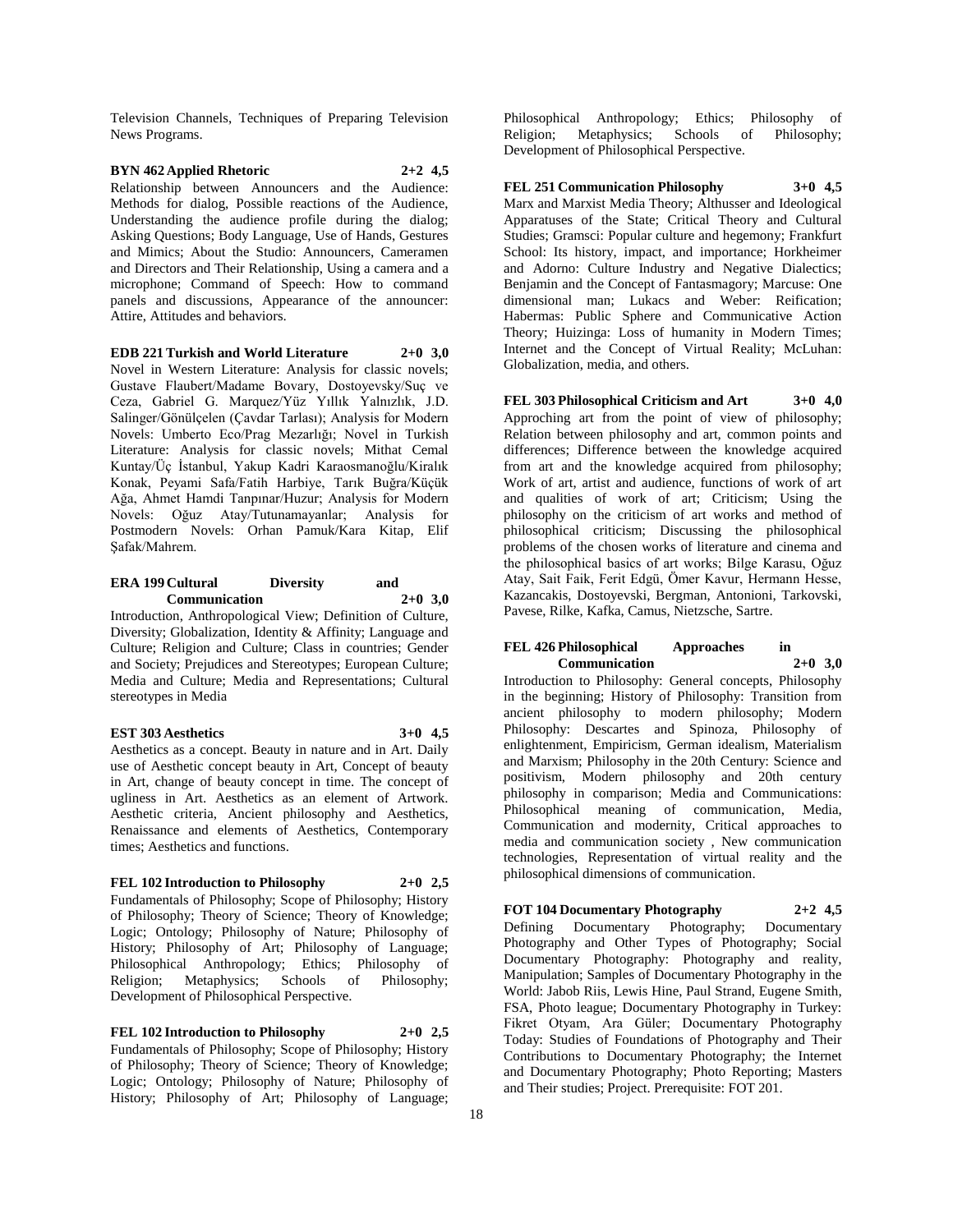Television Channels, Techniques of Preparing Television News Programs.

**BYN 462 Applied Rhetoric 2+2 4,5**

Relationship between Announcers and the Audience: Methods for dialog, Possible reactions of the Audience, Understanding the audience profile during the dialog; Asking Questions; Body Language, Use of Hands, Gestures and Mimics; About the Studio: Announcers, Cameramen and Directors and Their Relationship, Using a camera and a microphone; Command of Speech: How to command panels and discussions, Appearance of the announcer: Attire, Attitudes and behaviors.

**EDB 221 Turkish and World Literature 2+0 3,0**

Novel in Western Literature: Analysis for classic novels; Gustave Flaubert/Madame Bovary, Dostoyevsky/Suç ve Ceza, Gabriel G. Marquez/Yüz Yıllık Yalnızlık, J.D. Salinger/Gönülçelen (Çavdar Tarlası); Analysis for Modern Novels: Umberto Eco/Prag Mezarlığı; Novel in Turkish Literature: Analysis for classic novels; Mithat Cemal Kuntay/Üç İstanbul, Yakup Kadri Karaosmanoğlu/Kiralık Konak, Peyami Safa/Fatih Harbiye, Tarık Buğra/Küçük Ağa, Ahmet Hamdi Tanpınar/Huzur; Analysis for Modern Novels: Oğuz Atay/Tutunamayanlar; Analysis for Postmodern Novels: Orhan Pamuk/Kara Kitap, Elif Şafak/Mahrem.

**ERA 199 Cultural Diversity and Communication 2+0 3,0**

Introduction, Anthropological View; Definition of Culture, Diversity; Globalization, Identity & Affinity; Language and Culture; Religion and Culture; Class in countries; Gender and Society; Prejudices and Stereotypes; European Culture; Media and Culture; Media and Representations; Cultural stereotypes in Media

**EST 303 Aesthetics 3+0 4,5**

Aesthetics as a concept. Beauty in nature and in Art. Daily use of Aesthetic concept beauty in Art, Concept of beauty in Art, change of beauty concept in time. The concept of ugliness in Art. Aesthetics as an element of Artwork. Aesthetic criteria, Ancient philosophy and Aesthetics, Renaissance and elements of Aesthetics, Contemporary times; Aesthetics and functions.

**FEL 102 Introduction to Philosophy 2+0 2,5**

Fundamentals of Philosophy; Scope of Philosophy; History of Philosophy; Theory of Science; Theory of Knowledge; Logic; Ontology; Philosophy of Nature; Philosophy of History; Philosophy of Art; Philosophy of Language; Philosophical Anthropology; Ethics; Philosophy of Religion; Metaphysics; Schools of Philosophy; Development of Philosophical Perspective.

**FEL 102 Introduction to Philosophy 2+0 2,5**

Fundamentals of Philosophy; Scope of Philosophy; History of Philosophy; Theory of Science; Theory of Knowledge; Logic; Ontology; Philosophy of Nature; Philosophy of History; Philosophy of Art; Philosophy of Language; Philosophical Anthropology; Ethics; Philosophy of Religion; Metaphysics; Schools of Philosophy; Development of Philosophical Perspective.

**FEL 251 Communication Philosophy 3+0 4,5**

Marx and Marxist Media Theory; Althusser and Ideological Apparatuses of the State; Critical Theory and Cultural Studies; Gramsci: Popular culture and hegemony; Frankfurt School: Its history, impact, and importance; Horkheimer and Adorno: Culture Industry and Negative Dialectics; Benjamin and the Concept of Fantasmagory; Marcuse: One dimensional man; Lukacs and Weber: Reification; Habermas: Public Sphere and Communicative Action Theory; Huizinga: Loss of humanity in Modern Times; Internet and the Concept of Virtual Reality; McLuhan: Globalization, media, and others.

**FEL 303 Philosophical Criticism and Art 3+0 4,0**

Approching art from the point of view of philosophy; Relation between philosophy and art, common points and differences; Difference between the knowledge acquired from art and the knowledge acquired from philosophy; Work of art, artist and audience, functions of work of art and qualities of work of art; Criticism; Using the philosophy on the criticism of art works and method of philosophical criticism; Discussing the philosophical problems of the chosen works of literature and cinema and the philosophical basics of art works; Bilge Karasu, Oğuz Atay, Sait Faik, Ferit Edgü, Ömer Kavur, Hermann Hesse, Kazancakis, Dostoyevski, Bergman, Antonioni, Tarkovski, Pavese, Rilke, Kafka, Camus, Nietzsche, Sartre.

**FEL 426 Philosophical Approaches in Communication 2+0 3,0**

Introduction to Philosophy: General concepts, Philosophy in the beginning; History of Philosophy: Transition from ancient philosophy to modern philosophy; Modern Philosophy: Descartes and Spinoza, Philosophy of enlightenment, Empiricism, German idealism, Materialism and Marxism; Philosophy in the 20th Century: Science and positivism, Modern philosophy and 20th century philosophy in comparison; Media and Communications: Philosophical meaning of communication, Media, Communication and modernity, Critical approaches to media and communication society , New communication technologies, Representation of virtual reality and the philosophical dimensions of communication.

**FOT 104 Documentary Photography 2+2 4,5**

Defining Documentary Photography; Documentary Photography and Other Types of Photography; Social Documentary Photography: Photography and reality, Manipulation; Samples of Documentary Photography in the World: Jabob Riis, Lewis Hine, Paul Strand, Eugene Smith, FSA, Photo league; Documentary Photography in Turkey: Fikret Otyam, Ara Güler; Documentary Photography Today: Studies of Foundations of Photography and Their Contributions to Documentary Photography; the Internet and Documentary Photography; Photo Reporting; Masters and Their studies; Project. Prerequisite: FOT 201.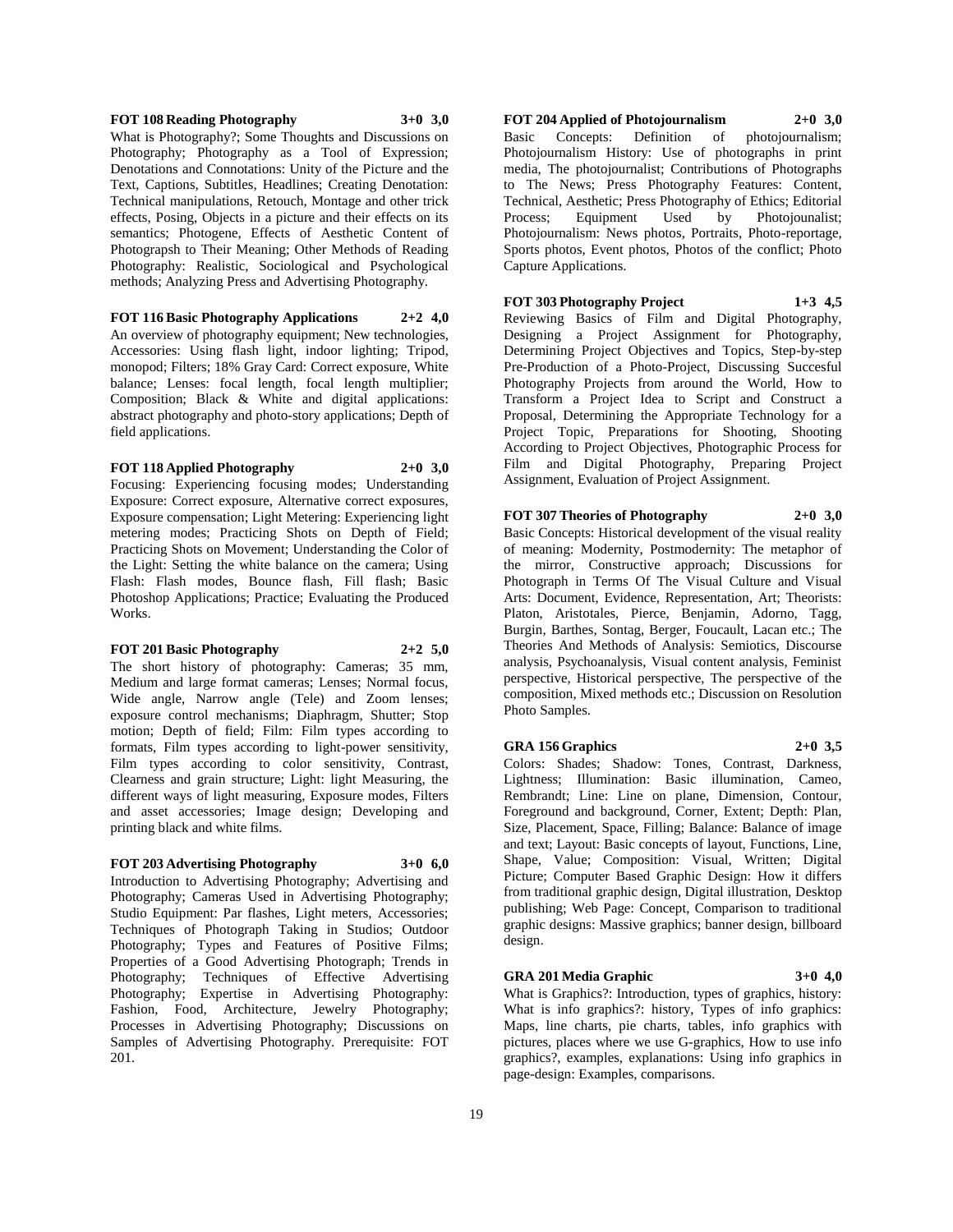**FOT 108 Reading Photography 3+0 3,0**

What is Photography?; Some Thoughts and Discussions on Photography; Photography as a Tool of Expression; Denotations and Connotations: Unity of the Picture and the Text, Captions, Subtitles, Headlines; Creating Denotation: Technical manipulations, Retouch, Montage and other trick effects, Posing, Objects in a picture and their effects on its semantics; Photogene, Effects of Aesthetic Content of Photograpsh to Their Meaning; Other Methods of Reading Photography: Realistic, Sociological and Psychological methods; Analyzing Press and Advertising Photography.

**FOT 116 Basic Photography Applications 2+2 4,0**

An overview of photography equipment; New technologies, Accessories: Using flash light, indoor lighting; Tripod, monopod; Filters; 18% Gray Card: Correct exposure, White balance; Lenses: focal length, focal length multiplier; Composition; Black & White and digital applications: abstract photography and photo-story applications; Depth of field applications.

**FOT 118 Applied Photography 2+0 3,0**

Focusing: Experiencing focusing modes; Understanding Exposure: Correct exposure, Alternative correct exposures, Exposure compensation; Light Metering: Experiencing light metering modes; Practicing Shots on Depth of Field; Practicing Shots on Movement; Understanding the Color of the Light: Setting the white balance on the camera; Using Flash: Flash modes, Bounce flash, Fill flash; Basic Photoshop Applications; Practice; Evaluating the Produced Works.

**FOT 201 Basic Photography 2+2 5,0**

The short history of photography: Cameras; 35 mm, Medium and large format cameras; Lenses; Normal focus, Wide angle, Narrow angle (Tele) and Zoom lenses; exposure control mechanisms; Diaphragm, Shutter; Stop motion; Depth of field; Film: Film types according to formats, Film types according to light-power sensitivity, Film types according to color sensitivity, Contrast, Clearness and grain structure; Light: light Measuring, the different ways of light measuring, Exposure modes, Filters and asset accessories; Image design; Developing and printing black and white films.

**FOT 203 Advertising Photography 3+0 6,0**

Introduction to Advertising Photography; Advertising and Photography; Cameras Used in Advertising Photography; Studio Equipment: Par flashes, Light meters, Accessories; Techniques of Photograph Taking in Studios; Outdoor Photography; Types and Features of Positive Films; Properties of a Good Advertising Photograph; Trends in Photography; Techniques of Effective Advertising Photography; Expertise in Advertising Photography: Fashion, Food, Architecture, Jewelry Photography; Processes in Advertising Photography; Discussions on Samples of Advertising Photography. Prerequisite: FOT 201.

**FOT 204 Applied of Photojournalism 2+0 3,0**

Basic Concepts: Definition of photojournalism; Photojournalism History: Use of photographs in print media, The photojournalist; Contributions of Photographs to The News; Press Photography Features: Content, Technical, Aesthetic; Press Photography of Ethics; Editorial Process; Equipment Used by Photojounalist; Photojournalism: News photos, Portraits, Photo-reportage, Sports photos, Event photos, Photos of the conflict; Photo Capture Applications.

**FOT 303 Photography Project 1+3 4,5**

Reviewing Basics of Film and Digital Photography, Designing a Project Assignment for Photography, Determining Project Objectives and Topics, Step-by-step Pre-Production of a Photo-Project, Discussing Succesful Photography Projects from around the World, How to Transform a Project Idea to Script and Construct a Proposal, Determining the Appropriate Technology for a Project Topic, Preparations for Shooting, Shooting According to Project Objectives, Photographic Process for Film and Digital Photography, Preparing Project Assignment, Evaluation of Project Assignment.

**FOT 307 Theories of Photography 2+0 3,0**

Basic Concepts: Historical development of the visual reality of meaning: Modernity, Postmodernity: The metaphor of the mirror, Constructive approach; Discussions for Photograph in Terms Of The Visual Culture and Visual Arts: Document, Evidence, Representation, Art; Theorists: Platon, Aristotales, Pierce, Benjamin, Adorno, Tagg, Burgin, Barthes, Sontag, Berger, Foucault, Lacan etc.; The Theories And Methods of Analysis: Semiotics, Discourse analysis, Psychoanalysis, Visual content analysis, Feminist perspective, Historical perspective, The perspective of the composition, Mixed methods etc.; Discussion on Resolution Photo Samples.

**GRA 156 Graphics 2+0 3,5**

Colors: Shades; Shadow: Tones, Contrast, Darkness, Lightness; Illumination: Basic illumination, Cameo, Rembrandt; Line: Line on plane, Dimension, Contour, Foreground and background, Corner, Extent; Depth: Plan, Size, Placement, Space, Filling; Balance: Balance of image and text; Layout: Basic concepts of layout, Functions, Line, Shape, Value; Composition: Visual, Written; Digital Picture; Computer Based Graphic Design: How it differs from traditional graphic design, Digital illustration, Desktop publishing; Web Page: Concept, Comparison to traditional graphic designs: Massive graphics; banner design, billboard design.

**GRA 201 Media Graphic 3+0 4,0**

What is Graphics?: Introduction, types of graphics, history: What is info graphics?: history, Types of info graphics: Maps, line charts, pie charts, tables, info graphics with pictures, places where we use G-graphics, How to use info graphics?, examples, explanations: Using info graphics in page-design: Examples, comparisons.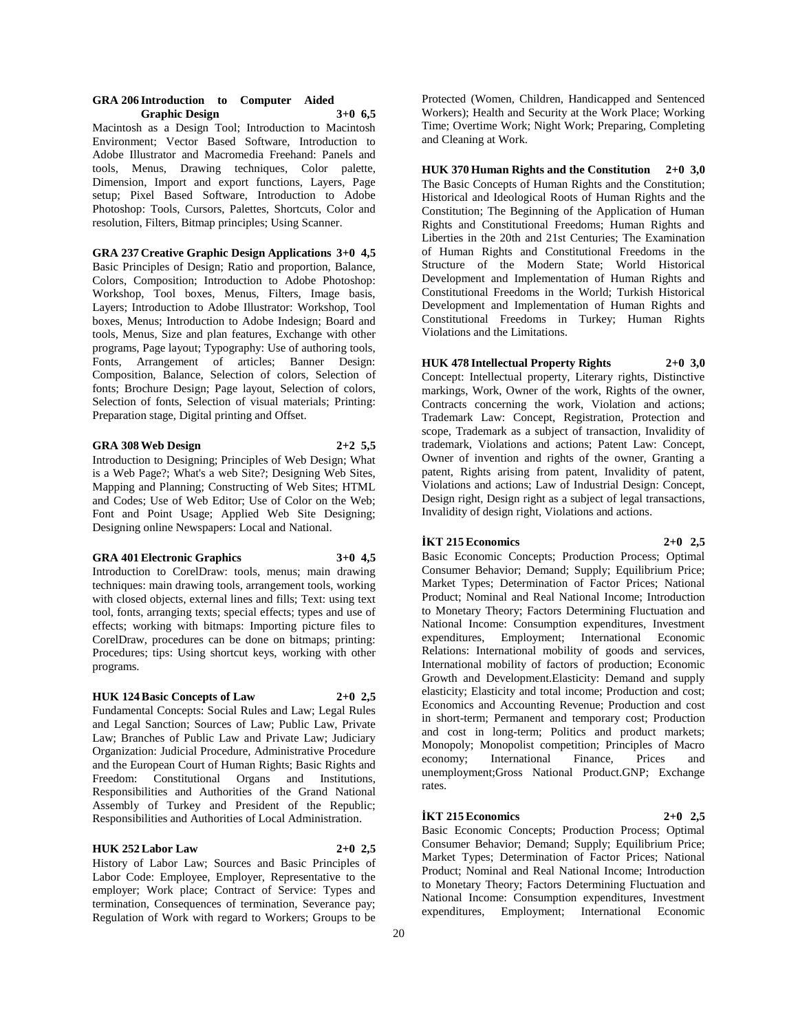**GRA 206 Introduction to Computer Aided Graphic Design 3+0 6,5**

Macintosh as a Design Tool; Introduction to Macintosh Environment; Vector Based Software, Introduction to Adobe Illustrator and Macromedia Freehand: Panels and tools, Menus, Drawing techniques, Color palette, Dimension, Import and export functions, Layers, Page setup; Pixel Based Software, Introduction to Adobe Photoshop: Tools, Cursors, Palettes, Shortcuts, Color and resolution, Filters, Bitmap principles; Using Scanner.

**GRA 237 Creative Graphic Design Applications 3+0 4,5**

Basic Principles of Design; Ratio and proportion, Balance, Colors, Composition; Introduction to Adobe Photoshop: Workshop, Tool boxes, Menus, Filters, Image basis, Layers; Introduction to Adobe Illustrator: Workshop, Tool boxes, Menus; Introduction to Adobe Indesign; Board and tools, Menus, Size and plan features, Exchange with other programs, Page layout; Typography: Use of authoring tools, Fonts, Arrangement of articles; Banner Design: Composition, Balance, Selection of colors, Selection of fonts; Brochure Design; Page layout, Selection of colors, Selection of fonts, Selection of visual materials; Printing: Preparation stage, Digital printing and Offset.

**GRA 308 Web Design 2+2 5,5**

Introduction to Designing; Principles of Web Design; What is a Web Page?; What's a web Site?; Designing Web Sites, Mapping and Planning; Constructing of Web Sites; HTML and Codes; Use of Web Editor; Use of Color on the Web; Font and Point Usage; Applied Web Site Designing; Designing online Newspapers: Local and National.

**GRA 401 Electronic Graphics 3+0 4,5**

Introduction to CorelDraw: tools, menus; main drawing techniques: main drawing tools, arrangement tools, working with closed objects, external lines and fills; Text: using text tool, fonts, arranging texts; special effects; types and use of effects; working with bitmaps: Importing picture files to CorelDraw, procedures can be done on bitmaps; printing: Procedures; tips: Using shortcut keys, working with other programs.

**HUK 124 Basic Concepts of Law 2+0 2,5**

Fundamental Concepts: Social Rules and Law; Legal Rules and Legal Sanction; Sources of Law; Public Law, Private Law; Branches of Public Law and Private Law; Judiciary Organization: Judicial Procedure, Administrative Procedure and the European Court of Human Rights; Basic Rights and Freedom: Constitutional Organs and Institutions, Responsibilities and Authorities of the Grand National Assembly of Turkey and President of the Republic; Responsibilities and Authorities of Local Administration.

**HUK 252 Labor Law 2+0 2,5**

History of Labor Law; Sources and Basic Principles of Labor Code: Employee, Employer, Representative to the employer; Work place; Contract of Service: Types and termination, Consequences of termination, Severance pay; Regulation of Work with regard to Workers; Groups to be Protected (Women, Children, Handicapped and Sentenced Workers); Health and Security at the Work Place; Working Time; Overtime Work; Night Work; Preparing, Completing and Cleaning at Work.

**HUK 370 Human Rights and the Constitution 2+0 3,0**

The Basic Concepts of Human Rights and the Constitution; Historical and Ideological Roots of Human Rights and the Constitution; The Beginning of the Application of Human Rights and Constitutional Freedoms; Human Rights and Liberties in the 20th and 21st Centuries; The Examination of Human Rights and Constitutional Freedoms in the Structure of the Modern State; World Historical Development and Implementation of Human Rights and Constitutional Freedoms in the World; Turkish Historical Development and Implementation of Human Rights and Constitutional Freedoms in Turkey; Human Rights Violations and the Limitations.

**HUK 478 Intellectual Property Rights 2+0 3,0**

Concept: Intellectual property, Literary rights, Distinctive markings, Work, Owner of the work, Rights of the owner, Contracts concerning the work, Violation and actions; Trademark Law: Concept, Registration, Protection and scope, Trademark as a subject of transaction, Invalidity of trademark, Violations and actions; Patent Law: Concept, Owner of invention and rights of the owner, Granting a patent, Rights arising from patent, Invalidity of patent, Violations and actions; Law of Industrial Design: Concept, Design right, Design right as a subject of legal transactions, Invalidity of design right, Violations and actions.

**İKT 215 Economics 2+0 2,5**

Basic Economic Concepts; Production Process; Optimal Consumer Behavior; Demand; Supply; Equilibrium Price; Market Types; Determination of Factor Prices; National Product; Nominal and Real National Income; Introduction to Monetary Theory; Factors Determining Fluctuation and National Income: Consumption expenditures, Investment expenditures, Employment; International Economic Relations: International mobility of goods and services, International mobility of factors of production; Economic Growth and Development.Elasticity: Demand and supply elasticity; Elasticity and total income; Production and cost; Economics and Accounting Revenue; Production and cost in short-term; Permanent and temporary cost; Production and cost in long-term; Politics and product markets; Monopoly; Monopolist competition; Principles of Macro economy; International Finance, Prices and unemployment;Gross National Product.GNP; Exchange rates.

**İKT 215 Economics 2+0 2,5**

Basic Economic Concepts; Production Process; Optimal Consumer Behavior; Demand; Supply; Equilibrium Price; Market Types; Determination of Factor Prices; National Product; Nominal and Real National Income; Introduction to Monetary Theory; Factors Determining Fluctuation and National Income: Consumption expenditures, Investment expenditures, Employment; International Economic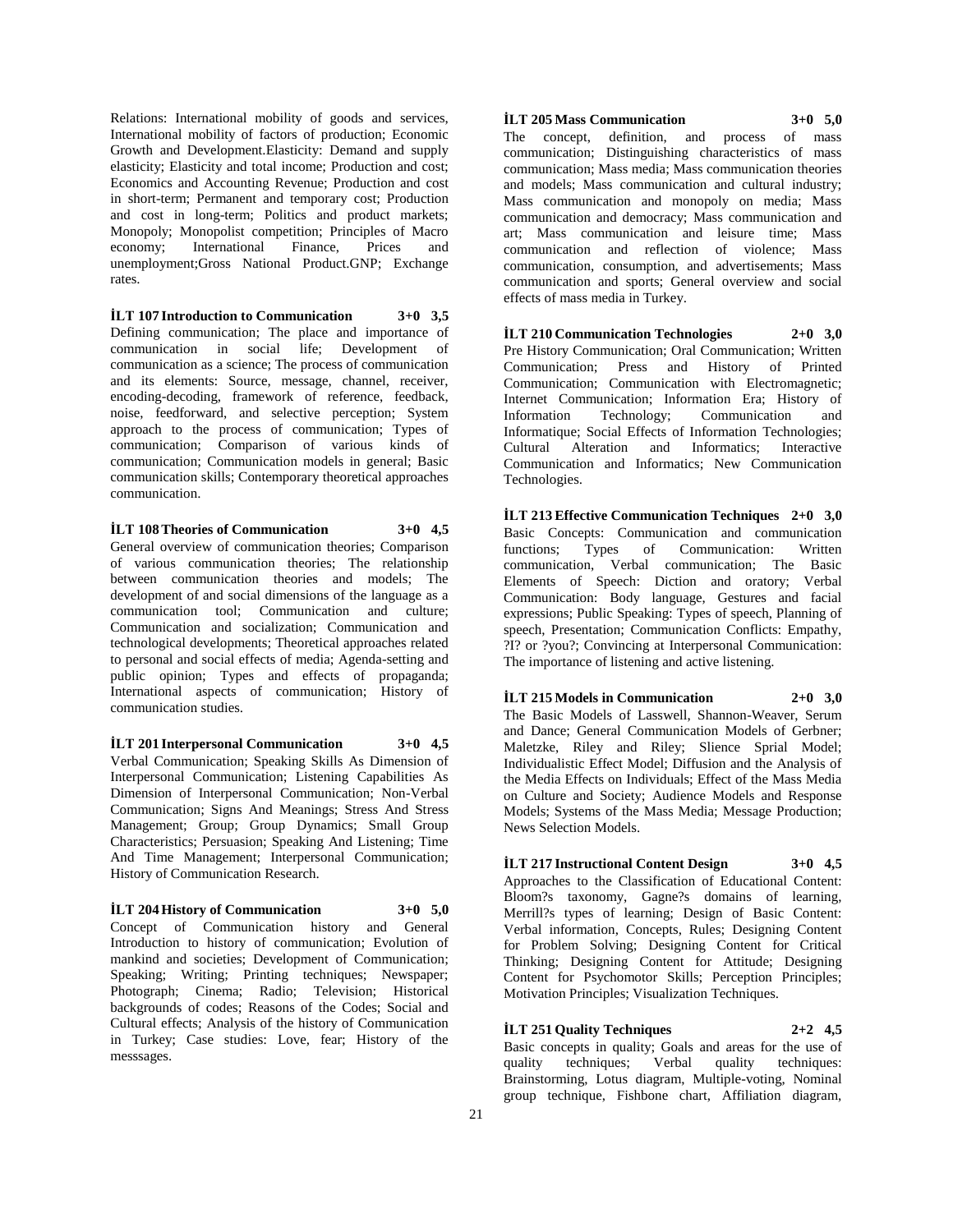Relations: International mobility of goods and services, International mobility of factors of production; Economic Growth and Development.Elasticity: Demand and supply elasticity; Elasticity and total income; Production and cost; Economics and Accounting Revenue; Production and cost in short-term; Permanent and temporary cost; Production and cost in long-term; Politics and product markets; Monopoly; Monopolist competition; Principles of Macro economy; International Finance, Prices and unemployment;Gross National Product.GNP; Exchange rates.

**İLT 107 Introduction to Communication 3+0 3,5**

Defining communication; The place and importance of communication in social life; Development of communication as a science; The process of communication and its elements: Source, message, channel, receiver, encoding-decoding, framework of reference, feedback, noise, feedforward, and selective perception; System approach to the process of communication; Types of communication; Comparison of various kinds of communication; Communication models in general; Basic communication skills; Contemporary theoretical approaches communication.

**İLT 108 Theories of Communication 3+0 4,5**

General overview of communication theories; Comparison of various communication theories; The relationship between communication theories and models; The development of and social dimensions of the language as a communication tool; Communication and culture; Communication and socialization; Communication and technological developments; Theoretical approaches related to personal and social effects of media; Agenda-setting and public opinion; Types and effects of propaganda; International aspects of communication; History of communication studies.

**İLT 201 Interpersonal Communication 3+0 4,5**

Verbal Communication; Speaking Skills As Dimension of Interpersonal Communication; Listening Capabilities As Dimension of Interpersonal Communication; Non-Verbal Communication; Signs And Meanings; Stress And Stress Management; Group; Group Dynamics; Small Group Characteristics; Persuasion; Speaking And Listening; Time And Time Management; Interpersonal Communication; History of Communication Research.

**İLT 204 History of Communication 3+0 5,0**

Concept of Communication history and General Introduction to history of communication; Evolution of mankind and societies; Development of Communication; Speaking; Writing; Printing techniques; Newspaper; Photograph; Cinema; Radio; Television; Historical backgrounds of codes; Reasons of the Codes; Social and Cultural effects; Analysis of the history of Communication in Turkey; Case studies: Love, fear; History of the messsages.

**İLT 205 Mass Communication 3+0 5,0**

The concept, definition, and process of mass communication; Distinguishing characteristics of mass communication; Mass media; Mass communication theories and models; Mass communication and cultural industry; Mass communication and monopoly on media; Mass communication and democracy; Mass communication and art; Mass communication and leisure time; Mass communication and reflection of violence; Mass communication, consumption, and advertisements; Mass communication and sports; General overview and social effects of mass media in Turkey.

**İLT 210 Communication Technologies 2+0 3,0**

Pre History Communication; Oral Communication; Written Communication; Press and History of Printed Communication; Communication with Electromagnetic; Internet Communication; Information Era; History of Information Technology; Communication and Informatique; Social Effects of Information Technologies; Cultural Alteration and Informatics; Interactive Communication and Informatics; New Communication Technologies.

**İLT 213 Effective Communication Techniques 2+0 3,0**

Basic Concepts: Communication and communication functions; Types of Communication: Written communication, Verbal communication; The Basic Elements of Speech: Diction and oratory; Verbal Communication: Body language, Gestures and facial expressions; Public Speaking: Types of speech, Planning of speech, Presentation; Communication Conflicts: Empathy, ?I? or ?you?; Convincing at Interpersonal Communication: The importance of listening and active listening.

**İLT 215 Models in Communication 2+0 3,0**

The Basic Models of Lasswell, Shannon-Weaver, Serum and Dance; General Communication Models of Gerbner; Maletzke, Riley and Riley; Slience Sprial Model; Individualistic Effect Model; Diffusion and the Analysis of the Media Effects on Individuals; Effect of the Mass Media on Culture and Society; Audience Models and Response Models; Systems of the Mass Media; Message Production; News Selection Models.

**İLT 217 Instructional Content Design 3+0 4,5**

Approaches to the Classification of Educational Content: Bloom?s taxonomy, Gagne?s domains of learning, Merrill?s types of learning; Design of Basic Content: Verbal information, Concepts, Rules; Designing Content for Problem Solving; Designing Content for Critical Thinking; Designing Content for Attitude; Designing Content for Psychomotor Skills; Perception Principles; Motivation Principles; Visualization Techniques.

**İLT 251 Quality Techniques 2+2 4,5**

Basic concepts in quality; Goals and areas for the use of quality techniques; Verbal quality techniques: Brainstorming, Lotus diagram, Multiple-voting, Nominal group technique, Fishbone chart, Affiliation diagram,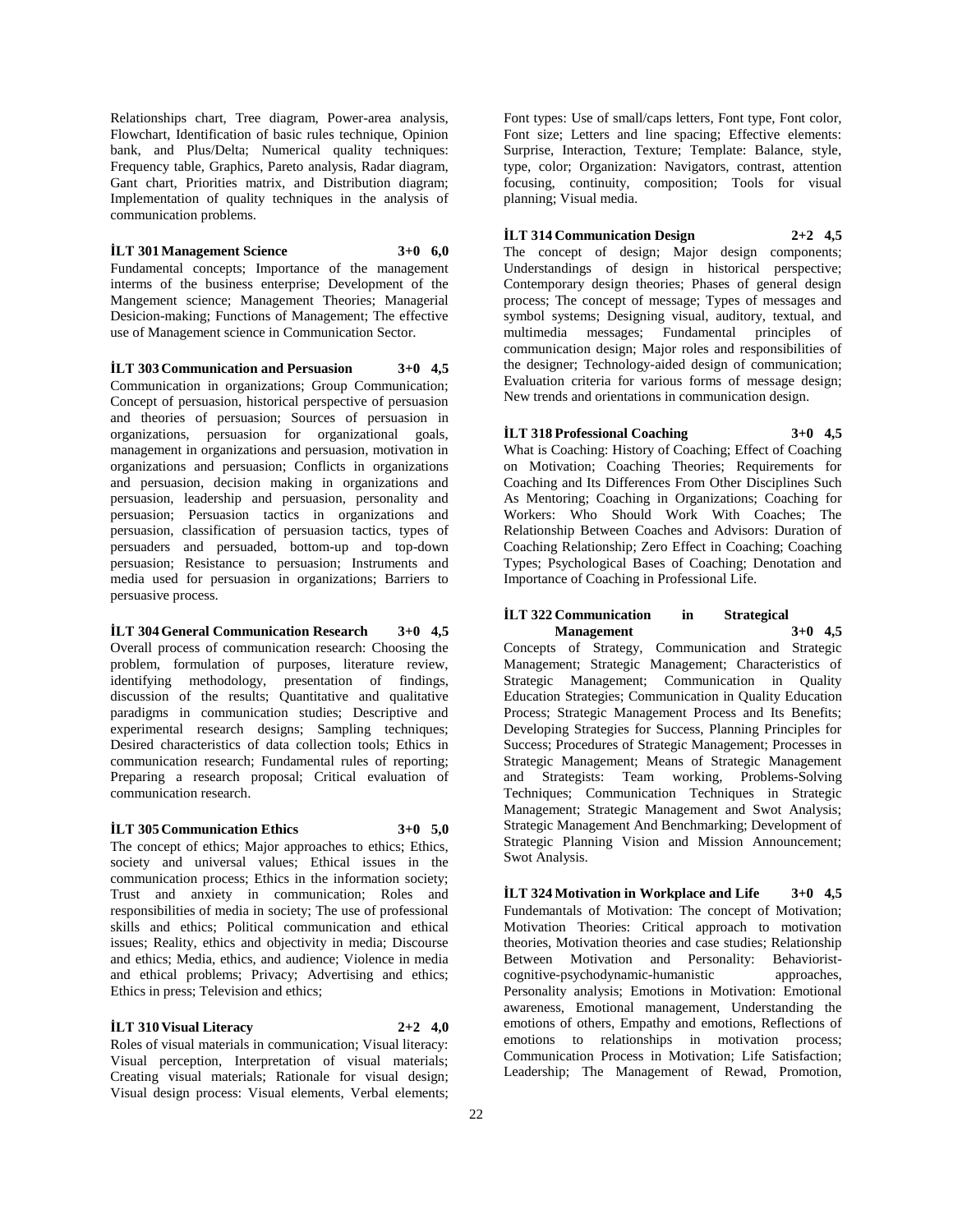Relationships chart, Tree diagram, Power-area analysis, Flowchart, Identification of basic rules technique, Opinion bank, and Plus/Delta; Numerical quality techniques: Frequency table, Graphics, Pareto analysis, Radar diagram, Gant chart, Priorities matrix, and Distribution diagram; Implementation of quality techniques in the analysis of communication problems.

**İLT 301 Management Science 3+0 6,0**

Fundamental concepts; Importance of the management interms of the business enterprise; Development of the Mangement science; Management Theories; Managerial Desicion-making; Functions of Management; The effective use of Management science in Communication Sector.

**İLT 303 Communication and Persuasion 3+0 4,5**

Communication in organizations; Group Communication; Concept of persuasion, historical perspective of persuasion and theories of persuasion; Sources of persuasion in organizations, persuasion for organizational goals, management in organizations and persuasion, motivation in organizations and persuasion; Conflicts in organizations and persuasion, decision making in organizations and persuasion, leadership and persuasion, personality and persuasion; Persuasion tactics in organizations and persuasion, classification of persuasion tactics, types of persuaders and persuaded, bottom-up and top-down persuasion; Resistance to persuasion; Instruments and media used for persuasion in organizations; Barriers to persuasive process.

**İLT 304 General Communication Research 3+0 4,5**

Overall process of communication research: Choosing the problem, formulation of purposes, literature review, identifying methodology, presentation of findings, discussion of the results; Quantitative and qualitative paradigms in communication studies; Descriptive and experimental research designs; Sampling techniques; Desired characteristics of data collection tools; Ethics in communication research; Fundamental rules of reporting; Preparing a research proposal; Critical evaluation of communication research.

**İLT 305 Communication Ethics 3+0 5,0**

The concept of ethics; Major approaches to ethics; Ethics, society and universal values; Ethical issues in the communication process; Ethics in the information society; Trust and anxiety in communication; Roles and responsibilities of media in society; The use of professional skills and ethics; Political communication and ethical issues; Reality, ethics and objectivity in media; Discourse and ethics; Media, ethics, and audience; Violence in media and ethical problems; Privacy; Advertising and ethics; Ethics in press; Television and ethics;

**İLT 310 Visual Literacy 2+2 4,0**

Roles of visual materials in communication; Visual literacy: Visual perception, Interpretation of visual materials; Creating visual materials; Rationale for visual design; Visual design process: Visual elements, Verbal elements; Font types: Use of small/caps letters, Font type, Font color, Font size; Letters and line spacing; Effective elements: Surprise, Interaction, Texture; Template: Balance, style, type, color; Organization: Navigators, contrast, attention focusing, continuity, composition; Tools for visual planning; Visual media.

**İLT 314 Communication Design 2+2 4,5**

The concept of design; Major design components; Understandings of design in historical perspective; Contemporary design theories; Phases of general design process; The concept of message; Types of messages and symbol systems; Designing visual, auditory, textual, and multimedia messages; Fundamental principles of communication design; Major roles and responsibilities of the designer; Technology-aided design of communication; Evaluation criteria for various forms of message design; New trends and orientations in communication design.

**İLT 318 Professional Coaching 3+0 4,5**

What is Coaching: History of Coaching; Effect of Coaching on Motivation; Coaching Theories; Requirements for Coaching and Its Differences From Other Disciplines Such As Mentoring; Coaching in Organizations; Coaching for Workers: Who Should Work With Coaches; The Relationship Between Coaches and Advisors: Duration of Coaching Relationship; Zero Effect in Coaching; Coaching Types; Psychological Bases of Coaching; Denotation and Importance of Coaching in Professional Life.

**İLT 322 Communication in Strategical Management 3+0 4,5**

Concepts of Strategy, Communication and Strategic Management; Strategic Management; Characteristics of Strategic Management; Communication in Quality Education Strategies; Communication in Quality Education Process; Strategic Management Process and Its Benefits; Developing Strategies for Success, Planning Principles for Success; Procedures of Strategic Management; Processes in Strategic Management; Means of Strategic Management and Strategists: Team working, Problems-Solving Techniques; Communication Techniques in Strategic Management; Strategic Management and Swot Analysis; Strategic Management And Benchmarking; Development of Strategic Planning Vision and Mission Announcement; Swot Analysis.

**İLT 324 Motivation in Workplace and Life 3+0 4,5**

Fundemantals of Motivation: The concept of Motivation; Motivation Theories: Critical approach to motivation theories, Motivation theories and case studies; Relationship Between Motivation and Personality: Behaviorist-cognitive-psychodynamic-humanistic approaches, Personality analysis; Emotions in Motivation: Emotional awareness, Emotional management, Understanding the emotions of others, Empathy and emotions, Reflections of emotions to relationships in motivation process; Communication Process in Motivation; Life Satisfaction; Leadership; The Management of Rewad, Promotion,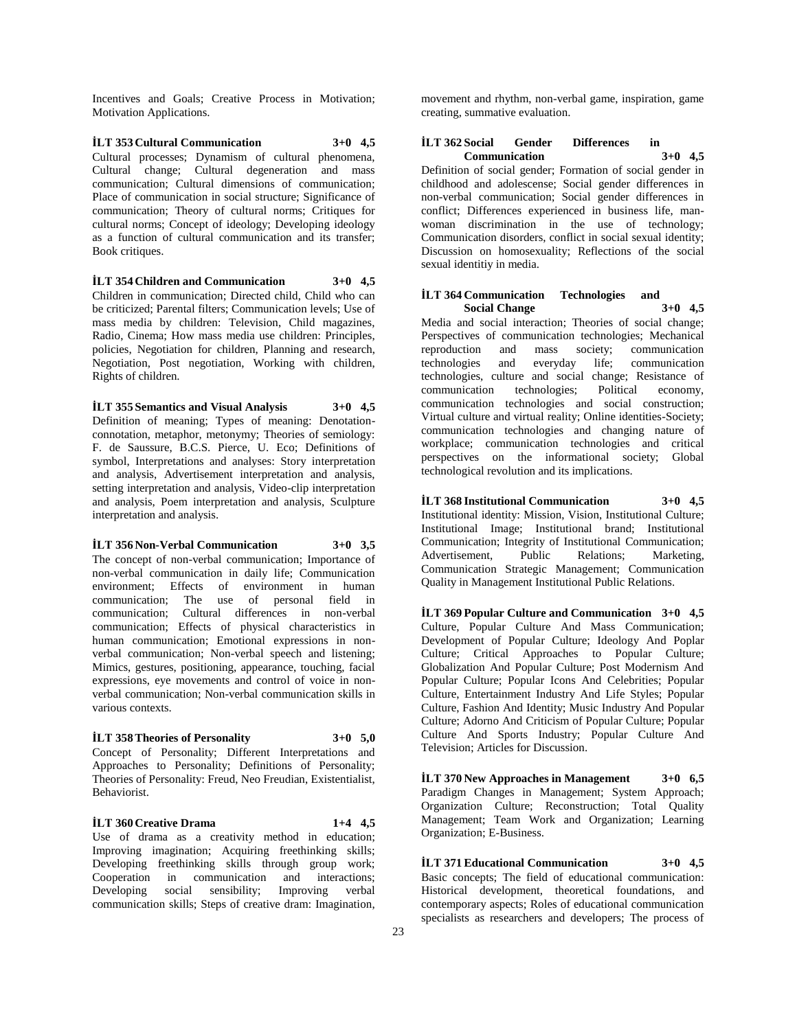Incentives and Goals; Creative Process in Motivation; Motivation Applications.

**İLT 353 Cultural Communication 3+0 4,5**

Cultural processes; Dynamism of cultural phenomena, Cultural change; Cultural degeneration and mass communication; Cultural dimensions of communication; Place of communication in social structure; Significance of communication; Theory of cultural norms; Critiques for cultural norms; Concept of ideology; Developing ideology as a function of cultural communication and its transfer; Book critiques.

**İLT 354 Children and Communication 3+0 4,5**

Children in communication; Directed child, Child who can be criticized; Parental filters; Communication levels; Use of mass media by children: Television, Child magazines, Radio, Cinema; How mass media use children: Principles, policies, Negotiation for children, Planning and research, Negotiation, Post negotiation, Working with children, Rights of children.

**İLT 355 Semantics and Visual Analysis 3+0 4,5**

Definition of meaning; Types of meaning: Denotation-connotation, metaphor, metonymy; Theories of semiology: F. de Saussure, B.C.S. Pierce, U. Eco; Definitions of symbol, Interpretations and analyses: Story interpretation and analysis, Advertisement interpretation and analysis, setting interpretation and analysis, Video-clip interpretation and analysis, Poem interpretation and analysis, Sculpture interpretation and analysis.

**İLT 356 Non-Verbal Communication 3+0 3,5**

The concept of non-verbal communication; Importance of non-verbal communication in daily life; Communication environment; Effects of environment in human communication; The use of personal field in communication; Cultural differences in non-verbal communication; Effects of physical characteristics in human communication; Emotional expressions in non-verbal communication; Non-verbal speech and listening; Mimics, gestures, positioning, appearance, touching, facial expressions, eye movements and control of voice in non-verbal communication; Non-verbal communication skills in various contexts.

**İLT 358 Theories of Personality 3+0 5,0**

Concept of Personality; Different Interpretations and Approaches to Personality; Definitions of Personality; Theories of Personality: Freud, Neo Freudian, Existentialist, Behaviorist.

**İLT 360 Creative Drama 1+4 4,5**

Use of drama as a creativity method in education; Improving imagination; Acquiring freethinking skills; Developing freethinking skills through group work; Cooperation in communication and interactions; Developing social sensibility; Improving verbal communication skills; Steps of creative dram: Imagination, movement and rhythm, non-verbal game, inspiration, game creating, summative evaluation.

**İLT 362 Social Gender Differences in Communication 3+0 4,5**

Definition of social gender; Formation of social gender in childhood and adolescense; Social gender differences in non-verbal communication; Social gender differences in conflict; Differences experienced in business life, man-woman discrimination in the use of technology; Communication disorders, conflict in social sexual identity; Discussion on homosexuality; Reflections of the social sexual identitiy in media.

**İLT 364 Communication Technologies and Social Change 3+0 4,5**

Media and social interaction; Theories of social change; Perspectives of communication technologies; Mechanical reproduction and mass society; communication technologies and everyday life; communication technologies, culture and social change; Resistance of communication technologies; Political economy, communication technologies and social construction; Virtual culture and virtual reality; Online identities-Society; communication technologies and changing nature of workplace; communication technologies and critical perspectives on the informational society; Global technological revolution and its implications.

**İLT 368 Institutional Communication 3+0 4,5**

Institutional identity: Mission, Vision, Institutional Culture; Institutional Image; Institutional brand; Institutional Communication; Integrity of Institutional Communication; Advertisement, Public Relations; Marketing, Communication Strategic Management; Communication Quality in Management Institutional Public Relations.

**İLT 369 Popular Culture and Communication 3+0 4,5**

Culture, Popular Culture And Mass Communication; Development of Popular Culture; Ideology And Poplar Culture; Critical Approaches to Popular Culture; Globalization And Popular Culture; Post Modernism And Popular Culture; Popular Icons And Celebrities; Popular Culture, Entertainment Industry And Life Styles; Popular Culture, Fashion And Identity; Music Industry And Popular Culture; Adorno And Criticism of Popular Culture; Popular Culture And Sports Industry; Popular Culture And Television; Articles for Discussion.

**İLT 370 New Approaches in Management 3+0 6,5**

Paradigm Changes in Management; System Approach; Organization Culture; Reconstruction; Total Quality Management; Team Work and Organization; Learning Organization; E-Business.

**İLT 371 Educational Communication 3+0 4,5**

Basic concepts; The field of educational communication: Historical development, theoretical foundations, and contemporary aspects; Roles of educational communication specialists as researchers and developers; The process of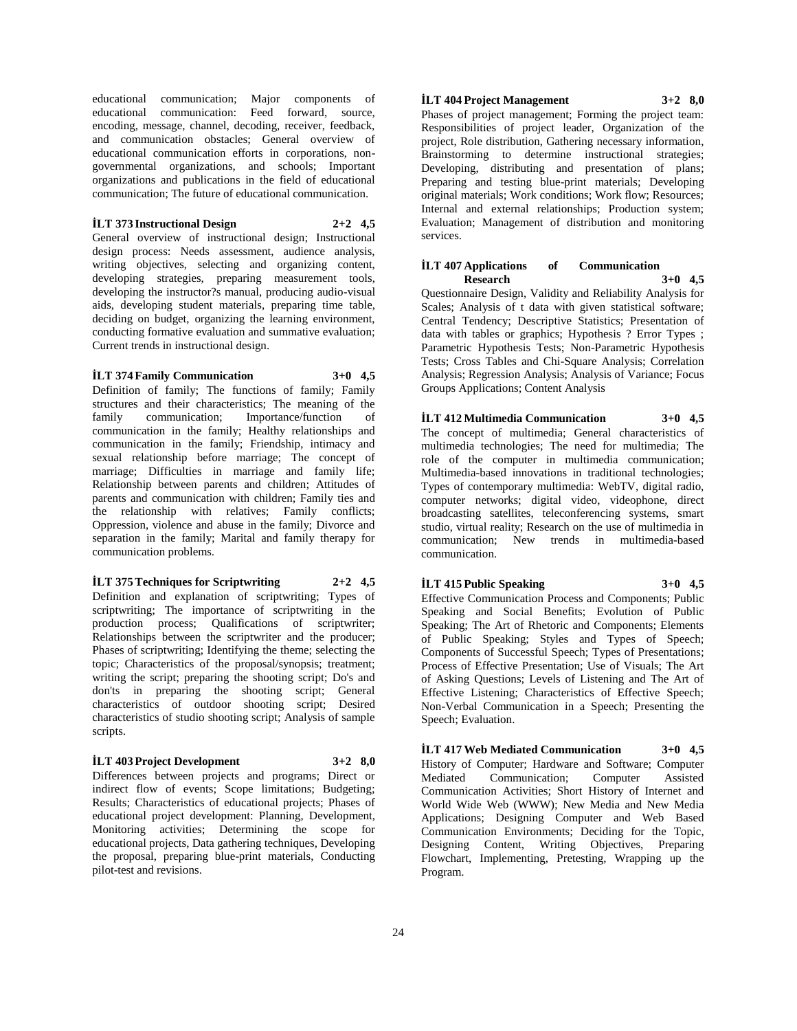educational communication; Major components of educational communication: Feed forward, source, encoding, message, channel, decoding, receiver, feedback, and communication obstacles; General overview of educational communication efforts in corporations, non-governmental organizations, and schools; Important organizations and publications in the field of educational communication; The future of educational communication.

**İLT 373 Instructional Design 2+2 4,5**

General overview of instructional design; Instructional design process: Needs assessment, audience analysis, writing objectives, selecting and organizing content, developing strategies, preparing measurement tools, developing the instructor?s manual, producing audio-visual aids, developing student materials, preparing time table, deciding on budget, organizing the learning environment, conducting formative evaluation and summative evaluation; Current trends in instructional design.

**İLT 374 Family Communication 3+0 4,5**

Definition of family; The functions of family; Family structures and their characteristics; The meaning of the family communication; Importance/function of communication in the family; Healthy relationships and communication in the family; Friendship, intimacy and sexual relationship before marriage; The concept of marriage; Difficulties in marriage and family life; Relationship between parents and children; Attitudes of parents and communication with children; Family ties and the relationship with relatives; Family conflicts; Oppression, violence and abuse in the family; Divorce and separation in the family; Marital and family therapy for communication problems.

**İLT 375 Techniques for Scriptwriting 2+2 4,5**

Definition and explanation of scriptwriting; Types of scriptwriting; The importance of scriptwriting in the production process; Qualifications of scriptwriter; Relationships between the scriptwriter and the producer; Phases of scriptwriting; Identifying the theme; selecting the topic; Characteristics of the proposal/synopsis; treatment; writing the script; preparing the shooting script; Do's and don'ts in preparing the shooting script; General characteristics of outdoor shooting script; Desired characteristics of studio shooting script; Analysis of sample scripts.

**İLT 403 Project Development 3+2 8,0**

Differences between projects and programs; Direct or indirect flow of events; Scope limitations; Budgeting; Results; Characteristics of educational projects; Phases of educational project development: Planning, Development, Monitoring activities; Determining the scope for educational projects, Data gathering techniques, Developing the proposal, preparing blue-print materials, Conducting pilot-test and revisions.

**İLT 404 Project Management 3+2 8,0**

Phases of project management; Forming the project team: Responsibilities of project leader, Organization of the project, Role distribution, Gathering necessary information, Brainstorming to determine instructional strategies; Developing, distributing and presentation of plans; Preparing and testing blue-print materials; Developing original materials; Work conditions; Work flow; Resources; Internal and external relationships; Production system; Evaluation; Management of distribution and monitoring services.

**İLT 407 Applications of Communication Research 3+0 4,5**

Questionnaire Design, Validity and Reliability Analysis for Scales; Analysis of t data with given statistical software; Central Tendency; Descriptive Statistics; Presentation of data with tables or graphics; Hypothesis ? Error Types ; Parametric Hypothesis Tests; Non-Parametric Hypothesis Tests; Cross Tables and Chi-Square Analysis; Correlation Analysis; Regression Analysis; Analysis of Variance; Focus Groups Applications; Content Analysis

**İLT 412 Multimedia Communication 3+0 4,5**

The concept of multimedia; General characteristics of multimedia technologies; The need for multimedia; The role of the computer in multimedia communication; Multimedia-based innovations in traditional technologies; Types of contemporary multimedia: WebTV, digital radio, computer networks; digital video, videophone, direct broadcasting satellites, teleconferencing systems, smart studio, virtual reality; Research on the use of multimedia in communication; New trends in multimedia-based communication.

**İLT 415 Public Speaking 3+0 4,5**

Effective Communication Process and Components; Public Speaking and Social Benefits; Evolution of Public Speaking; The Art of Rhetoric and Components; Elements of Public Speaking; Styles and Types of Speech; Components of Successful Speech; Types of Presentations; Process of Effective Presentation; Use of Visuals; The Art of Asking Questions; Levels of Listening and The Art of Effective Listening; Characteristics of Effective Speech; Non-Verbal Communication in a Speech; Presenting the Speech; Evaluation.

**İLT 417 Web Mediated Communication 3+0 4,5**

History of Computer; Hardware and Software; Computer Mediated Communication; Computer Assisted Communication Activities; Short History of Internet and World Wide Web (WWW); New Media and New Media Applications; Designing Computer and Web Based Communication Environments; Deciding for the Topic, Designing Content, Writing Objectives, Preparing Flowchart, Implementing, Pretesting, Wrapping up the Program.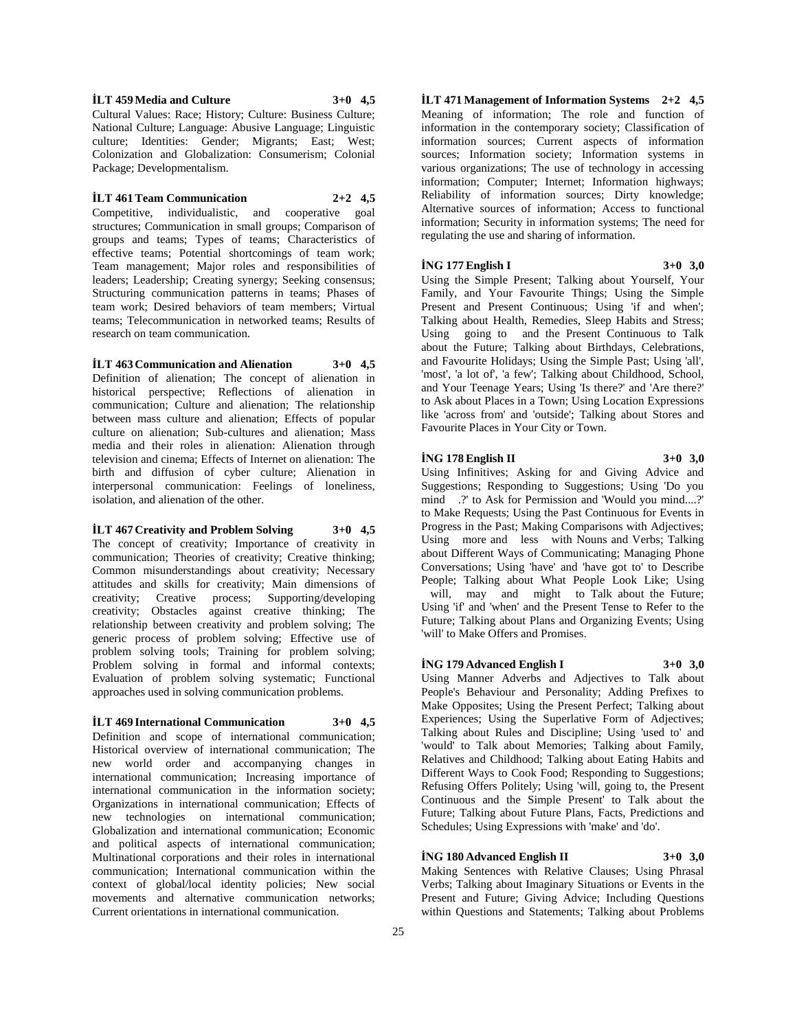**İLT 459 Media and Culture 3+0 4,5**

Cultural Values: Race; History; Culture: Business Culture; National Culture; Language: Abusive Language; Linguistic culture; Identities: Gender; Migrants; East; West; Colonization and Globalization: Consumerism; Colonial Package; Developmentalism.

**İLT 461 Team Communication 2+2 4,5**

Competitive, individualistic, and cooperative goal structures; Communication in small groups; Comparison of groups and teams; Types of teams; Characteristics of effective teams; Potential shortcomings of team work; Team management; Major roles and responsibilities of leaders; Leadership; Creating synergy; Seeking consensus; Structuring communication patterns in teams; Phases of team work; Desired behaviors of team members; Virtual teams; Telecommunication in networked teams; Results of research on team communication.

**İLT 463 Communication and Alienation 3+0 4,5**

Definition of alienation; The concept of alienation in historical perspective; Reflections of alienation in communication; Culture and alienation; The relationship between mass culture and alienation; Effects of popular culture on alienation; Sub-cultures and alienation; Mass media and their roles in alienation: Alienation through television and cinema; Effects of Internet on alienation: The birth and diffusion of cyber culture; Alienation in interpersonal communication: Feelings of loneliness, isolation, and alienation of the other.

**İLT 467 Creativity and Problem Solving 3+0 4,5**

The concept of creativity; Importance of creativity in communication; Theories of creativity; Creative thinking; Common misunderstandings about creativity; Necessary attitudes and skills for creativity; Main dimensions of creativity; Creative process; Supporting/developing creativity; Obstacles against creative thinking; The relationship between creativity and problem solving; The generic process of problem solving; Effective use of problem solving tools; Training for problem solving; Problem solving in formal and informal contexts; Evaluation of problem solving systematic; Functional approaches used in solving communication problems.

**İLT 469 International Communication 3+0 4,5**

Definition and scope of international communication; Historical overview of international communication; The new world order and accompanying changes in international communication; Increasing importance of international communication in the information society; Organizations in international communication; Effects of new technologies on international communication; Globalization and international communication; Economic and political aspects of international communication; Multinational corporations and their roles in international communication; International communication within the context of global/local identity policies; New social movements and alternative communication networks; Current orientations in international communication.

**İLT 471 Management of Information Systems 2+2 4,5**

Meaning of information; The role and function of information in the contemporary society; Classification of information sources; Current aspects of information sources; Information society; Information systems in various organizations; The use of technology in accessing information; Computer; Internet; Information highways; Reliability of information sources; Dirty knowledge; Alternative sources of information; Access to functional information; Security in information systems; The need for regulating the use and sharing of information.

**İNG 177 English I 3+0 3,0**

Using the Simple Present; Talking about Yourself, Your Family, and Your Favourite Things; Using the Simple Present and Present Continuous; Using 'if and when'; Talking about Health, Remedies, Sleep Habits and Stress; Using going to and the Present Continuous to Talk about the Future; Talking about Birthdays, Celebrations, and Favourite Holidays; Using the Simple Past; Using 'all', 'most', 'a lot of', 'a few'; Talking about Childhood, School, and Your Teenage Years; Using 'Is there?' and 'Are there?' to Ask about Places in a Town; Using Location Expressions like 'across from' and 'outside'; Talking about Stores and Favourite Places in Your City or Town.

**İNG 178 English II 3+0 3,0**

Using Infinitives; Asking for and Giving Advice and Suggestions; Responding to Suggestions; Using 'Do you mind .?' to Ask for Permission and 'Would you mind....?' to Make Requests; Using the Past Continuous for Events in Progress in the Past; Making Comparisons with Adjectives; Using more and less with Nouns and Verbs; Talking about Different Ways of Communicating; Managing Phone Conversations; Using 'have' and 'have got to' to Describe People; Talking about What People Look Like; Using will, may and might to Talk about the Future; Using 'if' and 'when' and the Present Tense to Refer to the Future; Talking about Plans and Organizing Events; Using 'will' to Make Offers and Promises.

**İNG 179 Advanced English I 3+0 3,0**

Using Manner Adverbs and Adjectives to Talk about People's Behaviour and Personality; Adding Prefixes to Make Opposites; Using the Present Perfect; Talking about Experiences; Using the Superlative Form of Adjectives; Talking about Rules and Discipline; Using 'used to' and 'would' to Talk about Memories; Talking about Family, Relatives and Childhood; Talking about Eating Habits and Different Ways to Cook Food; Responding to Suggestions; Refusing Offers Politely; Using 'will, going to, the Present Continuous and the Simple Present' to Talk about the Future; Talking about Future Plans, Facts, Predictions and Schedules; Using Expressions with 'make' and 'do'.

**İNG 180 Advanced English II 3+0 3,0**

Making Sentences with Relative Clauses; Using Phrasal Verbs; Talking about Imaginary Situations or Events in the Present and Future; Giving Advice; Including Questions within Questions and Statements; Talking about Problems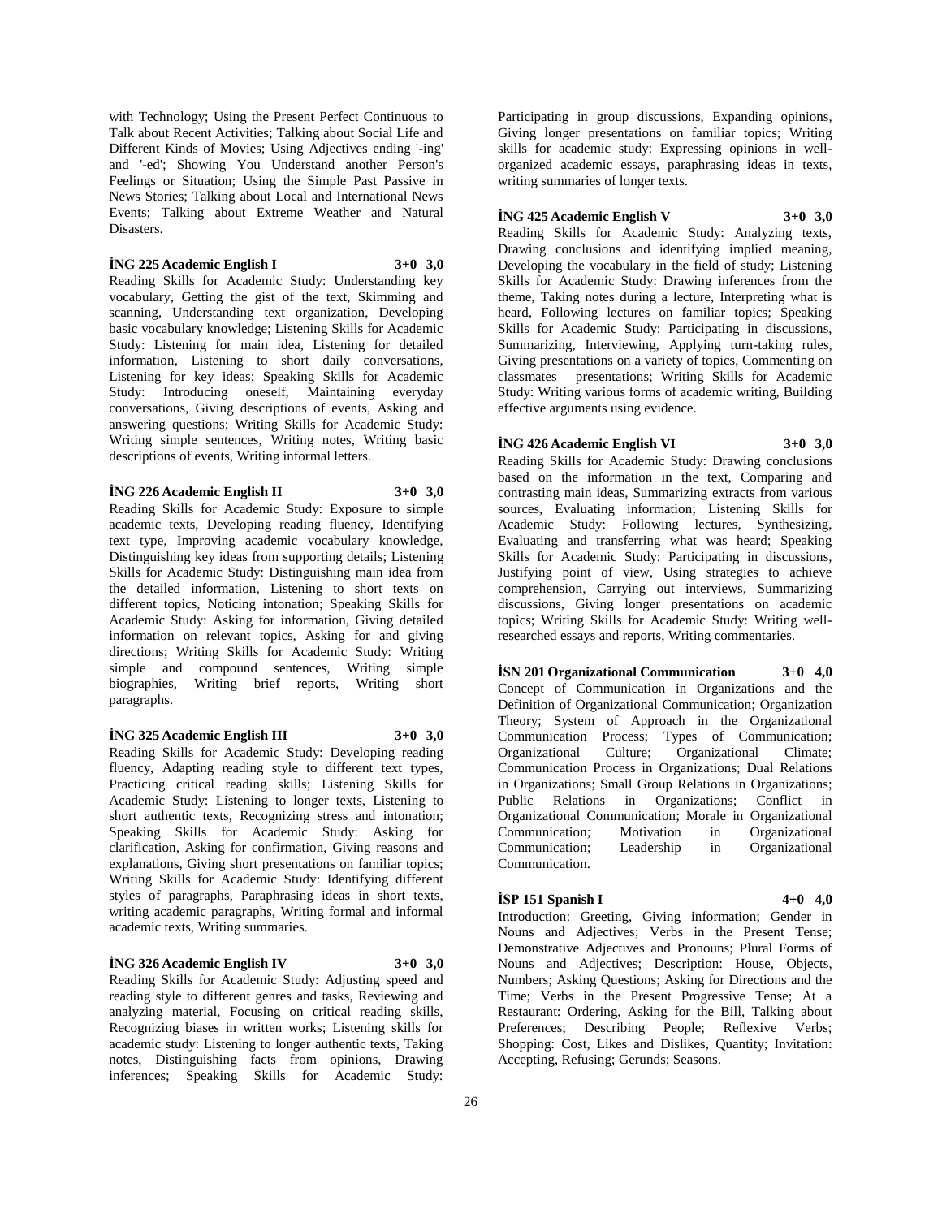with Technology; Using the Present Perfect Continuous to Talk about Recent Activities; Talking about Social Life and Different Kinds of Movies; Using Adjectives ending '-ing' and '-ed'; Showing You Understand another Person's Feelings or Situation; Using the Simple Past Passive in News Stories; Talking about Local and International News Events; Talking about Extreme Weather and Natural Disasters.

**İNG 225 Academic English I 3+0 3,0**
Reading Skills for Academic Study: Understanding key vocabulary, Getting the gist of the text, Skimming and scanning, Understanding text organization, Developing basic vocabulary knowledge; Listening Skills for Academic Study: Listening for main idea, Listening for detailed information, Listening to short daily conversations, Listening for key ideas; Speaking Skills for Academic Study: Introducing oneself, Maintaining everyday conversations, Giving descriptions of events, Asking and answering questions; Writing Skills for Academic Study: Writing simple sentences, Writing notes, Writing basic descriptions of events, Writing informal letters.

**İNG 226 Academic English II 3+0 3,0**
Reading Skills for Academic Study: Exposure to simple academic texts, Developing reading fluency, Identifying text type, Improving academic vocabulary knowledge, Distinguishing key ideas from supporting details; Listening Skills for Academic Study: Distinguishing main idea from the detailed information, Listening to short texts on different topics, Noticing intonation; Speaking Skills for Academic Study: Asking for information, Giving detailed information on relevant topics, Asking for and giving directions; Writing Skills for Academic Study: Writing simple and compound sentences, Writing simple biographies, Writing brief reports, Writing short paragraphs.

**İNG 325 Academic English III 3+0 3,0**
Reading Skills for Academic Study: Developing reading fluency, Adapting reading style to different text types, Practicing critical reading skills; Listening Skills for Academic Study: Listening to longer texts, Listening to short authentic texts, Recognizing stress and intonation; Speaking Skills for Academic Study: Asking for clarification, Asking for confirmation, Giving reasons and explanations, Giving short presentations on familiar topics; Writing Skills for Academic Study: Identifying different styles of paragraphs, Paraphrasing ideas in short texts, writing academic paragraphs, Writing formal and informal academic texts, Writing summaries.

**İNG 326 Academic English IV 3+0 3,0**
Reading Skills for Academic Study: Adjusting speed and reading style to different genres and tasks, Reviewing and analyzing material, Focusing on critical reading skills, Recognizing biases in written works; Listening skills for academic study: Listening to longer authentic texts, Taking notes, Distinguishing facts from opinions, Drawing inferences; Speaking Skills for Academic Study: Participating in group discussions, Expanding opinions, Giving longer presentations on familiar topics; Writing skills for academic study: Expressing opinions in well-organized academic essays, paraphrasing ideas in texts, writing summaries of longer texts.

**İNG 425 Academic English V 3+0 3,0**
Reading Skills for Academic Study: Analyzing texts, Drawing conclusions and identifying implied meaning, Developing the vocabulary in the field of study; Listening Skills for Academic Study: Drawing inferences from the theme, Taking notes during a lecture, Interpreting what is heard, Following lectures on familiar topics; Speaking Skills for Academic Study: Participating in discussions, Summarizing, Interviewing, Applying turn-taking rules, Giving presentations on a variety of topics, Commenting on classmates presentations; Writing Skills for Academic Study: Writing various forms of academic writing, Building effective arguments using evidence.

**İNG 426 Academic English VI 3+0 3,0**
Reading Skills for Academic Study: Drawing conclusions based on the information in the text, Comparing and contrasting main ideas, Summarizing extracts from various sources, Evaluating information; Listening Skills for Academic Study: Following lectures, Synthesizing, Evaluating and transferring what was heard; Speaking Skills for Academic Study: Participating in discussions, Justifying point of view, Using strategies to achieve comprehension, Carrying out interviews, Summarizing discussions, Giving longer presentations on academic topics; Writing Skills for Academic Study: Writing well-researched essays and reports, Writing commentaries.

**İSN 201 Organizational Communication 3+0 4,0**
Concept of Communication in Organizations and the Definition of Organizational Communication; Organization Theory; System of Approach in the Organizational Communication Process; Types of Communication; Organizational Culture; Organizational Climate; Communication Process in Organizations; Dual Relations in Organizations; Small Group Relations in Organizations; Public Relations in Organizations; Conflict in Organizational Communication; Morale in Organizational Communication; Motivation in Organizational Communication; Leadership in Organizational Communication.

**İSP 151 Spanish I 4+0 4,0**
Introduction: Greeting, Giving information; Gender in Nouns and Adjectives; Verbs in the Present Tense; Demonstrative Adjectives and Pronouns; Plural Forms of Nouns and Adjectives; Description: House, Objects, Numbers; Asking Questions; Asking for Directions and the Time; Verbs in the Present Progressive Tense; At a Restaurant: Ordering, Asking for the Bill, Talking about Preferences; Describing People; Reflexive Verbs; Shopping: Cost, Likes and Dislikes, Quantity; Invitation: Accepting, Refusing; Gerunds; Seasons.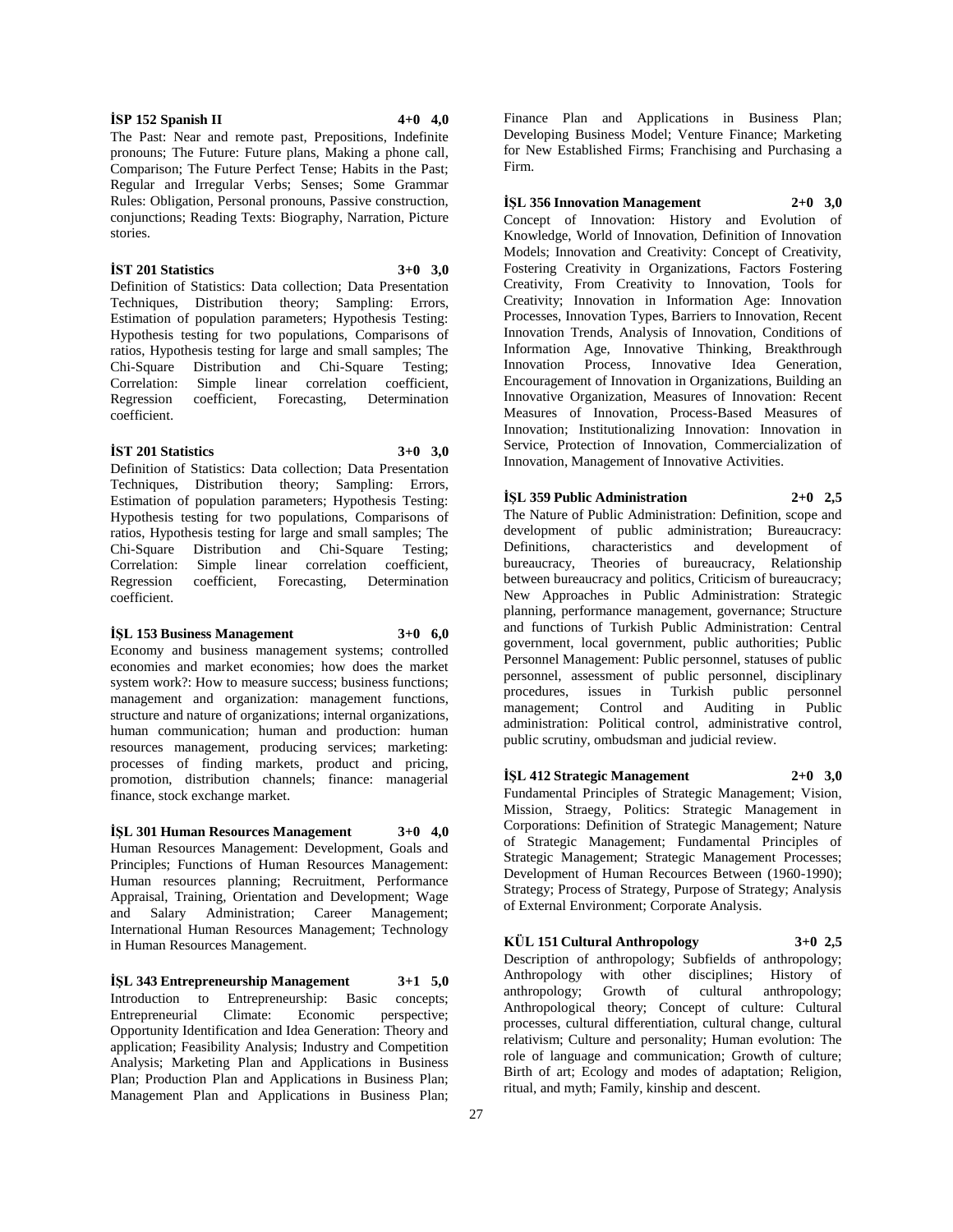**İSP 152 Spanish II 4+0 4,0**

The Past: Near and remote past, Prepositions, Indefinite pronouns; The Future: Future plans, Making a phone call, Comparison; The Future Perfect Tense; Habits in the Past; Regular and Irregular Verbs; Senses; Some Grammar Rules: Obligation, Personal pronouns, Passive construction, conjunctions; Reading Texts: Biography, Narration, Picture stories.

**İST 201 Statistics 3+0 3,0**

Definition of Statistics: Data collection; Data Presentation Techniques, Distribution theory; Sampling: Errors, Estimation of population parameters; Hypothesis Testing: Hypothesis testing for two populations, Comparisons of ratios, Hypothesis testing for large and small samples; The Chi-Square Distribution and Chi-Square Testing; Correlation: Simple linear correlation coefficient, Regression coefficient, Forecasting, Determination coefficient.

**İST 201 Statistics 3+0 3,0**

Definition of Statistics: Data collection; Data Presentation Techniques, Distribution theory; Sampling: Errors, Estimation of population parameters; Hypothesis Testing: Hypothesis testing for two populations, Comparisons of ratios, Hypothesis testing for large and small samples; The Chi-Square Distribution and Chi-Square Testing; Correlation: Simple linear correlation coefficient, Regression coefficient, Forecasting, Determination coefficient.

**İŞL 153 Business Management 3+0 6,0**

Economy and business management systems; controlled economies and market economies; how does the market system work?: How to measure success; business functions; management and organization: management functions, structure and nature of organizations; internal organizations, human communication; human and production: human resources management, producing services; marketing: processes of finding markets, product and pricing, promotion, distribution channels; finance: managerial finance, stock exchange market.

**İŞL 301 Human Resources Management 3+0 4,0**

Human Resources Management: Development, Goals and Principles; Functions of Human Resources Management: Human resources planning; Recruitment, Performance Appraisal, Training, Orientation and Development; Wage and Salary Administration; Career Management; International Human Resources Management; Technology in Human Resources Management.

**İŞL 343 Entrepreneurship Management 3+1 5,0**

Introduction to Entrepreneurship: Basic concepts; Entrepreneurial Climate: Economic perspective; Opportunity Identification and Idea Generation: Theory and application; Feasibility Analysis; Industry and Competition Analysis; Marketing Plan and Applications in Business Plan; Production Plan and Applications in Business Plan; Management Plan and Applications in Business Plan; Finance Plan and Applications in Business Plan; Developing Business Model; Venture Finance; Marketing for New Established Firms; Franchising and Purchasing a Firm.

**İŞL 356 Innovation Management 2+0 3,0**

Concept of Innovation: History and Evolution of Knowledge, World of Innovation, Definition of Innovation Models; Innovation and Creativity: Concept of Creativity, Fostering Creativity in Organizations, Factors Fostering Creativity, From Creativity to Innovation, Tools for Creativity; Innovation in Information Age: Innovation Processes, Innovation Types, Barriers to Innovation, Recent Innovation Trends, Analysis of Innovation, Conditions of Information Age, Innovative Thinking, Breakthrough Innovation Process, Innovative Idea Generation, Encouragement of Innovation in Organizations, Building an Innovative Organization, Measures of Innovation: Recent Measures of Innovation, Process-Based Measures of Innovation; Institutionalizing Innovation: Innovation in Service, Protection of Innovation, Commercialization of Innovation, Management of Innovative Activities.

**İŞL 359 Public Administration 2+0 2,5**

The Nature of Public Administration: Definition, scope and development of public administration; Bureaucracy: Definitions, characteristics and development of bureaucracy, Theories of bureaucracy, Relationship between bureaucracy and politics, Criticism of bureaucracy; New Approaches in Public Administration: Strategic planning, performance management, governance; Structure and functions of Turkish Public Administration: Central government, local government, public authorities; Public Personnel Management: Public personnel, statuses of public personnel, assessment of public personnel, disciplinary procedures, issues in Turkish public personnel management; Control and Auditing in Public administration: Political control, administrative control, public scrutiny, ombudsman and judicial review.

**İŞL 412 Strategic Management 2+0 3,0**

Fundamental Principles of Strategic Management; Vision, Mission, Straegy, Politics: Strategic Management in Corporations: Definition of Strategic Management; Nature of Strategic Management; Fundamental Principles of Strategic Management; Strategic Management Processes; Development of Human Recources Between (1960-1990); Strategy; Process of Strategy, Purpose of Strategy; Analysis of External Environment; Corporate Analysis.

**KÜL 151 Cultural Anthropology 3+0 2,5**

Description of anthropology; Subfields of anthropology; Anthropology with other disciplines; History of anthropology; Growth of cultural anthropology; Anthropological theory; Concept of culture: Cultural processes, cultural differentiation, cultural change, cultural relativism; Culture and personality; Human evolution: The role of language and communication; Growth of culture; Birth of art; Ecology and modes of adaptation; Religion, ritual, and myth; Family, kinship and descent.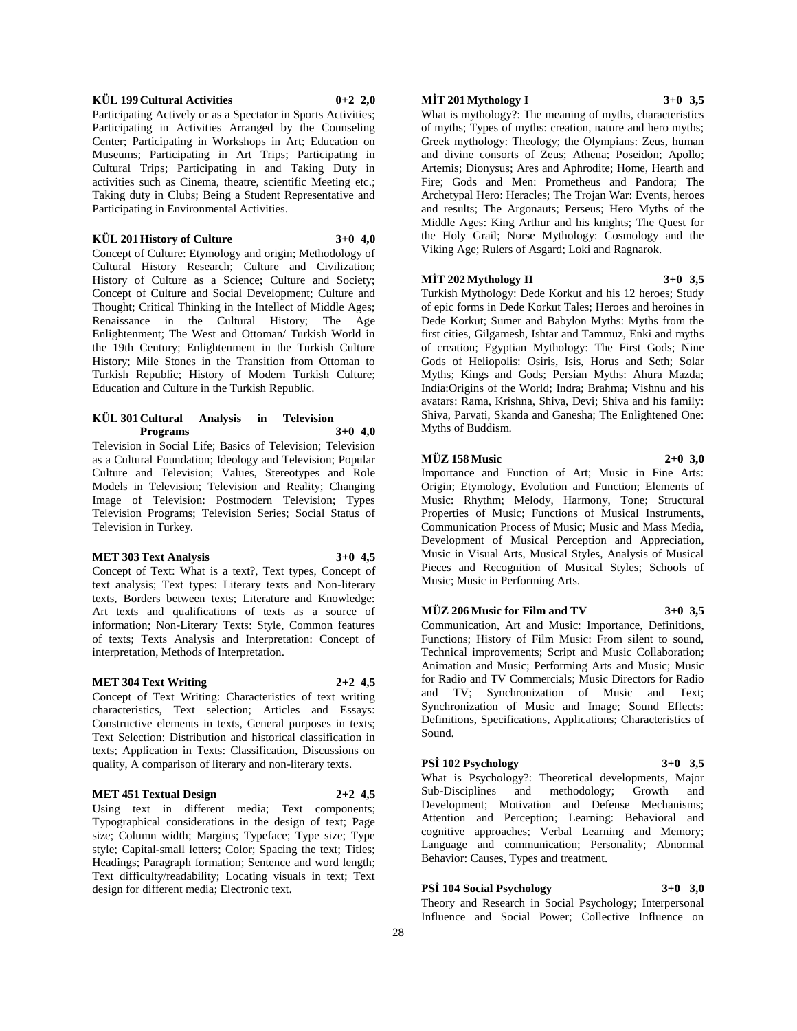**KÜL 199 Cultural Activities 0+2 2,0**

Participating Actively or as a Spectator in Sports Activities; Participating in Activities Arranged by the Counseling Center; Participating in Workshops in Art; Education on Museums; Participating in Art Trips; Participating in Cultural Trips; Participating in and Taking Duty in activities such as Cinema, theatre, scientific Meeting etc.; Taking duty in Clubs; Being a Student Representative and Participating in Environmental Activities.

**KÜL 201 History of Culture 3+0 4,0**

Concept of Culture: Etymology and origin; Methodology of Cultural History Research; Culture and Civilization; History of Culture as a Science; Culture and Society; Concept of Culture and Social Development; Culture and Thought; Critical Thinking in the Intellect of Middle Ages; Renaissance in the Cultural History; The Age Enlightenment; The West and Ottoman/ Turkish World in the 19th Century; Enlightenment in the Turkish Culture History; Mile Stones in the Transition from Ottoman to Turkish Republic; History of Modern Turkish Culture; Education and Culture in the Turkish Republic.

**KÜL 301 Cultural Analysis in Television Programs 3+0 4,0**

Television in Social Life; Basics of Television; Television as a Cultural Foundation; Ideology and Television; Popular Culture and Television; Values, Stereotypes and Role Models in Television; Television and Reality; Changing Image of Television: Postmodern Television; Types Television Programs; Television Series; Social Status of Television in Turkey.

**MET 303 Text Analysis 3+0 4,5**

Concept of Text: What is a text?, Text types, Concept of text analysis; Text types: Literary texts and Non-literary texts, Borders between texts; Literature and Knowledge: Art texts and qualifications of texts as a source of information; Non-Literary Texts: Style, Common features of texts; Texts Analysis and Interpretation: Concept of interpretation, Methods of Interpretation.

**MET 304 Text Writing 2+2 4,5**

Concept of Text Writing: Characteristics of text writing characteristics, Text selection; Articles and Essays: Constructive elements in texts, General purposes in texts; Text Selection: Distribution and historical classification in texts; Application in Texts: Classification, Discussions on quality, A comparison of literary and non-literary texts.

**MET 451 Textual Design 2+2 4,5**

Using text in different media; Text components; Typographical considerations in the design of text; Page size; Column width; Margins; Typeface; Type size; Type style; Capital-small letters; Color; Spacing the text; Titles; Headings; Paragraph formation; Sentence and word length; Text difficulty/readability; Locating visuals in text; Text design for different media; Electronic text.

**MİT 201 Mythology I 3+0 3,5**

What is mythology?: The meaning of myths, characteristics of myths; Types of myths: creation, nature and hero myths; Greek mythology: Theology; the Olympians: Zeus, human and divine consorts of Zeus; Athena; Poseidon; Apollo; Artemis; Dionysus; Ares and Aphrodite; Home, Hearth and Fire; Gods and Men: Prometheus and Pandora; The Archetypal Hero: Heracles; The Trojan War: Events, heroes and results; The Argonauts; Perseus; Hero Myths of the Middle Ages: King Arthur and his knights; The Quest for the Holy Grail; Norse Mythology: Cosmology and the Viking Age; Rulers of Asgard; Loki and Ragnarok.

**MİT 202 Mythology II 3+0 3,5**

Turkish Mythology: Dede Korkut and his 12 heroes; Study of epic forms in Dede Korkut Tales; Heroes and heroines in Dede Korkut; Sumer and Babylon Myths: Myths from the first cities, Gilgamesh, Ishtar and Tammuz, Enki and myths of creation; Egyptian Mythology: The First Gods; Nine Gods of Heliopolis: Osiris, Isis, Horus and Seth; Solar Myths; Kings and Gods; Persian Myths: Ahura Mazda; India:Origins of the World; Indra; Brahma; Vishnu and his avatars: Rama, Krishna, Shiva, Devi; Shiva and his family: Shiva, Parvati, Skanda and Ganesha; The Enlightened One: Myths of Buddism.

**MÜZ 158 Music 2+0 3,0**

Importance and Function of Art; Music in Fine Arts: Origin; Etymology, Evolution and Function; Elements of Music: Rhythm; Melody, Harmony, Tone; Structural Properties of Music; Functions of Musical Instruments, Communication Process of Music; Music and Mass Media, Development of Musical Perception and Appreciation, Music in Visual Arts, Musical Styles, Analysis of Musical Pieces and Recognition of Musical Styles; Schools of Music; Music in Performing Arts.

**MÜZ 206 Music for Film and TV 3+0 3,5**

Communication, Art and Music: Importance, Definitions, Functions; History of Film Music: From silent to sound, Technical improvements; Script and Music Collaboration; Animation and Music; Performing Arts and Music; Music for Radio and TV Commercials; Music Directors for Radio and TV; Synchronization of Music and Text; Synchronization of Music and Image; Sound Effects: Definitions, Specifications, Applications; Characteristics of Sound.

**PSİ 102 Psychology 3+0 3,5**

What is Psychology?: Theoretical developments, Major Sub-Disciplines and methodology; Growth and Development; Motivation and Defense Mechanisms; Attention and Perception; Learning: Behavioral and cognitive approaches; Verbal Learning and Memory; Language and communication; Personality; Abnormal Behavior: Causes, Types and treatment.

**PSİ 104 Social Psychology 3+0 3,0**

Theory and Research in Social Psychology; Interpersonal Influence and Social Power; Collective Influence on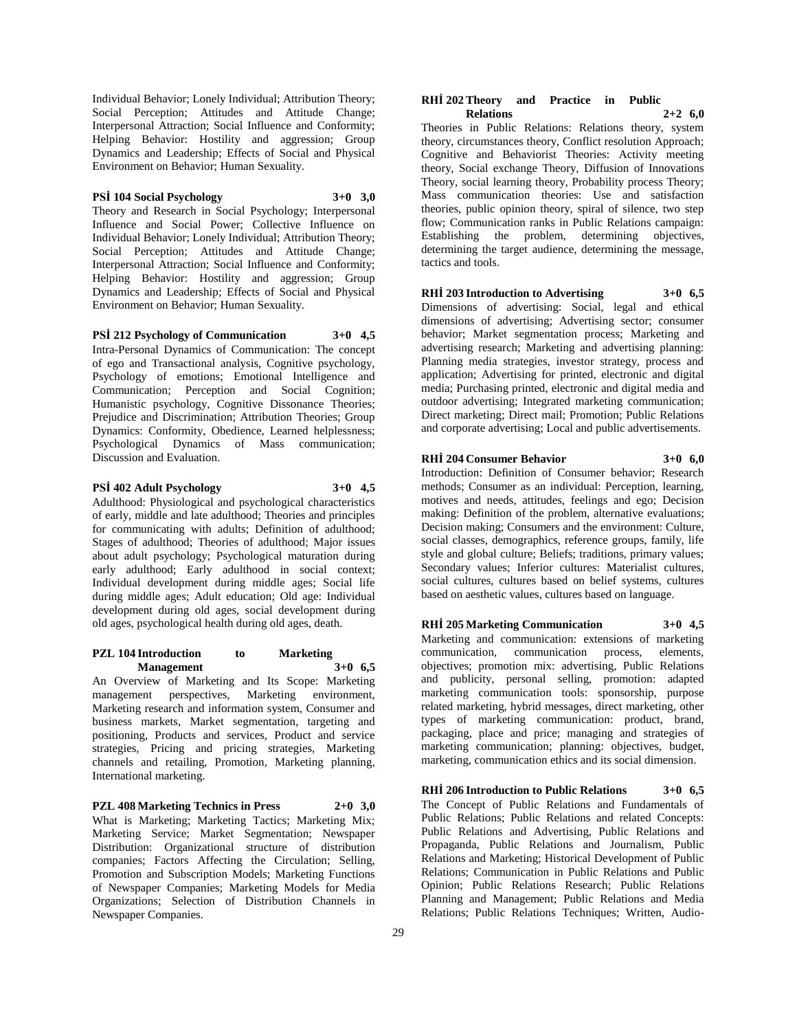Individual Behavior; Lonely Individual; Attribution Theory; Social Perception; Attitudes and Attitude Change; Interpersonal Attraction; Social Influence and Conformity; Helping Behavior: Hostility and aggression; Group Dynamics and Leadership; Effects of Social and Physical Environment on Behavior; Human Sexuality.

**PSİ 104 Social Psychology 3+0 3,0**

Theory and Research in Social Psychology; Interpersonal Influence and Social Power; Collective Influence on Individual Behavior; Lonely Individual; Attribution Theory; Social Perception; Attitudes and Attitude Change; Interpersonal Attraction; Social Influence and Conformity; Helping Behavior: Hostility and aggression; Group Dynamics and Leadership; Effects of Social and Physical Environment on Behavior; Human Sexuality.

**PSİ 212 Psychology of Communication 3+0 4,5**

Intra-Personal Dynamics of Communication: The concept of ego and Transactional analysis, Cognitive psychology, Psychology of emotions; Emotional Intelligence and Communication; Perception and Social Cognition; Humanistic psychology, Cognitive Dissonance Theories; Prejudice and Discrimination; Attribution Theories; Group Dynamics: Conformity, Obedience, Learned helplessness; Psychological Dynamics of Mass communication; Discussion and Evaluation.

**PSİ 402 Adult Psychology 3+0 4,5**

Adulthood: Physiological and psychological characteristics of early, middle and late adulthood; Theories and principles for communicating with adults; Definition of adulthood; Stages of adulthood; Theories of adulthood; Major issues about adult psychology; Psychological maturation during early adulthood; Early adulthood in social context; Individual development during middle ages; Social life during middle ages; Adult education; Old age: Individual development during old ages, social development during old ages, psychological health during old ages, death.

**PZL 104 Introduction to Marketing Management 3+0 6,5**

An Overview of Marketing and Its Scope: Marketing management perspectives, Marketing environment, Marketing research and information system, Consumer and business markets, Market segmentation, targeting and positioning, Products and services, Product and service strategies, Pricing and pricing strategies, Marketing channels and retailing, Promotion, Marketing planning, International marketing.

**PZL 408 Marketing Technics in Press 2+0 3,0**

What is Marketing; Marketing Tactics; Marketing Mix; Marketing Service; Market Segmentation; Newspaper Distribution: Organizational structure of distribution companies; Factors Affecting the Circulation; Selling, Promotion and Subscription Models; Marketing Functions of Newspaper Companies; Marketing Models for Media Organizations; Selection of Distribution Channels in Newspaper Companies.

**RHİ 202 Theory and Practice in Public Relations 2+2 6,0**

Theories in Public Relations: Relations theory, system theory, circumstances theory, Conflict resolution Approach; Cognitive and Behaviorist Theories: Activity meeting theory, Social exchange Theory, Diffusion of Innovations Theory, social learning theory, Probability process Theory; Mass communication theories: Use and satisfaction theories, public opinion theory, spiral of silence, two step flow; Communication ranks in Public Relations campaign: Establishing the problem, determining objectives, determining the target audience, determining the message, tactics and tools.

**RHİ 203 Introduction to Advertising 3+0 6,5**

Dimensions of advertising: Social, legal and ethical dimensions of advertising; Advertising sector; consumer behavior; Market segmentation process; Marketing and advertising research; Marketing and advertising planning: Planning media strategies, investor strategy, process and application; Advertising for printed, electronic and digital media; Purchasing printed, electronic and digital media and outdoor advertising; Integrated marketing communication; Direct marketing; Direct mail; Promotion; Public Relations and corporate advertising; Local and public advertisements.

**RHİ 204 Consumer Behavior 3+0 6,0**

Introduction: Definition of Consumer behavior; Research methods; Consumer as an individual: Perception, learning, motives and needs, attitudes, feelings and ego; Decision making: Definition of the problem, alternative evaluations; Decision making; Consumers and the environment: Culture, social classes, demographics, reference groups, family, life style and global culture; Beliefs; traditions, primary values; Secondary values; Inferior cultures: Materialist cultures, social cultures, cultures based on belief systems, cultures based on aesthetic values, cultures based on language.

**RHİ 205 Marketing Communication 3+0 4,5**

Marketing and communication: extensions of marketing communication, communication process, elements, objectives; promotion mix: advertising, Public Relations and publicity, personal selling, promotion: adapted marketing communication tools: sponsorship, purpose related marketing, hybrid messages, direct marketing, other types of marketing communication: product, brand, packaging, place and price; managing and strategies of marketing communication; planning: objectives, budget, marketing, communication ethics and its social dimension.

**RHİ 206 Introduction to Public Relations 3+0 6,5**

The Concept of Public Relations and Fundamentals of Public Relations; Public Relations and related Concepts: Public Relations and Advertising, Public Relations and Propaganda, Public Relations and Journalism, Public Relations and Marketing; Historical Development of Public Relations; Communication in Public Relations and Public Opinion; Public Relations Research; Public Relations Planning and Management; Public Relations and Media Relations; Public Relations Techniques; Written, Audio-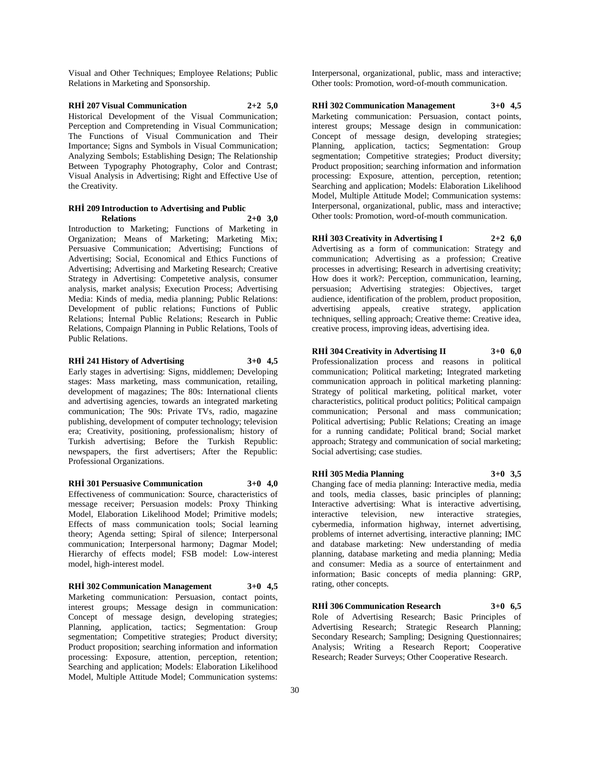Visual and Other Techniques; Employee Relations; Public Relations in Marketing and Sponsorship.

**RHİ 207 Visual Communication 2+2 5,0**

Historical Development of the Visual Communication; Perception and Compretending in Visual Communication; The Functions of Visual Communication and Their Importance; Signs and Symbols in Visual Communication; Analyzing Sembols; Establishing Design; The Relationship Between Typography Photography, Color and Contrast; Visual Analysis in Advertising; Right and Effective Use of the Creativity.

**RHİ 209 Introduction to Advertising and Public Relations 2+0 3,0**

Introduction to Marketing; Functions of Marketing in Organization; Means of Marketing; Marketing Mix; Persuasive Communication; Advertising; Functions of Advertising; Social, Economical and Ethics Functions of Advertising; Advertising and Marketing Research; Creative Strategy in Advertising: Competetive analysis, consumer analysis, market analysis; Execution Process; Advertising Media: Kinds of media, media planning; Public Relations: Development of public relations; Functions of Public Relations; İnternal Public Relations; Research in Public Relations, Compaign Planning in Public Relations, Tools of Public Relations.

**RHİ 241 History of Advertising 3+0 4,5**

Early stages in advertising: Signs, middlemen; Developing stages: Mass marketing, mass communication, retailing, development of magazines; The 80s: International clients and advertising agencies, towards an integrated marketing communication; The 90s: Private TVs, radio, magazine publishing, development of computer technology; television era; Creativity, positioning, professionalism; history of Turkish advertising; Before the Turkish Republic: newspapers, the first advertisers; After the Republic: Professional Organizations.

**RHİ 301 Persuasive Communication 3+0 4,0**

Effectiveness of communication: Source, characteristics of message receiver; Persuasion models: Proxy Thinking Model, Elaboration Likelihood Model; Primitive models; Effects of mass communication tools; Social learning theory; Agenda setting; Spiral of silence; Interpersonal communication; Interpersonal harmony; Dagmar Model; Hierarchy of effects model; FSB model: Low-interest model, high-interest model.

**RHİ 302 Communication Management 3+0 4,5**

Marketing communication: Persuasion, contact points, interest groups; Message design in communication: Concept of message design, developing strategies; Planning, application, tactics; Segmentation: Group segmentation; Competitive strategies; Product diversity; Product proposition; searching information and information processing: Exposure, attention, perception, retention; Searching and application; Models: Elaboration Likelihood Model, Multiple Attitude Model; Communication systems: Interpersonal, organizational, public, mass and interactive; Other tools: Promotion, word-of-mouth communication.

**RHİ 302 Communication Management 3+0 4,5**

Marketing communication: Persuasion, contact points, interest groups; Message design in communication: Concept of message design, developing strategies; Planning, application, tactics; Segmentation: Group segmentation; Competitive strategies; Product diversity; Product proposition; searching information and information processing: Exposure, attention, perception, retention; Searching and application; Models: Elaboration Likelihood Model, Multiple Attitude Model; Communication systems: Interpersonal, organizational, public, mass and interactive; Other tools: Promotion, word-of-mouth communication.

**RHİ 303 Creativity in Advertising I 2+2 6,0**

Advertising as a form of communication: Strategy and communication; Advertising as a profession; Creative processes in advertising; Research in advertising creativity; How does it work?: Perception, communication, learning, persuasion; Advertising strategies: Objectives, target audience, identification of the problem, product proposition, advertising appeals, creative strategy, application techniques, selling approach; Creative theme: Creative idea, creative process, improving ideas, advertising idea.

**RHİ 304 Creativity in Advertising II 3+0 6,0**

Professionalization process and reasons in political communication; Political marketing; Integrated marketing communication approach in political marketing planning: Strategy of political marketing, political market, voter characteristics, political product politics; Political campaign communication; Personal and mass communication; Political advertising; Public Relations; Creating an image for a running candidate; Political brand; Social market approach; Strategy and communication of social marketing; Social advertising; case studies.

**RHİ 305 Media Planning 3+0 3,5**

Changing face of media planning: Interactive media, media and tools, media classes, basic principles of planning; Interactive advertising: What is interactive advertising, interactive television, new interactive strategies, cybermedia, information highway, internet advertising, problems of internet advertising, interactive planning; IMC and database marketing: New understanding of media planning, database marketing and media planning; Media and consumer: Media as a source of entertainment and information; Basic concepts of media planning: GRP, rating, other concepts.

**RHİ 306 Communication Research 3+0 6,5**

Role of Advertising Research; Basic Principles of Advertising Research; Strategic Research Planning; Secondary Research; Sampling; Designing Questionnaires; Analysis; Writing a Research Report; Cooperative Research; Reader Surveys; Other Cooperative Research.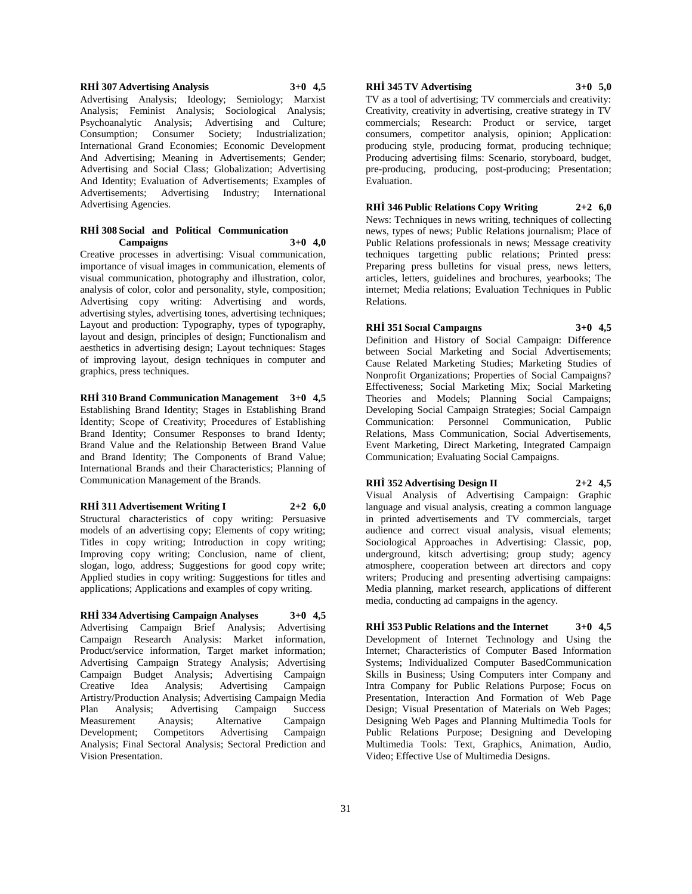**RHİ 307 Advertising Analysis 3+0 4,5**

Advertising Analysis; Ideology; Semiology; Marxist Analysis; Feminist Analysis; Sociological Analysis; Psychoanalytic Analysis; Advertising and Culture; Consumption; Consumer Society; Industrialization; International Grand Economies; Economic Development And Advertising; Meaning in Advertisements; Gender; Advertising and Social Class; Globalization; Advertising And Identity; Evaluation of Advertisements; Examples of Advertisements; Advertising Industry; International Advertising Agencies.

**RHİ 308 Social and Political Communication Campaigns 3+0 4,0**

Creative processes in advertising: Visual communication, importance of visual images in communication, elements of visual communication, photography and illustration, color, analysis of color, color and personality, style, composition; Advertising copy writing: Advertising and words, advertising styles, advertising tones, advertising techniques; Layout and production: Typography, types of typography, layout and design, principles of design; Functionalism and aesthetics in advertising design; Layout techniques: Stages of improving layout, design techniques in computer and graphics, press techniques.

**RHİ 310 Brand Communication Management 3+0 4,5**

Establishing Brand Identity; Stages in Establishing Brand İdentity; Scope of Creativity; Procedures of Establishing Brand Identity; Consumer Responses to brand Identy; Brand Value and the Relationship Between Brand Value and Brand Identity; The Components of Brand Value; International Brands and their Characteristics; Planning of Communication Management of the Brands.

**RHİ 311 Advertisement Writing I 2+2 6,0**

Structural characteristics of copy writing: Persuasive models of an advertising copy; Elements of copy writing; Titles in copy writing; Introduction in copy writing; Improving copy writing; Conclusion, name of client, slogan, logo, address; Suggestions for good copy write; Applied studies in copy writing: Suggestions for titles and applications; Applications and examples of copy writing.

**RHİ 334 Advertising Campaign Analyses 3+0 4,5**

Advertising Campaign Brief Analysis; Advertising Campaign Research Analysis: Market information, Product/service information, Target market information; Advertising Campaign Strategy Analysis; Advertising Campaign Budget Analysis; Advertising Campaign Creative Idea Analysis; Advertising Campaign Artistry/Production Analysis; Advertising Campaign Media Plan Analysis; Advertising Campaign Success Measurement Anaysis; Alternative Campaign Development; Competitors Advertising Campaign Analysis; Final Sectoral Analysis; Sectoral Prediction and Vision Presentation.

**RHİ 345 TV Advertising 3+0 5,0**

TV as a tool of advertising; TV commercials and creativity: Creativity, creativity in advertising, creative strategy in TV commercials; Research: Product or service, target consumers, competitor analysis, opinion; Application: producing style, producing format, producing technique; Producing advertising films: Scenario, storyboard, budget, pre-producing, producing, post-producing; Presentation; Evaluation.

**RHİ 346 Public Relations Copy Writing 2+2 6,0**

News: Techniques in news writing, techniques of collecting news, types of news; Public Relations journalism; Place of Public Relations professionals in news; Message creativity techniques targetting public relations; Printed press: Preparing press bulletins for visual press, news letters, articles, letters, guidelines and brochures, yearbooks; The internet; Media relations; Evaluation Techniques in Public Relations.

**RHİ 351 Socıal Campaıgns 3+0 4,5**

Definition and History of Social Campaign: Difference between Social Marketing and Social Advertisements; Cause Related Marketing Studies; Marketing Studies of Nonprofit Organizations; Properties of Social Campaigns? Effectiveness; Social Marketing Mix; Social Marketing Theories and Models; Planning Social Campaigns; Developing Social Campaign Strategies; Social Campaign Communication: Personnel Communication, Public Relations, Mass Communication, Social Advertisements, Event Marketing, Direct Marketing, Integrated Campaign Communication; Evaluating Social Campaigns.

**RHİ 352 Advertising Design II 2+2 4,5**

Visual Analysis of Advertising Campaign: Graphic language and visual analysis, creating a common language in printed advertisements and TV commercials, target audience and correct visual analysis, visual elements; Sociological Approaches in Advertising: Classic, pop, underground, kitsch advertising; group study; agency atmosphere, cooperation between art directors and copy writers; Producing and presenting advertising campaigns: Media planning, market research, applications of different media, conducting ad campaigns in the agency.

**RHİ 353 Public Relations and the Internet 3+0 4,5**

Development of Internet Technology and Using the Internet; Characteristics of Computer Based Information Systems; Individualized Computer BasedCommunication Skills in Business; Using Computers inter Company and Intra Company for Public Relations Purpose; Focus on Presentation, Interaction And Formation of Web Page Design; Visual Presentation of Materials on Web Pages; Designing Web Pages and Planning Multimedia Tools for Public Relations Purpose; Designing and Developing Multimedia Tools: Text, Graphics, Animation, Audio, Video; Effective Use of Multimedia Designs.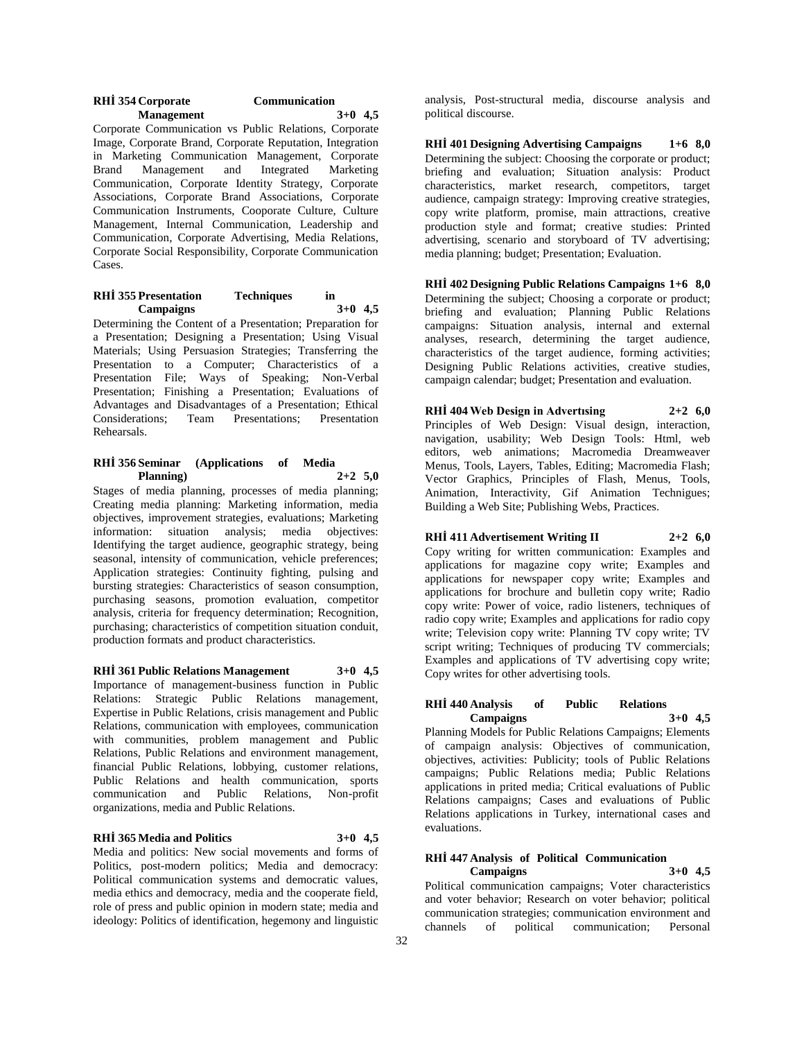**RHİ 354 Corporate Communication Management 3+0 4,5**

Corporate Communication vs Public Relations, Corporate Image, Corporate Brand, Corporate Reputation, Integration in Marketing Communication Management, Corporate Brand Management and Integrated Marketing Communication, Corporate Identity Strategy, Corporate Associations, Corporate Brand Associations, Corporate Communication Instruments, Cooporate Culture, Culture Management, Internal Communication, Leadership and Communication, Corporate Advertising, Media Relations, Corporate Social Responsibility, Corporate Communication Cases.

**RHİ 355 Presentation Techniques in Campaigns 3+0 4,5**

Determining the Content of a Presentation; Preparation for a Presentation; Designing a Presentation; Using Visual Materials; Using Persuasion Strategies; Transferring the Presentation to a Computer; Characteristics of a Presentation File; Ways of Speaking; Non-Verbal Presentation; Finishing a Presentation; Evaluations of Advantages and Disadvantages of a Presentation; Ethical Considerations; Team Presentations; Presentation Rehearsals.

**RHİ 356 Seminar (Applications of Media Planning) 2+2 5,0**

Stages of media planning, processes of media planning; Creating media planning: Marketing information, media objectives, improvement strategies, evaluations; Marketing information: situation analysis; media objectives: Identifying the target audience, geographic strategy, being seasonal, intensity of communication, vehicle preferences; Application strategies: Continuity fighting, pulsing and bursting strategies: Characteristics of season consumption, purchasing seasons, promotion evaluation, competitor analysis, criteria for frequency determination; Recognition, purchasing; characteristics of competition situation conduit, production formats and product characteristics.

**RHİ 361 Public Relations Management 3+0 4,5**

Importance of management-business function in Public Relations: Strategic Public Relations management, Expertise in Public Relations, crisis management and Public Relations, communication with employees, communication with communities, problem management and Public Relations, Public Relations and environment management, financial Public Relations, lobbying, customer relations, Public Relations and health communication, sports communication and Public Relations, Non-profit organizations, media and Public Relations.

**RHİ 365 Media and Politics 3+0 4,5**

Media and politics: New social movements and forms of Politics, post-modern politics; Media and democracy: Political communication systems and democratic values, media ethics and democracy, media and the cooperate field, role of press and public opinion in modern state; media and ideology: Politics of identification, hegemony and linguistic analysis, Post-structural media, discourse analysis and political discourse.

**RHİ 401 Designing Advertising Campaigns 1+6 8,0**

Determining the subject: Choosing the corporate or product; briefing and evaluation; Situation analysis: Product characteristics, market research, competitors, target audience, campaign strategy: Improving creative strategies, copy write platform, promise, main attractions, creative production style and format; creative studies: Printed advertising, scenario and storyboard of TV advertising; media planning; budget; Presentation; Evaluation.

**RHİ 402 Designing Public Relations Campaigns 1+6 8,0**

Determining the subject; Choosing a corporate or product; briefing and evaluation; Planning Public Relations campaigns: Situation analysis, internal and external analyses, research, determining the target audience, characteristics of the target audience, forming activities; Designing Public Relations activities, creative studies, campaign calendar; budget; Presentation and evaluation.

**RHİ 404 Web Design in Advertısing 2+2 6,0**

Principles of Web Design: Visual design, interaction, navigation, usability; Web Design Tools: Html, web editors, web animations; Macromedia Dreamweaver Menus, Tools, Layers, Tables, Editing; Macromedia Flash; Vector Graphics, Principles of Flash, Menus, Tools, Animation, Interactivity, Gif Animation Technigues; Building a Web Site; Publishing Webs, Practices.

**RHİ 411 Advertisement Writing II 2+2 6,0**

Copy writing for written communication: Examples and applications for magazine copy write; Examples and applications for newspaper copy write; Examples and applications for brochure and bulletin copy write; Radio copy write: Power of voice, radio listeners, techniques of radio copy write; Examples and applications for radio copy write; Television copy write: Planning TV copy write; TV script writing; Techniques of producing TV commercials; Examples and applications of TV advertising copy write; Copy writes for other advertising tools.

**RHİ 440 Analysis of Public Relations Campaigns 3+0 4,5**

Planning Models for Public Relations Campaigns; Elements of campaign analysis: Objectives of communication, objectives, activities: Publicity; tools of Public Relations campaigns; Public Relations media; Public Relations applications in prited media; Critical evaluations of Public Relations campaigns; Cases and evaluations of Public Relations applications in Turkey, international cases and evaluations.

**RHİ 447 Analysis of Political Communication Campaigns 3+0 4,5**

Political communication campaigns; Voter characteristics and voter behavior; Research on voter behavior; political communication strategies; communication environment and channels of political communication; Personal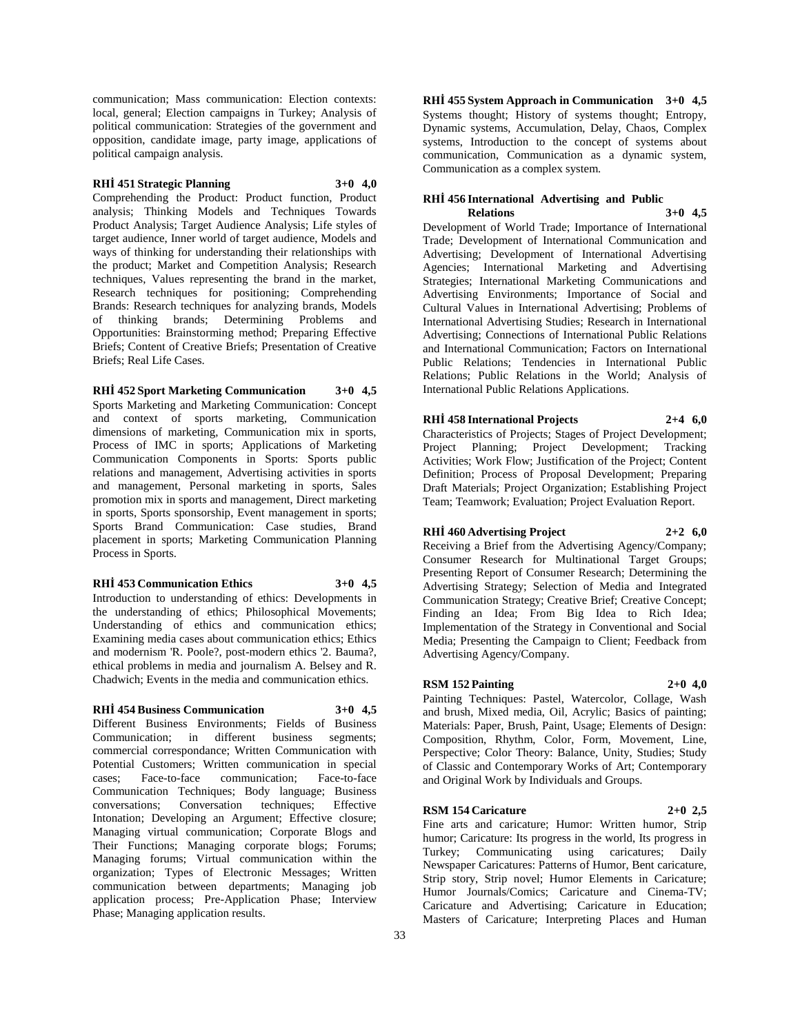communication; Mass communication: Election contexts: local, general; Election campaigns in Turkey; Analysis of political communication: Strategies of the government and opposition, candidate image, party image, applications of political campaign analysis.

**RHİ 451 Strategic Planning 3+0 4,0**

Comprehending the Product: Product function, Product analysis; Thinking Models and Techniques Towards Product Analysis; Target Audience Analysis; Life styles of target audience, Inner world of target audience, Models and ways of thinking for understanding their relationships with the product; Market and Competition Analysis; Research techniques, Values representing the brand in the market, Research techniques for positioning; Comprehending Brands: Research techniques for analyzing brands, Models of thinking brands; Determining Problems and Opportunities: Brainstorming method; Preparing Effective Briefs; Content of Creative Briefs; Presentation of Creative Briefs; Real Life Cases.

**RHİ 452 Sport Marketing Communication 3+0 4,5**

Sports Marketing and Marketing Communication: Concept and context of sports marketing, Communication dimensions of marketing, Communication mix in sports, Process of IMC in sports; Applications of Marketing Communication Components in Sports: Sports public relations and management, Advertising activities in sports and management, Personal marketing in sports, Sales promotion mix in sports and management, Direct marketing in sports, Sports sponsorship, Event management in sports; Sports Brand Communication: Case studies, Brand placement in sports; Marketing Communication Planning Process in Sports.

**RHİ 453 Communication Ethics 3+0 4,5**

Introduction to understanding of ethics: Developments in the understanding of ethics; Philosophical Movements; Understanding of ethics and communication ethics; Examining media cases about communication ethics; Ethics and modernism 'R. Poole?, post-modern ethics '2. Bauma?, ethical problems in media and journalism A. Belsey and R. Chadwich; Events in the media and communication ethics.

**RHİ 454 Business Communication 3+0 4,5**

Different Business Environments; Fields of Business Communication; in different business segments; commercial correspondance; Written Communication with Potential Customers; Written communication in special cases; Face-to-face communication; Face-to-face Communication Techniques; Body language; Business conversations; Conversation techniques; Effective Intonation; Developing an Argument; Effective closure; Managing virtual communication; Corporate Blogs and Their Functions; Managing corporate blogs; Forums; Managing forums; Virtual communication within the organization; Types of Electronic Messages; Written communication between departments; Managing job application process; Pre-Application Phase; Interview Phase; Managing application results.

**RHİ 455 System Approach in Communication 3+0 4,5**

Systems thought; History of systems thought; Entropy, Dynamic systems, Accumulation, Delay, Chaos, Complex systems, Introduction to the concept of systems about communication, Communication as a dynamic system, Communication as a complex system.

**RHİ 456 International Advertising and Public Relations 3+0 4,5**

Development of World Trade; Importance of International Trade; Development of International Communication and Advertising; Development of International Advertising Agencies; International Marketing and Advertising Strategies; International Marketing Communications and Advertising Environments; Importance of Social and Cultural Values in International Advertising; Problems of International Advertising Studies; Research in International Advertising; Connections of International Public Relations and International Communication; Factors on International Public Relations; Tendencies in International Public Relations; Public Relations in the World; Analysis of International Public Relations Applications.

**RHİ 458 International Projects 2+4 6,0**

Characteristics of Projects; Stages of Project Development; Project Planning; Project Development; Tracking Activities; Work Flow; Justification of the Project; Content Definition; Process of Proposal Development; Preparing Draft Materials; Project Organization; Establishing Project Team; Teamwork; Evaluation; Project Evaluation Report.

**RHİ 460 Advertising Project 2+2 6,0**

Receiving a Brief from the Advertising Agency/Company; Consumer Research for Multinational Target Groups; Presenting Report of Consumer Research; Determining the Advertising Strategy; Selection of Media and Integrated Communication Strategy; Creative Brief; Creative Concept; Finding an Idea; From Big Idea to Rich Idea; Implementation of the Strategy in Conventional and Social Media; Presenting the Campaign to Client; Feedback from Advertising Agency/Company.

**RSM 152 Painting 2+0 4,0**

Painting Techniques: Pastel, Watercolor, Collage, Wash and brush, Mixed media, Oil, Acrylic; Basics of painting; Materials: Paper, Brush, Paint, Usage; Elements of Design: Composition, Rhythm, Color, Form, Movement, Line, Perspective; Color Theory: Balance, Unity, Studies; Study of Classic and Contemporary Works of Art; Contemporary and Original Work by Individuals and Groups.

**RSM 154 Caricature 2+0 2,5**

Fine arts and caricature; Humor: Written humor, Strip humor; Caricature: Its progress in the world, Its progress in Turkey; Communicating using caricatures; Daily Newspaper Caricatures: Patterns of Humor, Bent caricature, Strip story, Strip novel; Humor Elements in Caricature; Humor Journals/Comics; Caricature and Cinema-TV; Caricature and Advertising; Caricature in Education; Masters of Caricature; Interpreting Places and Human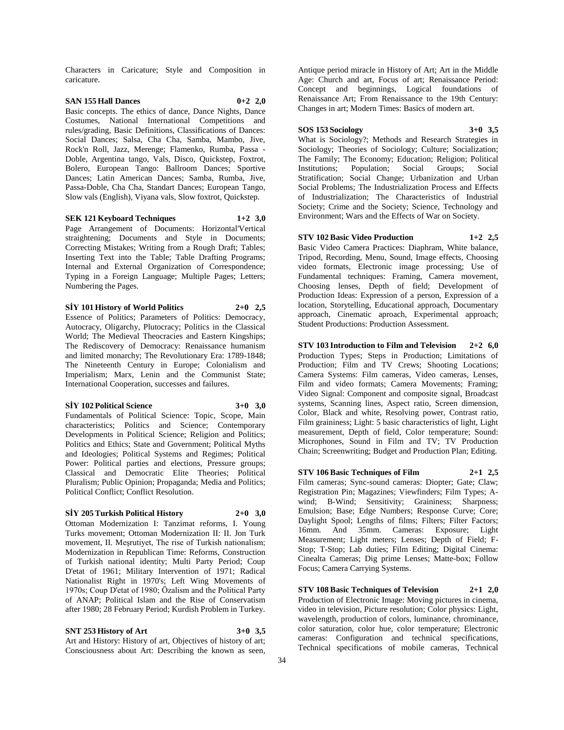Characters in Caricature; Style and Composition in caricature.

**SAN 155 Hall Dances 0+2 2,0**

Basic concepts. The ethics of dance, Dance Nights, Dance Costumes, National International Competitions and rules/grading, Basic Definitions, Classifications of Dances: Social Dances; Salsa, Cha Cha, Samba, Mambo, Jive, Rock'n Roll, Jazz, Merenge; Flamenko, Rumba, Passa - Doble, Argentina tango, Vals, Disco, Quickstep, Foxtrot, Bolero, European Tango: Ballroom Dances; Sportive Dances; Latin American Dances; Samba, Rumba, Jive, Passa-Doble, Cha Cha, Standart Dances; European Tango, Slow vals (English), Viyana vals, Slow foxtrot, Quickstep.

**SEK 121 Keyboard Techniques 1+2 3,0**

Page Arrangement of Documents: Horizontal'Vertical straightening; Documents and Style in Documents; Correcting Mistakes; Writing from a Rough Draft; Tables; Inserting Text into the Table; Table Drafting Programs; Internal and External Organization of Correspondence; Typing in a Foreign Language; Multiple Pages; Letters; Numbering the Pages.

**SİY 101 History of World Politics 2+0 2,5**

Essence of Politics; Parameters of Politics: Democracy, Autocracy, Oligarchy, Plutocracy; Politics in the Classical World; The Medieval Theocracies and Eastern Kingships; The Rediscovery of Democracy: Renaissance humanism and limited monarchy; The Revolutionary Era: 1789-1848; The Nineteenth Century in Europe; Colonialism and Imperialism; Marx, Lenin and the Communist State; International Cooperation, successes and failures.

**SİY 102 Political Science 3+0 3,0**

Fundamentals of Political Science: Topic, Scope, Main characteristics; Politics and Science; Contemporary Developments in Political Science; Religion and Politics; Politics and Ethics; State and Government; Political Myths and Ideologies; Political Systems and Regimes; Political Power: Political parties and elections, Pressure groups; Classical and Democratic Elite Theories; Political Pluralism; Public Opinion; Propaganda; Media and Politics; Political Conflict; Conflict Resolution.

**SİY 205 Turkish Political History 2+0 3,0**

Ottoman Modernization I: Tanzimat reforms, I. Young Turks movement; Ottoman Modernization II: II. Jon Turk movement, II. Meşrutiyet, The rise of Turkish nationalism; Modernization in Republican Time: Reforms, Construction of Turkish national identity; Multi Party Period; Coup D'etat of 1961; Military Intervention of 1971; Radical Nationalist Right in 1970's; Left Wing Movements of 1970s; Coup D'etat of 1980; Özalism and the Political Party of ANAP; Political Islam and the Rise of Conservatism after 1980; 28 February Period; Kurdish Problem in Turkey.

**SNT 253 History of Art 3+0 3,5**

Art and History: History of art, Objectives of history of art; Consciousness about Art: Describing the known as seen, Antique period miracle in History of Art; Art in the Middle Age: Church and art, Focus of art; Renaissance Period: Concept and beginnings, Logical foundations of Renaissance Art; From Renaissance to the 19th Century: Changes in art; Modern Times: Basics of modern art.

**SOS 153 Sociology 3+0 3,5**

What is Sociology?; Methods and Research Strategies in Sociology; Theories of Sociology; Culture; Socialization; The Family; The Economy; Education; Religion; Political Institutions; Population; Social Groups; Social Stratification; Social Change; Urbanization and Urban Social Problems; The Industrialization Process and Effects of Industrialization; The Characteristics of Industrial Society; Crime and the Society; Science, Technology and Environment; Wars and the Effects of War on Society.

**STV 102 Basic Video Production 1+2 2,5**

Basic Video Camera Practices: Diaphram, White balance, Tripod, Recording, Menu, Sound, Image effects, Choosing video formats, Electronic image processing; Use of Fundamental techniques: Framing, Camera movement, Choosing lenses, Depth of field; Development of Production Ideas: Expression of a person, Expression of a location, Storytelling, Educational approach, Documentary approach, Cinematic aproach, Experimental approach; Student Productions: Production Assessment.

**STV 103 Introduction to Film and Television 2+2 6,0**

Production Types; Steps in Production; Limitations of Production; Film and TV Crews; Shooting Locations; Camera Systems: Film cameras, Video cameras, Lenses, Film and video formats; Camera Movements; Framing; Video Signal: Component and composite signal, Broadcast systems, Scanning lines, Aspect ratio, Screen dimension, Color, Black and white, Resolving power, Contrast ratio, Film graininess; Light: 5 basic characteristics of light, Light measurement, Depth of field, Color temperature; Sound: Microphones, Sound in Film and TV; TV Production Chain; Screenwriting; Budget and Production Plan; Editing.

**STV 106 Basic Techniques of Film 2+1 2,5**

Film cameras; Sync-sound cameras: Diopter; Gate; Claw; Registration Pin; Magazines; Viewfinders; Film Types; A-wind; B-Wind; Sensitivity; Graininess; Sharpness; Emulsion; Base; Edge Numbers; Response Curve; Core; Daylight Spool; Lengths of films; Filters; Filter Factors; 16mm. And 35mm. Cameras: Exposure; Light Measurement; Light meters; Lenses; Depth of Field; F-Stop; T-Stop; Lab duties; Film Editing; Digital Cinema: Cinealta Cameras; Dig prime Lenses; Matte-box; Follow Focus; Camera Carrying Systems.

**STV 108 Basic Techniques of Television 2+1 2,0**

Production of Electronic Image: Moving pictures in cinema, video in television, Picture resolution; Color physics: Light, wavelength, production of colors, luminance, chrominance, color saturation, color hue, color temperature; Electronic cameras: Configuration and technical specifications, Technical specifications of mobile cameras, Technical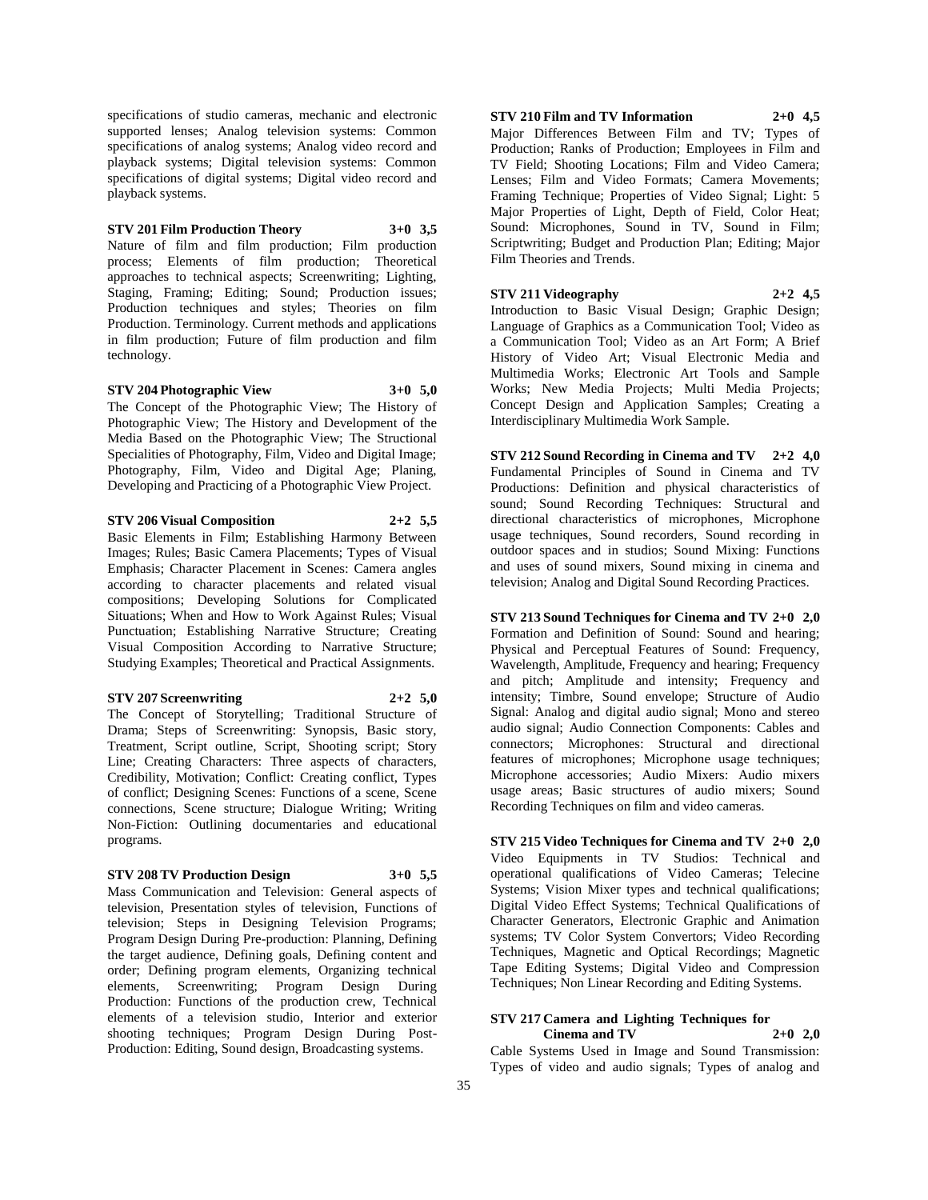specifications of studio cameras, mechanic and electronic supported lenses; Analog television systems: Common specifications of analog systems; Analog video record and playback systems; Digital television systems: Common specifications of digital systems; Digital video record and playback systems.

**STV 201 Film Production Theory 3+0 3,5**

Nature of film and film production; Film production process; Elements of film production; Theoretical approaches to technical aspects; Screenwriting; Lighting, Staging, Framing; Editing; Sound; Production issues; Production techniques and styles; Theories on film Production. Terminology. Current methods and applications in film production; Future of film production and film technology.

**STV 204 Photographic View 3+0 5,0**

The Concept of the Photographic View; The History of Photographic View; The History and Development of the Media Based on the Photographic View; The Structional Specialities of Photography, Film, Video and Digital Image; Photography, Film, Video and Digital Age; Planing, Developing and Practicing of a Photographic View Project.

**STV 206 Visual Composition 2+2 5,5**

Basic Elements in Film; Establishing Harmony Between Images; Rules; Basic Camera Placements; Types of Visual Emphasis; Character Placement in Scenes: Camera angles according to character placements and related visual compositions; Developing Solutions for Complicated Situations; When and How to Work Against Rules; Visual Punctuation; Establishing Narrative Structure; Creating Visual Composition According to Narrative Structure; Studying Examples; Theoretical and Practical Assignments.

**STV 207 Screenwriting 2+2 5,0**

The Concept of Storytelling; Traditional Structure of Drama; Steps of Screenwriting: Synopsis, Basic story, Treatment, Script outline, Script, Shooting script; Story Line; Creating Characters: Three aspects of characters, Credibility, Motivation; Conflict: Creating conflict, Types of conflict; Designing Scenes: Functions of a scene, Scene connections, Scene structure; Dialogue Writing; Writing Non-Fiction: Outlining documentaries and educational programs.

**STV 208 TV Production Design 3+0 5,5**

Mass Communication and Television: General aspects of television, Presentation styles of television, Functions of television; Steps in Designing Television Programs; Program Design During Pre-production: Planning, Defining the target audience, Defining goals, Defining content and order; Defining program elements, Organizing technical elements, Screenwriting; Program Design During Production: Functions of the production crew, Technical elements of a television studio, Interior and exterior shooting techniques; Program Design During Post-Production: Editing, Sound design, Broadcasting systems.

**STV 210 Film and TV Information 2+0 4,5**

Major Differences Between Film and TV; Types of Production; Ranks of Production; Employees in Film and TV Field; Shooting Locations; Film and Video Camera; Lenses; Film and Video Formats; Camera Movements; Framing Technique; Properties of Video Signal; Light: 5 Major Properties of Light, Depth of Field, Color Heat; Sound: Microphones, Sound in TV, Sound in Film; Scriptwriting; Budget and Production Plan; Editing; Major Film Theories and Trends.

**STV 211 Videography 2+2 4,5**

Introduction to Basic Visual Design; Graphic Design; Language of Graphics as a Communication Tool; Video as a Communication Tool; Video as an Art Form; A Brief History of Video Art; Visual Electronic Media and Multimedia Works; Electronic Art Tools and Sample Works; New Media Projects; Multi Media Projects; Concept Design and Application Samples; Creating a Interdisciplinary Multimedia Work Sample.

**STV 212 Sound Recording in Cinema and TV 2+2 4,0**

Fundamental Principles of Sound in Cinema and TV Productions: Definition and physical characteristics of sound; Sound Recording Techniques: Structural and directional characteristics of microphones, Microphone usage techniques, Sound recorders, Sound recording in outdoor spaces and in studios; Sound Mixing: Functions and uses of sound mixers, Sound mixing in cinema and television; Analog and Digital Sound Recording Practices.

**STV 213 Sound Techniques for Cinema and TV 2+0 2,0**

Formation and Definition of Sound: Sound and hearing; Physical and Perceptual Features of Sound: Frequency, Wavelength, Amplitude, Frequency and hearing; Frequency and pitch; Amplitude and intensity; Frequency and intensity; Timbre, Sound envelope; Structure of Audio Signal: Analog and digital audio signal; Mono and stereo audio signal; Audio Connection Components: Cables and connectors; Microphones: Structural and directional features of microphones; Microphone usage techniques; Microphone accessories; Audio Mixers: Audio mixers usage areas; Basic structures of audio mixers; Sound Recording Techniques on film and video cameras.

**STV 215 Video Techniques for Cinema and TV 2+0 2,0**

Video Equipments in TV Studios: Technical and operational qualifications of Video Cameras; Telecine Systems; Vision Mixer types and technical qualifications; Digital Video Effect Systems; Technical Qualifications of Character Generators, Electronic Graphic and Animation systems; TV Color System Convertors; Video Recording Techniques, Magnetic and Optical Recordings; Magnetic Tape Editing Systems; Digital Video and Compression Techniques; Non Linear Recording and Editing Systems.

**STV 217 Camera and Lighting Techniques for Cinema and TV 2+0 2,0**

Cable Systems Used in Image and Sound Transmission: Types of video and audio signals; Types of analog and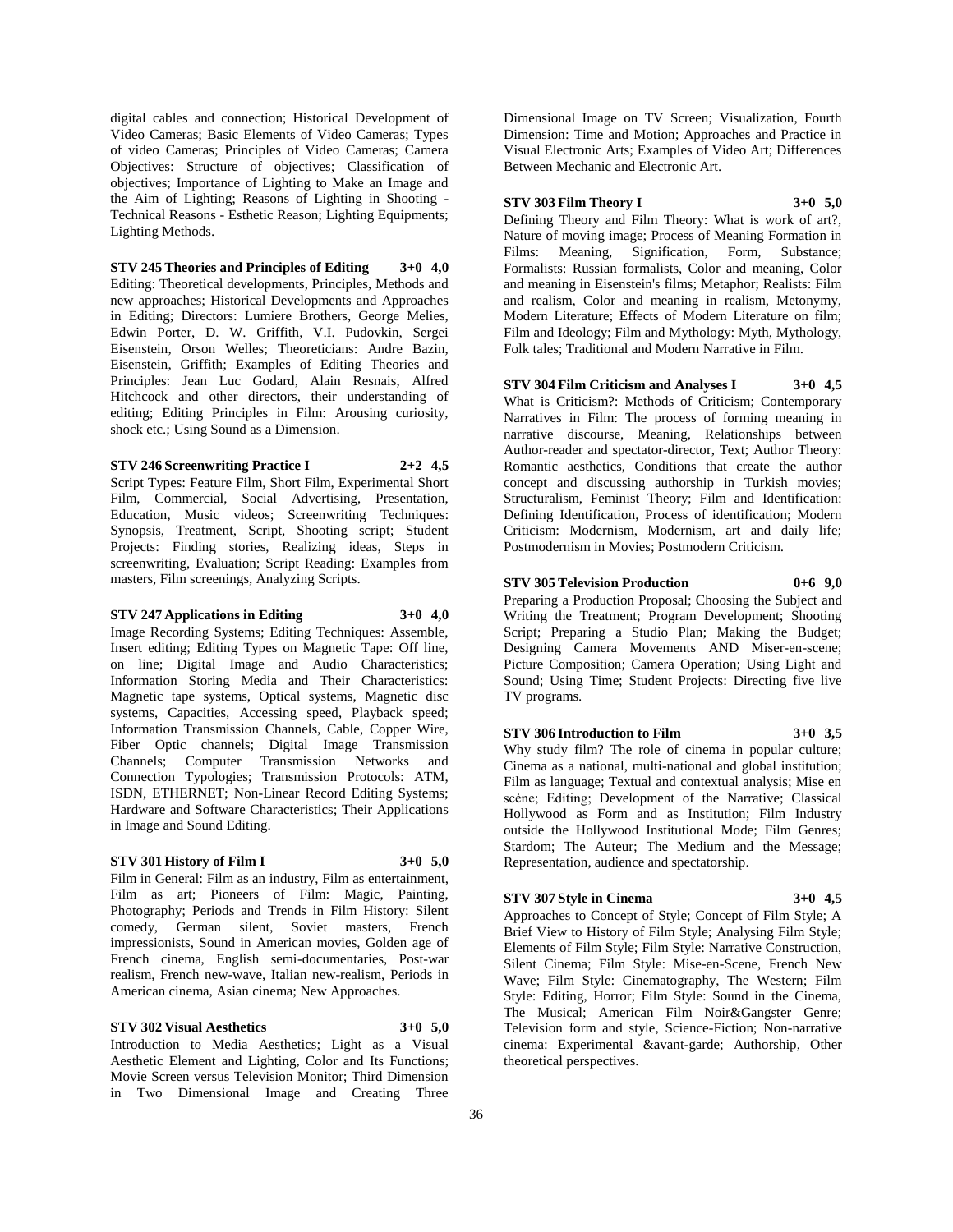digital cables and connection; Historical Development of Video Cameras; Basic Elements of Video Cameras; Types of video Cameras; Principles of Video Cameras; Camera Objectives: Structure of objectives; Classification of objectives; Importance of Lighting to Make an Image and the Aim of Lighting; Reasons of Lighting in Shooting - Technical Reasons - Esthetic Reason; Lighting Equipments; Lighting Methods.

**STV 245 Theories and Principles of Editing 3+0 4,0**

Editing: Theoretical developments, Principles, Methods and new approaches; Historical Developments and Approaches in Editing; Directors: Lumiere Brothers, George Melies, Edwin Porter, D. W. Griffith, V.I. Pudovkin, Sergei Eisenstein, Orson Welles; Theoreticians: Andre Bazin, Eisenstein, Griffith; Examples of Editing Theories and Principles: Jean Luc Godard, Alain Resnais, Alfred Hitchcock and other directors, their understanding of editing; Editing Principles in Film: Arousing curiosity, shock etc.; Using Sound as a Dimension.

**STV 246 Screenwriting Practice I 2+2 4,5**

Script Types: Feature Film, Short Film, Experimental Short Film, Commercial, Social Advertising, Presentation, Education, Music videos; Screenwriting Techniques: Synopsis, Treatment, Script, Shooting script; Student Projects: Finding stories, Realizing ideas, Steps in screenwriting, Evaluation; Script Reading: Examples from masters, Film screenings, Analyzing Scripts.

**STV 247 Applications in Editing 3+0 4,0**

Image Recording Systems; Editing Techniques: Assemble, Insert editing; Editing Types on Magnetic Tape: Off line, on line; Digital Image and Audio Characteristics; Information Storing Media and Their Characteristics: Magnetic tape systems, Optical systems, Magnetic disc systems, Capacities, Accessing speed, Playback speed; Information Transmission Channels, Cable, Copper Wire, Fiber Optic channels; Digital Image Transmission Channels; Computer Transmission Networks and Connection Typologies; Transmission Protocols: ATM, ISDN, ETHERNET; Non-Linear Record Editing Systems; Hardware and Software Characteristics; Their Applications in Image and Sound Editing.

**STV 301 History of Film I 3+0 5,0**

Film in General: Film as an industry, Film as entertainment, Film as art; Pioneers of Film: Magic, Painting, Photography; Periods and Trends in Film History: Silent comedy, German silent, Soviet masters, French impressionists, Sound in American movies, Golden age of French cinema, English semi-documentaries, Post-war realism, French new-wave, Italian new-realism, Periods in American cinema, Asian cinema; New Approaches.

**STV 302 Visual Aesthetics 3+0 5,0**

Introduction to Media Aesthetics; Light as a Visual Aesthetic Element and Lighting, Color and Its Functions; Movie Screen versus Television Monitor; Third Dimension in Two Dimensional Image and Creating Three Dimensional Image on TV Screen; Visualization, Fourth Dimension: Time and Motion; Approaches and Practice in Visual Electronic Arts; Examples of Video Art; Differences Between Mechanic and Electronic Art.

**STV 303 Film Theory I 3+0 5,0**

Defining Theory and Film Theory: What is work of art?, Nature of moving image; Process of Meaning Formation in Films: Meaning, Signification, Form, Substance; Formalists: Russian formalists, Color and meaning, Color and meaning in Eisenstein's films; Metaphor; Realists: Film and realism, Color and meaning in realism, Metonymy, Modern Literature; Effects of Modern Literature on film; Film and Ideology; Film and Mythology: Myth, Mythology, Folk tales; Traditional and Modern Narrative in Film.

**STV 304 Film Criticism and Analyses I 3+0 4,5**

What is Criticism?: Methods of Criticism; Contemporary Narratives in Film: The process of forming meaning in narrative discourse, Meaning, Relationships between Author-reader and spectator-director, Text; Author Theory: Romantic aesthetics, Conditions that create the author concept and discussing authorship in Turkish movies; Structuralism, Feminist Theory; Film and Identification: Defining Identification, Process of identification; Modern Criticism: Modernism, Modernism, art and daily life; Postmodernism in Movies; Postmodern Criticism.

**STV 305 Television Production 0+6 9,0**

Preparing a Production Proposal; Choosing the Subject and Writing the Treatment; Program Development; Shooting Script; Preparing a Studio Plan; Making the Budget; Designing Camera Movements AND Miser-en-scene; Picture Composition; Camera Operation; Using Light and Sound; Using Time; Student Projects: Directing five live TV programs.

**STV 306 Introduction to Film 3+0 3,5**

Why study film? The role of cinema in popular culture; Cinema as a national, multi-national and global institution; Film as language; Textual and contextual analysis; Mise en scène; Editing; Development of the Narrative; Classical Hollywood as Form and as Institution; Film Industry outside the Hollywood Institutional Mode; Film Genres; Stardom; The Auteur; The Medium and the Message; Representation, audience and spectatorship.

**STV 307 Style in Cinema 3+0 4,5**

Approaches to Concept of Style; Concept of Film Style; A Brief View to History of Film Style; Analysing Film Style; Elements of Film Style; Film Style: Narrative Construction, Silent Cinema; Film Style: Mise-en-Scene, French New Wave; Film Style: Cinematography, The Western; Film Style: Editing, Horror; Film Style: Sound in the Cinema, The Musical; American Film Noir&Gangster Genre; Television form and style, Science-Fiction; Non-narrative cinema: Experimental &avant-garde; Authorship, Other theoretical perspectives.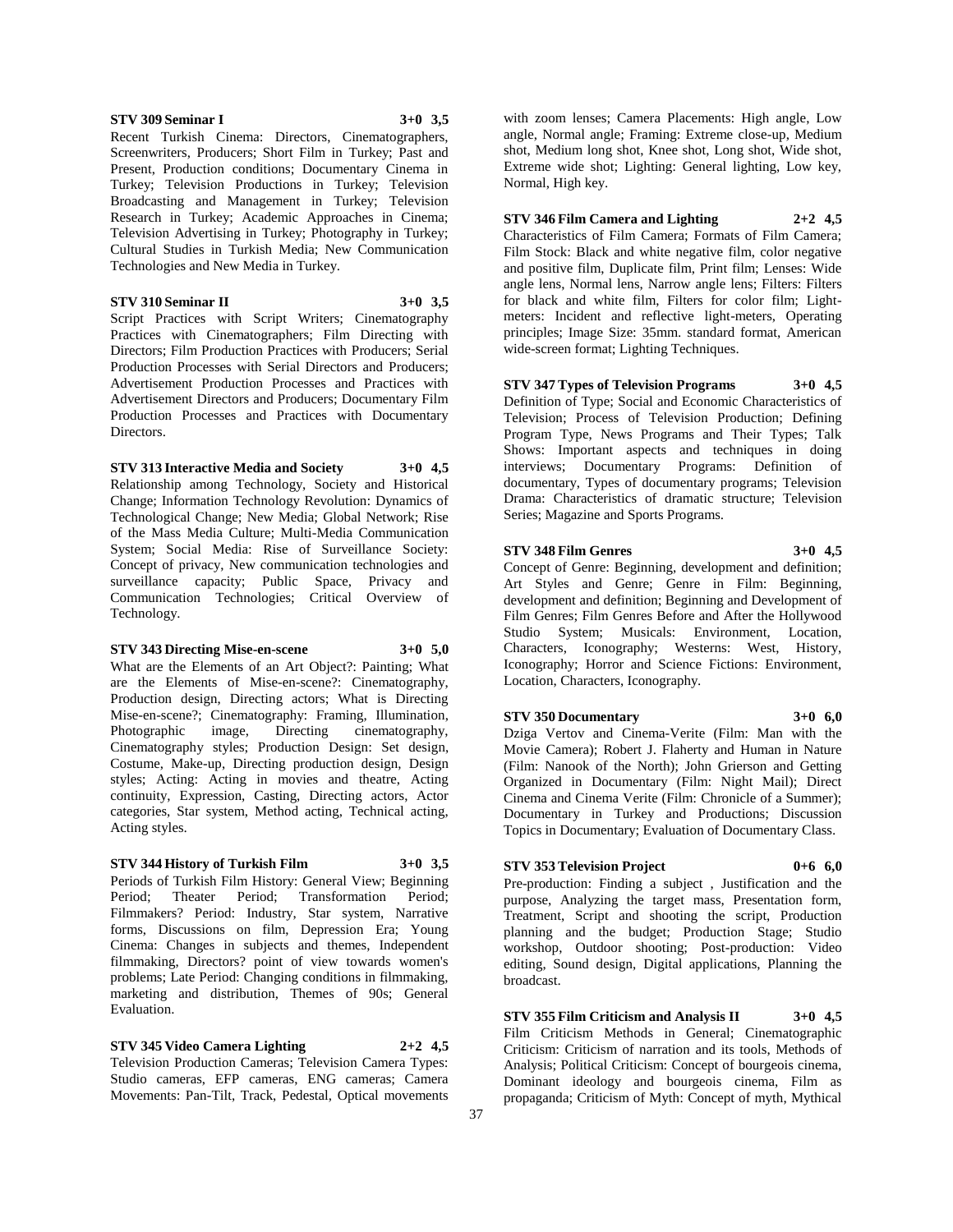**STV 309 Seminar I 3+0 3,5**

Recent Turkish Cinema: Directors, Cinematographers, Screenwriters, Producers; Short Film in Turkey; Past and Present, Production conditions; Documentary Cinema in Turkey; Television Productions in Turkey; Television Broadcasting and Management in Turkey; Television Research in Turkey; Academic Approaches in Cinema; Television Advertising in Turkey; Photography in Turkey; Cultural Studies in Turkish Media; New Communication Technologies and New Media in Turkey.

**STV 310 Seminar II 3+0 3,5**

Script Practices with Script Writers; Cinematography Practices with Cinematographers; Film Directing with Directors; Film Production Practices with Producers; Serial Production Processes with Serial Directors and Producers; Advertisement Production Processes and Practices with Advertisement Directors and Producers; Documentary Film Production Processes and Practices with Documentary Directors.

**STV 313 Interactive Media and Society 3+0 4,5**

Relationship among Technology, Society and Historical Change; Information Technology Revolution: Dynamics of Technological Change; New Media; Global Network; Rise of the Mass Media Culture; Multi-Media Communication System; Social Media: Rise of Surveillance Society: Concept of privacy, New communication technologies and surveillance capacity; Public Space, Privacy and Communication Technologies; Critical Overview of Technology.

**STV 343 Directing Mise-en-scene 3+0 5,0**

What are the Elements of an Art Object?: Painting; What are the Elements of Mise-en-scene?: Cinematography, Production design, Directing actors; What is Directing Mise-en-scene?; Cinematography: Framing, Illumination, Photographic image, Directing cinematography, Cinematography styles; Production Design: Set design, Costume, Make-up, Directing production design, Design styles; Acting: Acting in movies and theatre, Acting continuity, Expression, Casting, Directing actors, Actor categories, Star system, Method acting, Technical acting, Acting styles.

**STV 344 History of Turkish Film 3+0 3,5**

Periods of Turkish Film History: General View; Beginning Period; Theater Period; Transformation Period; Filmmakers? Period: Industry, Star system, Narrative forms, Discussions on film, Depression Era; Young Cinema: Changes in subjects and themes, Independent filmmaking, Directors? point of view towards women's problems; Late Period: Changing conditions in filmmaking, marketing and distribution, Themes of 90s; General Evaluation.

**STV 345 Video Camera Lighting 2+2 4,5**

Television Production Cameras; Television Camera Types: Studio cameras, EFP cameras, ENG cameras; Camera Movements: Pan-Tilt, Track, Pedestal, Optical movements with zoom lenses; Camera Placements: High angle, Low angle, Normal angle; Framing: Extreme close-up, Medium shot, Medium long shot, Knee shot, Long shot, Wide shot, Extreme wide shot; Lighting: General lighting, Low key, Normal, High key.

**STV 346 Film Camera and Lighting 2+2 4,5**

Characteristics of Film Camera; Formats of Film Camera; Film Stock: Black and white negative film, color negative and positive film, Duplicate film, Print film; Lenses: Wide angle lens, Normal lens, Narrow angle lens; Filters: Filters for black and white film, Filters for color film; Light-meters: Incident and reflective light-meters, Operating principles; Image Size: 35mm. standard format, American wide-screen format; Lighting Techniques.

**STV 347 Types of Television Programs 3+0 4,5**

Definition of Type; Social and Economic Characteristics of Television; Process of Television Production; Defining Program Type, News Programs and Their Types; Talk Shows: Important aspects and techniques in doing interviews; Documentary Programs: Definition of documentary, Types of documentary programs; Television Drama: Characteristics of dramatic structure; Television Series; Magazine and Sports Programs.

**STV 348 Film Genres 3+0 4,5**

Concept of Genre: Beginning, development and definition; Art Styles and Genre; Genre in Film: Beginning, development and definition; Beginning and Development of Film Genres; Film Genres Before and After the Hollywood Studio System; Musicals: Environment, Location, Characters, Iconography; Westerns: West, History, Iconography; Horror and Science Fictions: Environment, Location, Characters, Iconography.

**STV 350 Documentary 3+0 6,0**

Dziga Vertov and Cinema-Verite (Film: Man with the Movie Camera); Robert J. Flaherty and Human in Nature (Film: Nanook of the North); John Grierson and Getting Organized in Documentary (Film: Night Mail); Direct Cinema and Cinema Verite (Film: Chronicle of a Summer); Documentary in Turkey and Productions; Discussion Topics in Documentary; Evaluation of Documentary Class.

**STV 353 Television Project 0+6 6,0**

Pre-production: Finding a subject , Justification and the purpose, Analyzing the target mass, Presentation form, Treatment, Script and shooting the script, Production planning and the budget; Production Stage; Studio workshop, Outdoor shooting; Post-production: Video editing, Sound design, Digital applications, Planning the broadcast.

**STV 355 Film Criticism and Analysis II 3+0 4,5**

Film Criticism Methods in General; Cinematographic Criticism: Criticism of narration and its tools, Methods of Analysis; Political Criticism: Concept of bourgeois cinema, Dominant ideology and bourgeois cinema, Film as propaganda; Criticism of Myth: Concept of myth, Mythical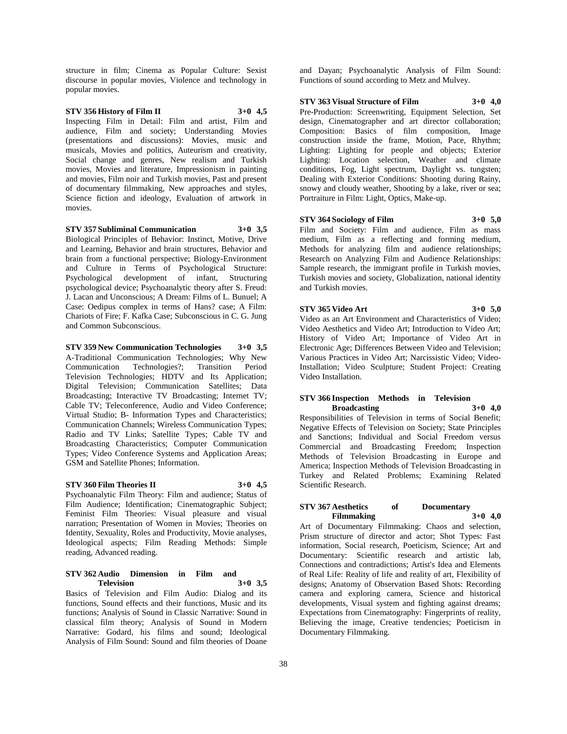structure in film; Cinema as Popular Culture: Sexist discourse in popular movies, Violence and technology in popular movies.

**STV 356 History of Film II 3+0 4,5**

Inspecting Film in Detail: Film and artist, Film and audience, Film and society; Understanding Movies (presentations and discussions): Movies, music and musicals, Movies and politics, Auteurism and creativity, Social change and genres, New realism and Turkish movies, Movies and literature, Impressionism in painting and movies, Film noir and Turkish movies, Past and present of documentary filmmaking, New approaches and styles, Science fiction and ideology, Evaluation of artwork in movies.

**STV 357 Subliminal Communication 3+0 3,5**

Biological Principles of Behavior: Instinct, Motive, Drive and Learning, Behavior and brain structures, Behavior and brain from a functional perspective; Biology-Environment and Culture in Terms of Psychological Structure: Psychological development of infant, Structuring psychological device; Psychoanalytic theory after S. Freud: J. Lacan and Unconscious; A Dream: Films of L. Bunuel; A Case: Oedipus complex in terms of Hans? case; A Film: Chariots of Fire; F. Kafka Case; Subconscious in C. G. Jung and Common Subconscious.

**STV 359 New Communication Technologies 3+0 3,5**

A-Traditional Communication Technologies; Why New Communication Technologies?; Transition Period Television Technologies; HDTV and Its Application; Digital Television; Communication Satellites; Data Broadcasting; Interactive TV Broadcasting; Internet TV; Cable TV; Teleconference, Audio and Video Conference; Virtual Studio; B- Information Types and Characteristics; Communication Channels; Wireless Communication Types; Radio and TV Links; Satellite Types; Cable TV and Broadcasting Characteristics; Computer Communication Types; Video Conference Systems and Application Areas; GSM and Satellite Phones; Information.

**STV 360 Film Theories II 3+0 4,5**

Psychoanalytic Film Theory: Film and audience; Status of Film Audience; Identification; Cinematographic Subject; Feminist Film Theories: Visual pleasure and visual narration; Presentation of Women in Movies; Theories on Identity, Sexuality, Roles and Productivity, Movie analyses, Ideological aspects; Film Reading Methods: Simple reading, Advanced reading.

**STV 362 Audio Dimension in Film and Television 3+0 3,5**

Basics of Television and Film Audio: Dialog and its functions, Sound effects and their functions, Music and its functions; Analysis of Sound in Classic Narrative: Sound in classical film theory; Analysis of Sound in Modern Narrative: Godard, his films and sound; Ideological Analysis of Film Sound: Sound and film theories of Doane and Dayan; Psychoanalytic Analysis of Film Sound: Functions of sound according to Metz and Mulvey.

**STV 363 Visual Structure of Film 3+0 4,0**

Pre-Production: Screenwriting, Equipment Selection, Set design, Cinematographer and art director collaboration; Composition: Basics of film composition, Image construction inside the frame, Motion, Pace, Rhythm; Lighting: Lighting for people and objects; Exterior Lighting: Location selection, Weather and climate conditions, Fog, Light spectrum, Daylight vs. tungsten; Dealing with Exterior Conditions: Shooting during Rainy, snowy and cloudy weather, Shooting by a lake, river or sea; Portraiture in Film: Light, Optics, Make-up.

**STV 364 Sociology of Film 3+0 5,0**

Film and Society: Film and audience, Film as mass medium, Film as a reflecting and forming medium, Methods for analyzing film and audience relationships; Research on Analyzing Film and Audience Relationships: Sample research, the immigrant profile in Turkish movies, Turkish movies and society, Globalization, national identity and Turkish movies.

**STV 365 Video Art 3+0 5,0**

Video as an Art Environment and Characteristics of Video; Video Aesthetics and Video Art; Introduction to Video Art; History of Video Art; Importance of Video Art in Electronic Age; Differences Between Video and Television; Various Practices in Video Art; Narcissistic Video; Video-Installation; Video Sculpture; Student Project: Creating Video Installation.

**STV 366 Inspection Methods in Television Broadcasting 3+0 4,0**

Responsibilities of Television in terms of Social Benefit; Negative Effects of Television on Society; State Principles and Sanctions; Individual and Social Freedom versus Commercial and Broadcasting Freedom; Inspection Methods of Television Broadcasting in Europe and America; Inspection Methods of Television Broadcasting in Turkey and Related Problems; Examining Related Scientific Research.

**STV 367 Aesthetics of Documentary Filmmaking 3+0 4,0**

Art of Documentary Filmmaking: Chaos and selection, Prism structure of director and actor; Shot Types: Fast information, Social research, Poeticism, Science; Art and Documentary: Scientific research and artistic lab, Connections and contradictions; Artist's Idea and Elements of Real Life: Reality of life and reality of art, Flexibility of designs; Anatomy of Observation Based Shots: Recording camera and exploring camera, Science and historical developments, Visual system and fighting against dreams; Expectations from Cinematography: Fingerprints of reality, Believing the image, Creative tendencies; Poeticism in Documentary Filmmaking.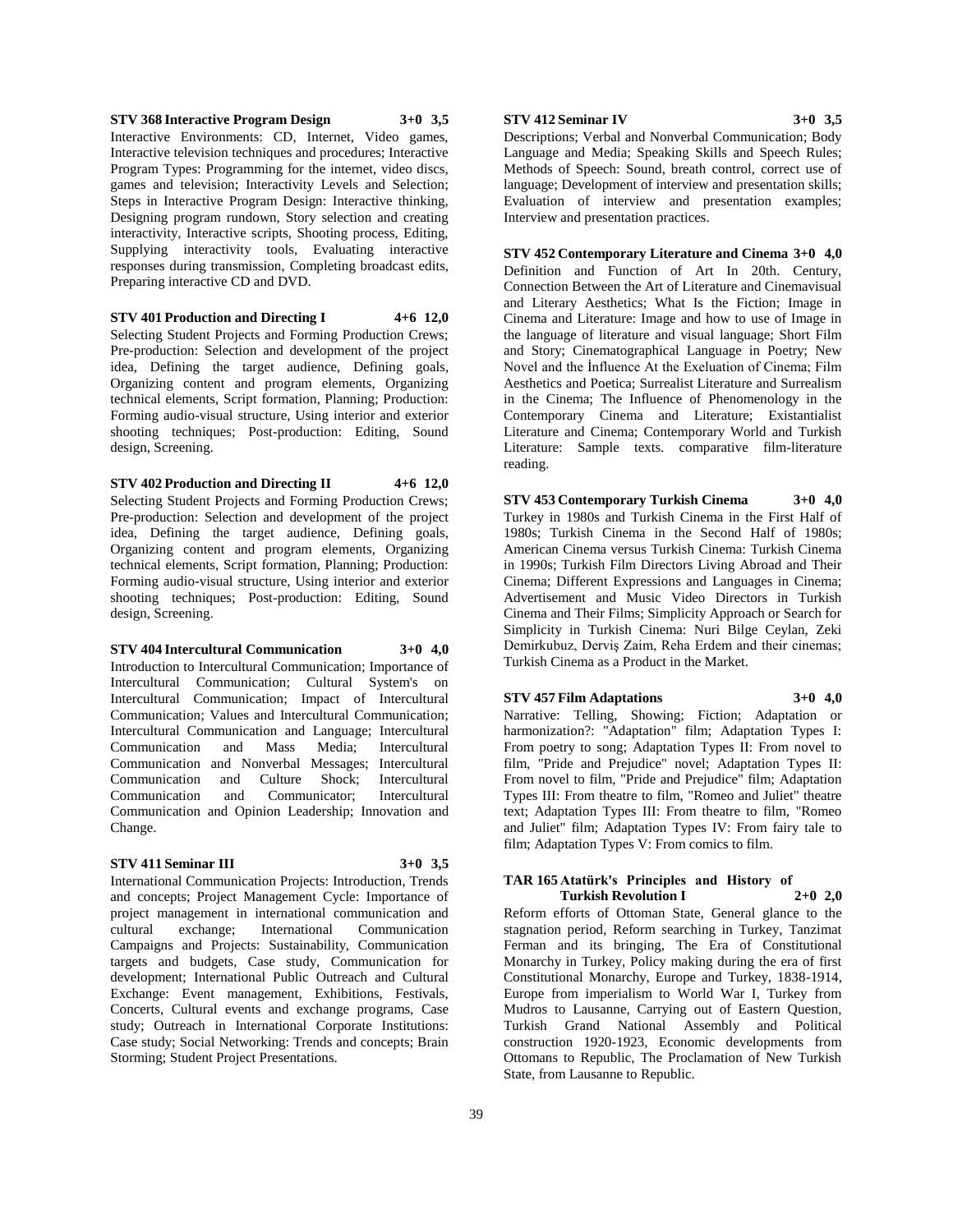**STV 368 Interactive Program Design 3+0 3,5**

Interactive Environments: CD, Internet, Video games, Interactive television techniques and procedures; Interactive Program Types: Programming for the internet, video discs, games and television; Interactivity Levels and Selection; Steps in Interactive Program Design: Interactive thinking, Designing program rundown, Story selection and creating interactivity, Interactive scripts, Shooting process, Editing, Supplying interactivity tools, Evaluating interactive responses during transmission, Completing broadcast edits, Preparing interactive CD and DVD.

**STV 401 Production and Directing I 4+6 12,0**

Selecting Student Projects and Forming Production Crews; Pre-production: Selection and development of the project idea, Defining the target audience, Defining goals, Organizing content and program elements, Organizing technical elements, Script formation, Planning; Production: Forming audio-visual structure, Using interior and exterior shooting techniques; Post-production: Editing, Sound design, Screening.

**STV 402 Production and Directing II 4+6 12,0**

Selecting Student Projects and Forming Production Crews; Pre-production: Selection and development of the project idea, Defining the target audience, Defining goals, Organizing content and program elements, Organizing technical elements, Script formation, Planning; Production: Forming audio-visual structure, Using interior and exterior shooting techniques; Post-production: Editing, Sound design, Screening.

**STV 404 Intercultural Communication 3+0 4,0**

Introduction to Intercultural Communication; Importance of Intercultural Communication; Cultural System's on Intercultural Communication; Impact of Intercultural Communication; Values and Intercultural Communication; Intercultural Communication and Language; Intercultural Communication and Mass Media; Intercultural Communication and Nonverbal Messages; Intercultural Communication and Culture Shock; Intercultural Communication and Communicator; Intercultural Communication and Opinion Leadership; Innovation and Change.

**STV 411 Seminar III 3+0 3,5**

International Communication Projects: Introduction, Trends and concepts; Project Management Cycle: Importance of project management in international communication and cultural exchange; International Communication Campaigns and Projects: Sustainability, Communication targets and budgets, Case study, Communication for development; International Public Outreach and Cultural Exchange: Event management, Exhibitions, Festivals, Concerts, Cultural events and exchange programs, Case study; Outreach in International Corporate Institutions: Case study; Social Networking: Trends and concepts; Brain Storming; Student Project Presentations.

**STV 412 Seminar IV 3+0 3,5**

Descriptions; Verbal and Nonverbal Communication; Body Language and Media; Speaking Skills and Speech Rules; Methods of Speech: Sound, breath control, correct use of language; Development of interview and presentation skills; Evaluation of interview and presentation examples; Interview and presentation practices.

**STV 452 Contemporary Literature and Cinema 3+0 4,0**

Definition and Function of Art In 20th. Century, Connection Between the Art of Literature and Cinemavisual and Literary Aesthetics; What Is the Fiction; Image in Cinema and Literature: Image and how to use of Image in the language of literature and visual language; Short Film and Story; Cinematographical Language in Poetry; New Novel and the İnfluence At the Exeluation of Cinema; Film Aesthetics and Poetica; Surrealist Literature and Surrealism in the Cinema; The Influence of Phenomenology in the Contemporary Cinema and Literature; Existantialist Literature and Cinema; Contemporary World and Turkish Literature: Sample texts. comparative film-literature reading.

**STV 453 Contemporary Turkish Cinema 3+0 4,0**

Turkey in 1980s and Turkish Cinema in the First Half of 1980s; Turkish Cinema in the Second Half of 1980s; American Cinema versus Turkish Cinema: Turkish Cinema in 1990s; Turkish Film Directors Living Abroad and Their Cinema; Different Expressions and Languages in Cinema; Advertisement and Music Video Directors in Turkish Cinema and Their Films; Simplicity Approach or Search for Simplicity in Turkish Cinema: Nuri Bilge Ceylan, Zeki Demirkubuz, Derviş Zaim, Reha Erdem and their cinemas; Turkish Cinema as a Product in the Market.

**STV 457 Film Adaptations 3+0 4,0**

Narrative: Telling, Showing; Fiction; Adaptation or harmonization?: "Adaptation" film; Adaptation Types I: From poetry to song; Adaptation Types II: From novel to film, "Pride and Prejudice" novel; Adaptation Types II: From novel to film, "Pride and Prejudice" film; Adaptation Types III: From theatre to film, "Romeo and Juliet" theatre text; Adaptation Types III: From theatre to film, "Romeo and Juliet" film; Adaptation Types IV: From fairy tale to film; Adaptation Types V: From comics to film.

**TAR 165 Atatürk's Principles and History of Turkish Revolution I 2+0 2,0**

Reform efforts of Ottoman State, General glance to the stagnation period, Reform searching in Turkey, Tanzimat Ferman and its bringing, The Era of Constitutional Monarchy in Turkey, Policy making during the era of first Constitutional Monarchy, Europe and Turkey, 1838-1914, Europe from imperialism to World War I, Turkey from Mudros to Lausanne, Carrying out of Eastern Question, Turkish Grand National Assembly and Political construction 1920-1923, Economic developments from Ottomans to Republic, The Proclamation of New Turkish State, from Lausanne to Republic.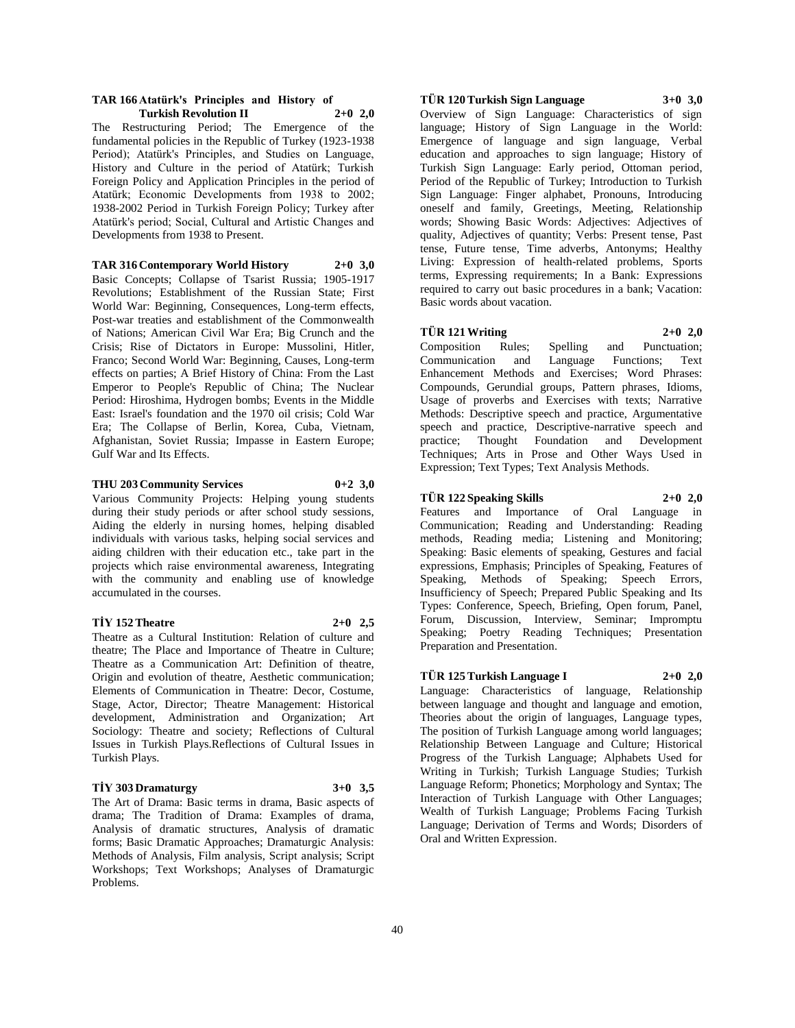**TAR 166 Atatürk's Principles and History of Turkish Revolution II 2+0 2,0**

The Restructuring Period; The Emergence of the fundamental policies in the Republic of Turkey (1923-1938 Period); Atatürk's Principles, and Studies on Language, History and Culture in the period of Atatürk; Turkish Foreign Policy and Application Principles in the period of Atatürk; Economic Developments from 1938 to 2002; 1938-2002 Period in Turkish Foreign Policy; Turkey after Atatürk's period; Social, Cultural and Artistic Changes and Developments from 1938 to Present.

**TAR 316 Contemporary World History 2+0 3,0**

Basic Concepts; Collapse of Tsarist Russia; 1905-1917 Revolutions; Establishment of the Russian State; First World War: Beginning, Consequences, Long-term effects, Post-war treaties and establishment of the Commonwealth of Nations; American Civil War Era; Big Crunch and the Crisis; Rise of Dictators in Europe: Mussolini, Hitler, Franco; Second World War: Beginning, Causes, Long-term effects on parties; A Brief History of China: From the Last Emperor to People's Republic of China; The Nuclear Period: Hiroshima, Hydrogen bombs; Events in the Middle East: Israel's foundation and the 1970 oil crisis; Cold War Era; The Collapse of Berlin, Korea, Cuba, Vietnam, Afghanistan, Soviet Russia; Impasse in Eastern Europe; Gulf War and Its Effects.

**THU 203 Community Services 0+2 3,0**

Various Community Projects: Helping young students during their study periods or after school study sessions, Aiding the elderly in nursing homes, helping disabled individuals with various tasks, helping social services and aiding children with their education etc., take part in the projects which raise environmental awareness, Integrating with the community and enabling use of knowledge accumulated in the courses.

**TİY 152 Theatre 2+0 2,5**

Theatre as a Cultural Institution: Relation of culture and theatre; The Place and Importance of Theatre in Culture; Theatre as a Communication Art: Definition of theatre, Origin and evolution of theatre, Aesthetic communication; Elements of Communication in Theatre: Decor, Costume, Stage, Actor, Director; Theatre Management: Historical development, Administration and Organization; Art Sociology: Theatre and society; Reflections of Cultural Issues in Turkish Plays.Reflections of Cultural Issues in Turkish Plays.

**TİY 303 Dramaturgy 3+0 3,5**

The Art of Drama: Basic terms in drama, Basic aspects of drama; The Tradition of Drama: Examples of drama, Analysis of dramatic structures, Analysis of dramatic forms; Basic Dramatic Approaches; Dramaturgic Analysis: Methods of Analysis, Film analysis, Script analysis; Script Workshops; Text Workshops; Analyses of Dramaturgic Problems.

**TÜR 120 Turkish Sign Language 3+0 3,0**

Overview of Sign Language: Characteristics of sign language; History of Sign Language in the World: Emergence of language and sign language, Verbal education and approaches to sign language; History of Turkish Sign Language: Early period, Ottoman period, Period of the Republic of Turkey; Introduction to Turkish Sign Language: Finger alphabet, Pronouns, Introducing oneself and family, Greetings, Meeting, Relationship words; Showing Basic Words: Adjectives: Adjectives of quality, Adjectives of quantity; Verbs: Present tense, Past tense, Future tense, Time adverbs, Antonyms; Healthy Living: Expression of health-related problems, Sports terms, Expressing requirements; In a Bank: Expressions required to carry out basic procedures in a bank; Vacation: Basic words about vacation.

**TÜR 121 Writing 2+0 2,0**

Composition Rules; Spelling and Punctuation; Communication and Language Functions; Text Enhancement Methods and Exercises; Word Phrases: Compounds, Gerundial groups, Pattern phrases, Idioms, Usage of proverbs and Exercises with texts; Narrative Methods: Descriptive speech and practice, Argumentative speech and practice, Descriptive-narrative speech and practice; Thought Foundation and Development Techniques; Arts in Prose and Other Ways Used in Expression; Text Types; Text Analysis Methods.

**TÜR 122 Speaking Skills 2+0 2,0**

Features and Importance of Oral Language in Communication; Reading and Understanding: Reading methods, Reading media; Listening and Monitoring; Speaking: Basic elements of speaking, Gestures and facial expressions, Emphasis; Principles of Speaking, Features of Speaking, Methods of Speaking; Speech Errors, Insufficiency of Speech; Prepared Public Speaking and Its Types: Conference, Speech, Briefing, Open forum, Panel, Forum, Discussion, Interview, Seminar; Impromptu Speaking; Poetry Reading Techniques; Presentation Preparation and Presentation.

**TÜR 125 Turkish Language I 2+0 2,0**

Language: Characteristics of language, Relationship between language and thought and language and emotion, Theories about the origin of languages, Language types, The position of Turkish Language among world languages; Relationship Between Language and Culture; Historical Progress of the Turkish Language; Alphabets Used for Writing in Turkish; Turkish Language Studies; Turkish Language Reform; Phonetics; Morphology and Syntax; The Interaction of Turkish Language with Other Languages; Wealth of Turkish Language; Problems Facing Turkish Language; Derivation of Terms and Words; Disorders of Oral and Written Expression.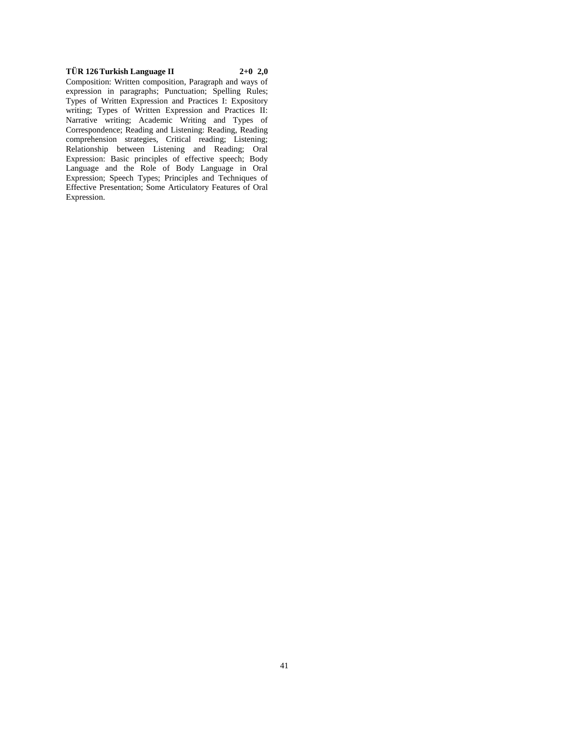**TÜR 126 Turkish Language II 2+0 2,0**

Composition: Written composition, Paragraph and ways of expression in paragraphs; Punctuation; Spelling Rules; Types of Written Expression and Practices I: Expository writing; Types of Written Expression and Practices II: Narrative writing; Academic Writing and Types of Correspondence; Reading and Listening: Reading, Reading comprehension strategies, Critical reading; Listening; Relationship between Listening and Reading; Oral Expression: Basic principles of effective speech; Body Language and the Role of Body Language in Oral Expression; Speech Types; Principles and Techniques of Effective Presentation; Some Articulatory Features of Oral Expression.